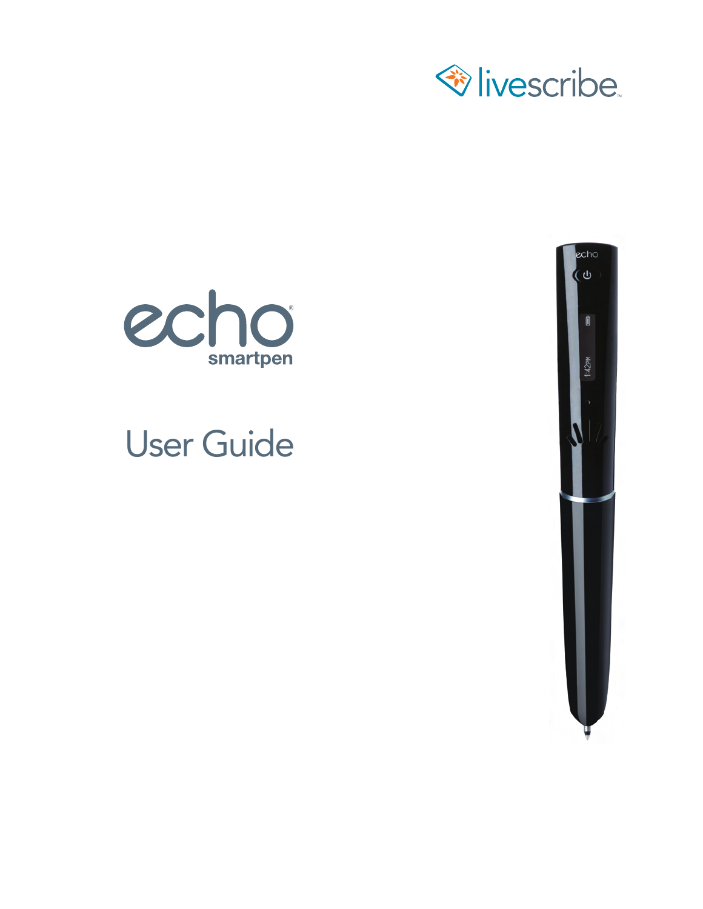livescribe™

# echo® smartpen

# User Guide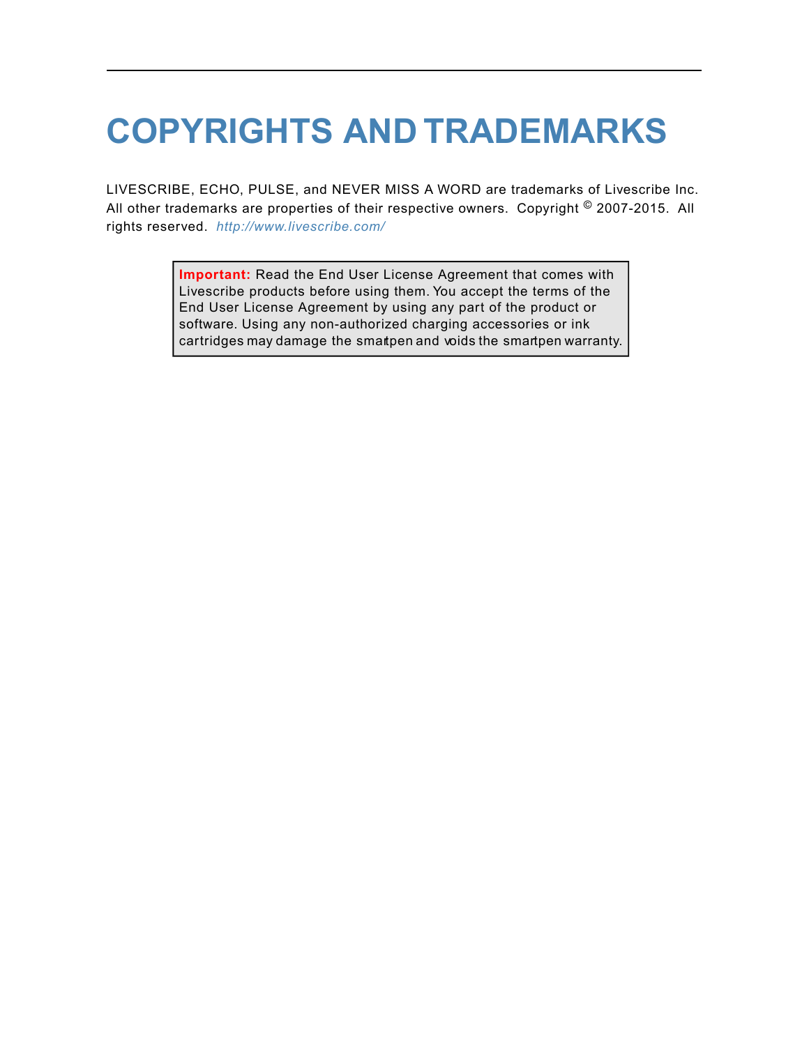# COPYRIGHTS AND TRADEMARKS

LIVESCRIBE, ECHO, PULSE, and NEVER MISS A WORD are trademarks of Livescribe Inc. All other trademarks are properties of their respective owners. Copyright © 2007-2015. All rights reserved. *http://www.livescribe.com/*

> **Important:** Read the End User License Agreement that comes with Livescribe products before using them. You accept the terms of the End User License Agreement by using any part of the product or software. Using any non-authorized charging accessories or ink cartridges may damage the smartpen and voids the smartpen warranty.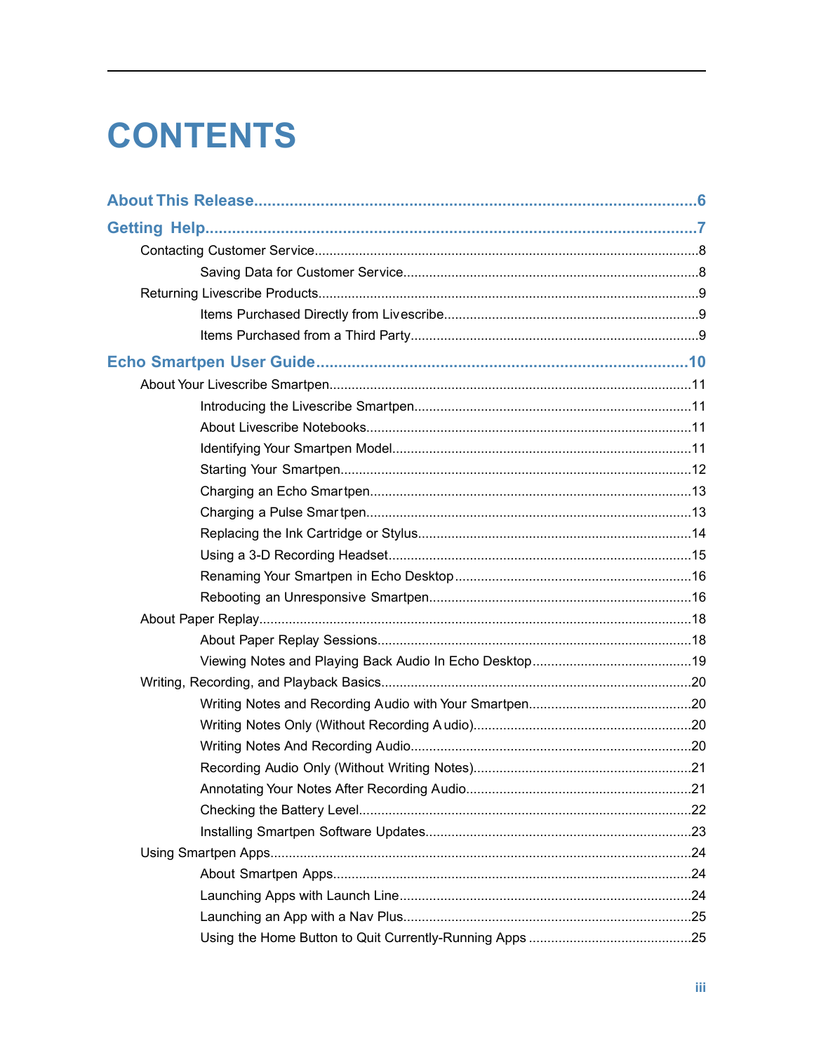# CONTENTS

**About This Release** ........................................................ 6

**Getting Help** ........................................................ 7

- Contacting Customer Service ........................................................ 8
  - Saving Data for Customer Service ........................................................ 8
- Returning Livescribe Products ........................................................ 9
  - Items Purchased Directly from Livescribe ........................................................ 9
  - Items Purchased from a Third Party ........................................................ 9

**Echo Smartpen User Guide** ........................................................ 10

- About Your Livescribe Smartpen ........................................................ 11
  - Introducing the Livescribe Smartpen ........................................................ 11
  - About Livescribe Notebooks ........................................................ 11
  - Identifying Your Smartpen Model ........................................................ 11
  - Starting Your Smartpen ........................................................ 12
  - Charging an Echo Smartpen ........................................................ 13
  - Charging a Pulse Smartpen ........................................................ 13
  - Replacing the Ink Cartridge or Stylus ........................................................ 14
  - Using a 3-D Recording Headset ........................................................ 15
  - Renaming Your Smartpen in Echo Desktop ........................................................ 16
  - Rebooting an Unresponsive Smartpen ........................................................ 16
- About Paper Replay ........................................................ 18
  - About Paper Replay Sessions ........................................................ 18
  - Viewing Notes and Playing Back Audio In Echo Desktop ........................................................ 19
- Writing, Recording, and Playback Basics ........................................................ 20
  - Writing Notes and Recording Audio with Your Smartpen ........................................................ 20
  - Writing Notes Only (Without Recording Audio) ........................................................ 20
  - Writing Notes And Recording Audio ........................................................ 20
  - Recording Audio Only (Without Writing Notes) ........................................................ 21
  - Annotating Your Notes After Recording Audio ........................................................ 21
  - Checking the Battery Level ........................................................ 22
  - Installing Smartpen Software Updates ........................................................ 23
- Using Smartpen Apps ........................................................ 24
  - About Smartpen Apps ........................................................ 24
  - Launching Apps with Launch Line ........................................................ 24
  - Launching an App with a Nav Plus ........................................................ 25
  - Using the Home Button to Quit Currently-Running Apps ........................................................ 25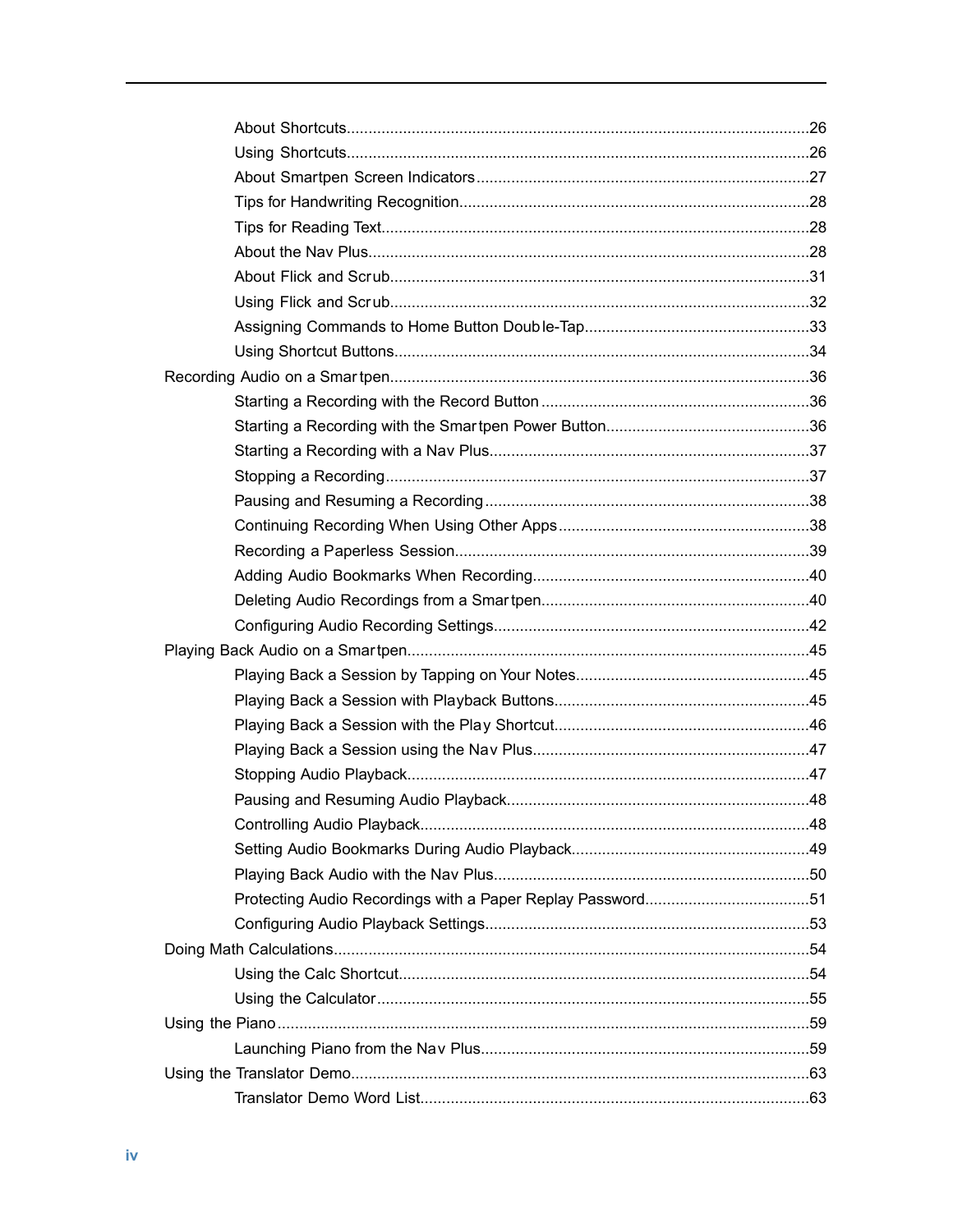- About Shortcuts....26
- Using Shortcuts....26
- About Smartpen Screen Indicators....27
- Tips for Handwriting Recognition....28
- Tips for Reading Text....28
- About the Nav Plus....28
- About Flick and Scrub....31
- Using Flick and Scrub....32
- Assigning Commands to Home Button Double-Tap....33
- Using Shortcut Buttons....34

Recording Audio on a Smartpen....36

- Starting a Recording with the Record Button....36
- Starting a Recording with the Smartpen Power Button....36
- Starting a Recording with a Nav Plus....37
- Stopping a Recording....37
- Pausing and Resuming a Recording....38
- Continuing Recording When Using Other Apps....38
- Recording a Paperless Session....39
- Adding Audio Bookmarks When Recording....40
- Deleting Audio Recordings from a Smartpen....40
- Configuring Audio Recording Settings....42

Playing Back Audio on a Smartpen....45

- Playing Back a Session by Tapping on Your Notes....45
- Playing Back a Session with Playback Buttons....45
- Playing Back a Session with the Play Shortcut....46
- Playing Back a Session using the Nav Plus....47
- Stopping Audio Playback....47
- Pausing and Resuming Audio Playback....48
- Controlling Audio Playback....48
- Setting Audio Bookmarks During Audio Playback....49
- Playing Back Audio with the Nav Plus....50
- Protecting Audio Recordings with a Paper Replay Password....51
- Configuring Audio Playback Settings....53

Doing Math Calculations....54

- Using the Calc Shortcut....54
- Using the Calculator....55

Using the Piano....59

- Launching Piano from the Nav Plus....59

Using the Translator Demo....63

- Translator Demo Word List....63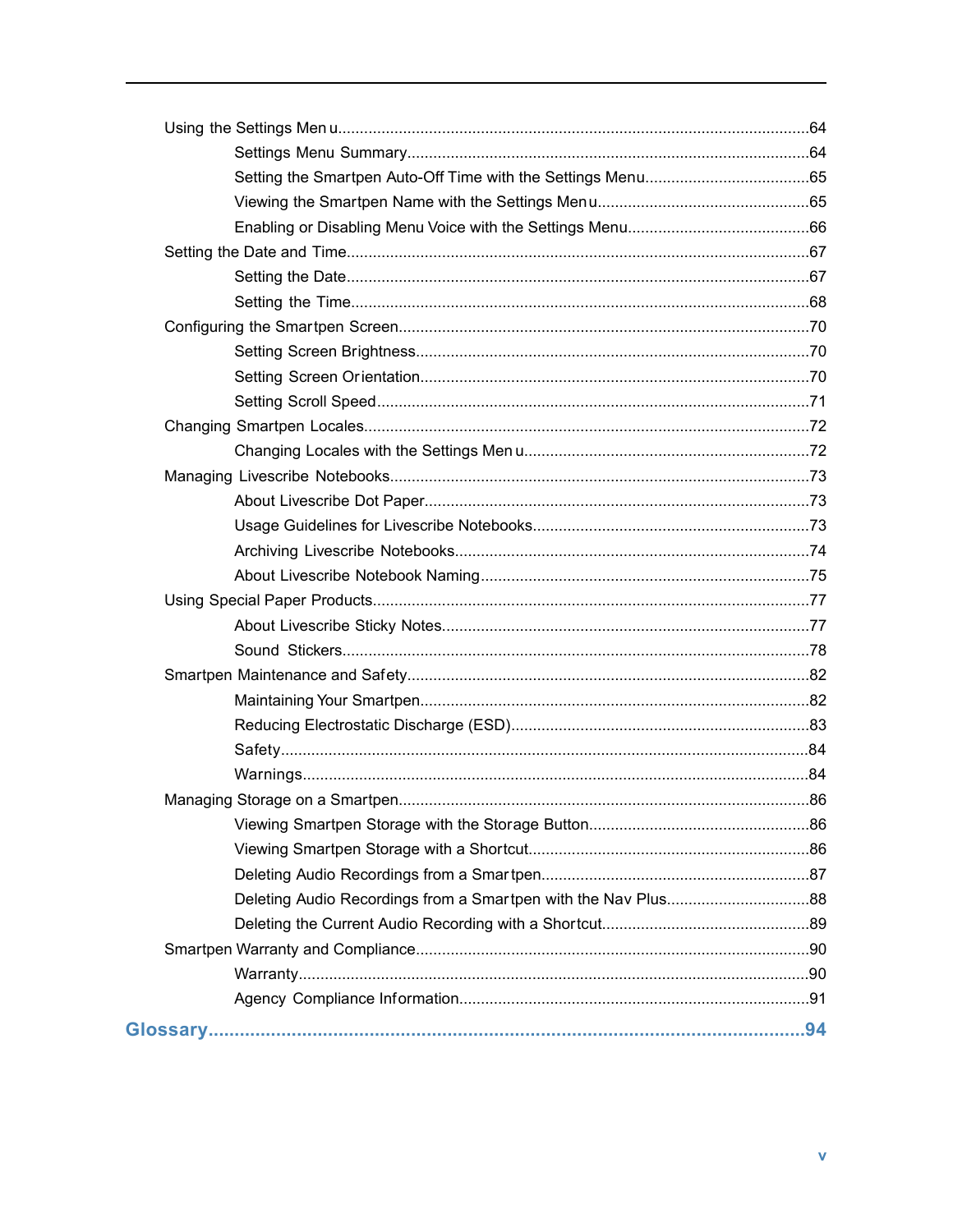- Using the Settings Menu ........ 64
  - Settings Menu Summary ........ 64
  - Setting the Smartpen Auto-Off Time with the Settings Menu ........ 65
  - Viewing the Smartpen Name with the Settings Menu ........ 65
  - Enabling or Disabling Menu Voice with the Settings Menu ........ 66
- Setting the Date and Time ........ 67
  - Setting the Date ........ 67
  - Setting the Time ........ 68
- Configuring the Smartpen Screen ........ 70
  - Setting Screen Brightness ........ 70
  - Setting Screen Orientation ........ 70
  - Setting Scroll Speed ........ 71
- Changing Smartpen Locales ........ 72
  - Changing Locales with the Settings Menu ........ 72
- Managing Livescribe Notebooks ........ 73
  - About Livescribe Dot Paper ........ 73
  - Usage Guidelines for Livescribe Notebooks ........ 73
  - Archiving Livescribe Notebooks ........ 74
  - About Livescribe Notebook Naming ........ 75
- Using Special Paper Products ........ 77
  - About Livescribe Sticky Notes ........ 77
  - Sound Stickers ........ 78
- Smartpen Maintenance and Safety ........ 82
  - Maintaining Your Smartpen ........ 82
  - Reducing Electrostatic Discharge (ESD) ........ 83
  - Safety ........ 84
  - Warnings ........ 84
- Managing Storage on a Smartpen ........ 86
  - Viewing Smartpen Storage with the Storage Button ........ 86
  - Viewing Smartpen Storage with a Shortcut ........ 86
  - Deleting Audio Recordings from a Smartpen ........ 87
  - Deleting Audio Recordings from a Smartpen with the Nav Plus ........ 88
  - Deleting the Current Audio Recording with a Shortcut ........ 89
- Smartpen Warranty and Compliance ........ 90
  - Warranty ........ 90
  - Agency Compliance Information ........ 91

**Glossary ........ 94**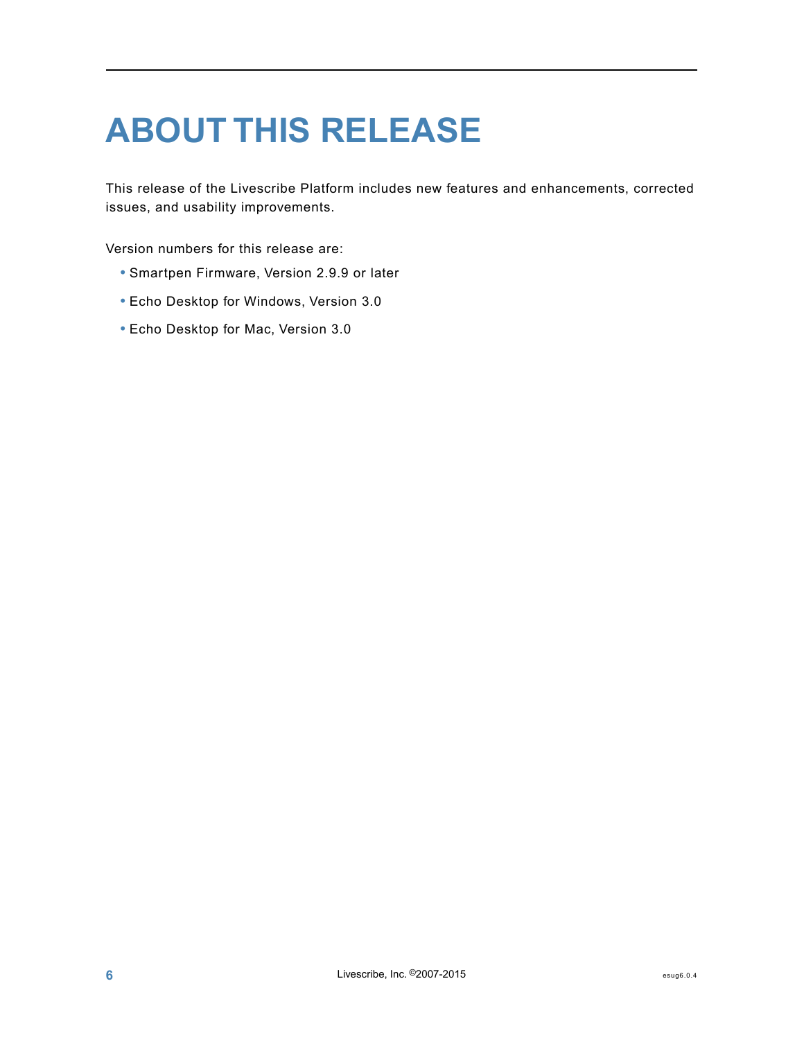# ABOUT THIS RELEASE

This release of the Livescribe Platform includes new features and enhancements, corrected issues, and usability improvements.

Version numbers for this release are:

- Smartpen Firmware, Version 2.9.9 or later
- Echo Desktop for Windows, Version 3.0
- Echo Desktop for Mac, Version 3.0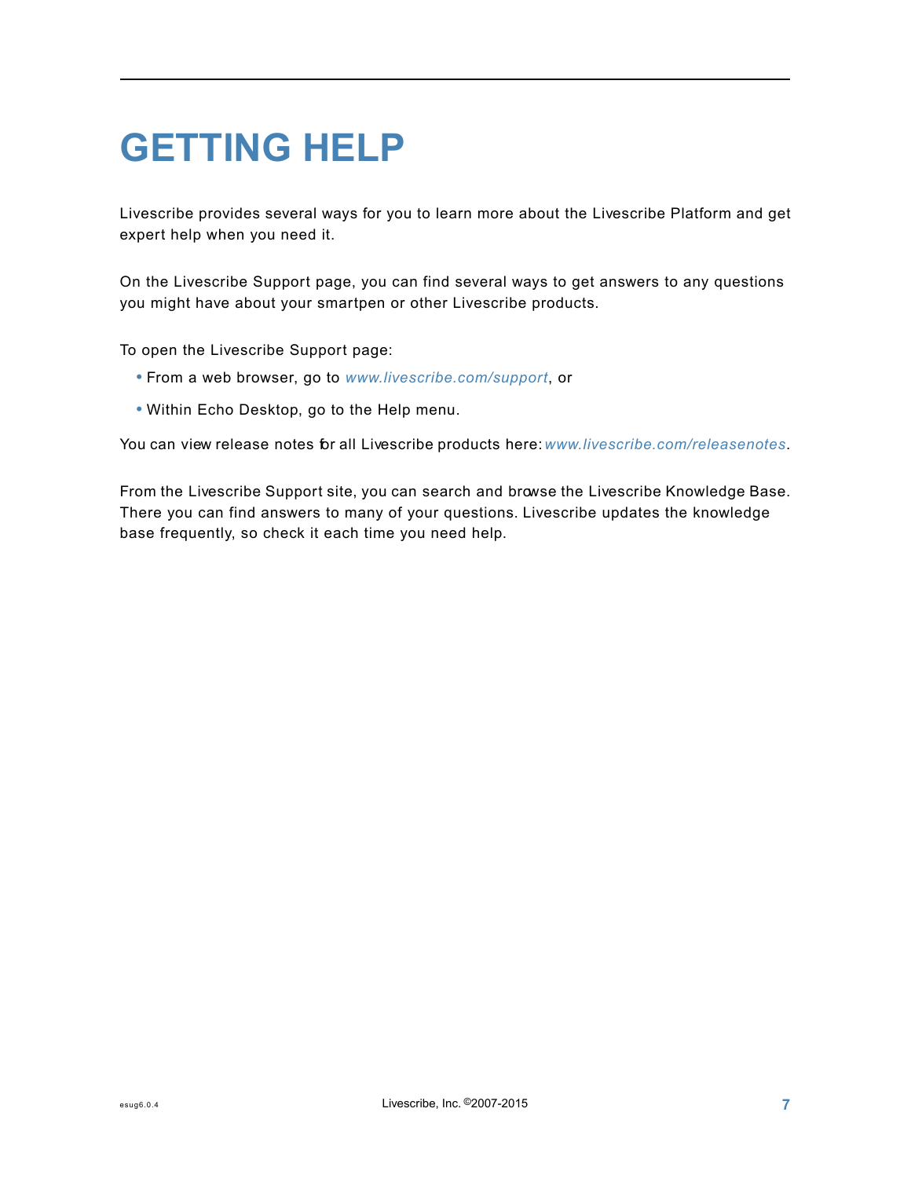# GETTING HELP

Livescribe provides several ways for you to learn more about the Livescribe Platform and get expert help when you need it.

On the Livescribe Support page, you can find several ways to get answers to any questions you might have about your smartpen or other Livescribe products.

To open the Livescribe Support page:

- From a web browser, go to *www.livescribe.com/support*, or
- Within Echo Desktop, go to the Help menu.

You can view release notes for all Livescribe products here: *www.livescribe.com/releasenotes*.

From the Livescribe Support site, you can search and browse the Livescribe Knowledge Base. There you can find answers to many of your questions. Livescribe updates the knowledge base frequently, so check it each time you need help.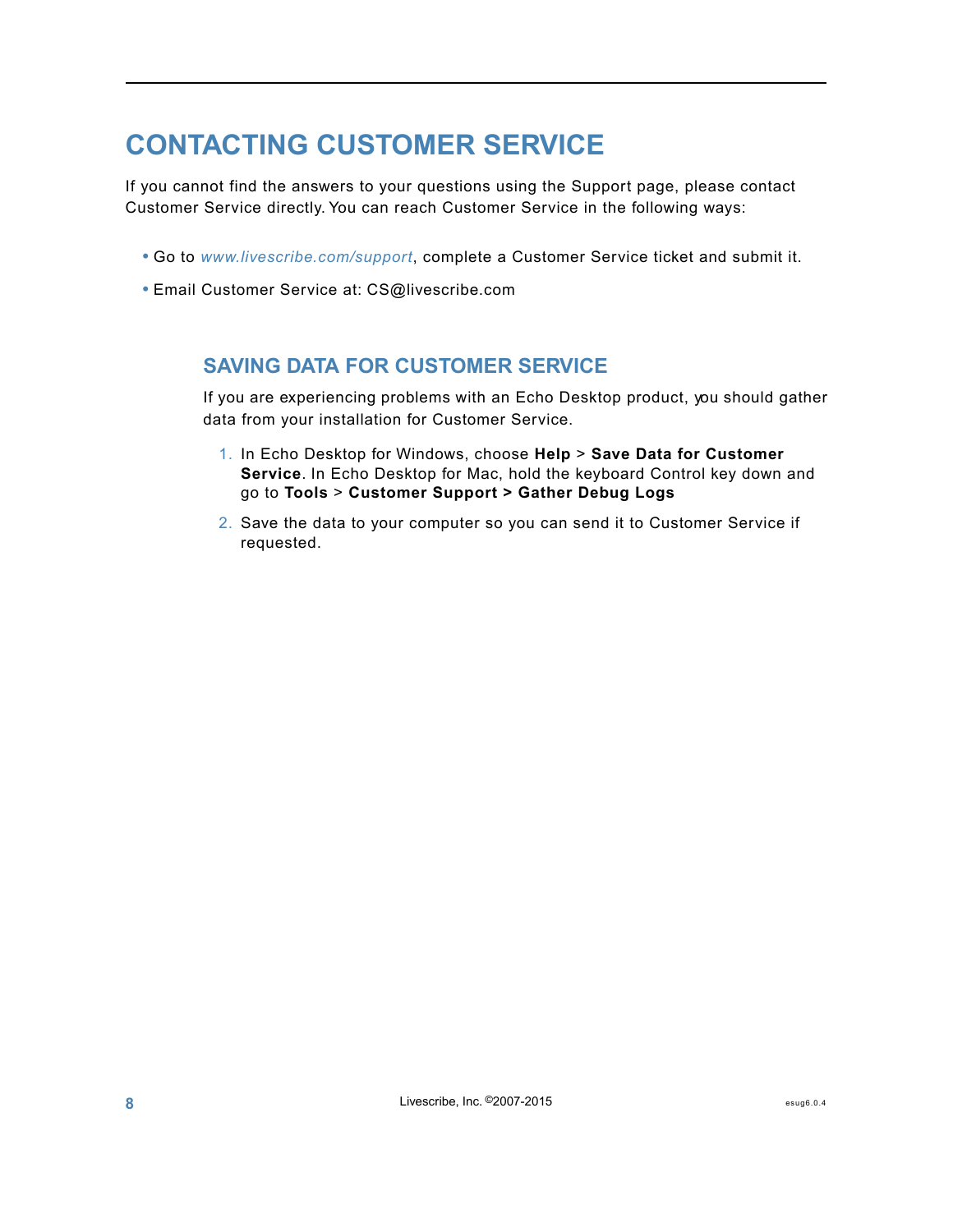# CONTACTING CUSTOMER SERVICE

If you cannot find the answers to your questions using the Support page, please contact Customer Service directly. You can reach Customer Service in the following ways:

- Go to *www.livescribe.com/support*, complete a Customer Service ticket and submit it.
- Email Customer Service at: CS@livescribe.com

## SAVING DATA FOR CUSTOMER SERVICE

If you are experiencing problems with an Echo Desktop product, you should gather data from your installation for Customer Service.

1. In Echo Desktop for Windows, choose **Help** > **Save Data for Customer Service**. In Echo Desktop for Mac, hold the keyboard Control key down and go to **Tools** > **Customer Support > Gather Debug Logs**
2. Save the data to your computer so you can send it to Customer Service if requested.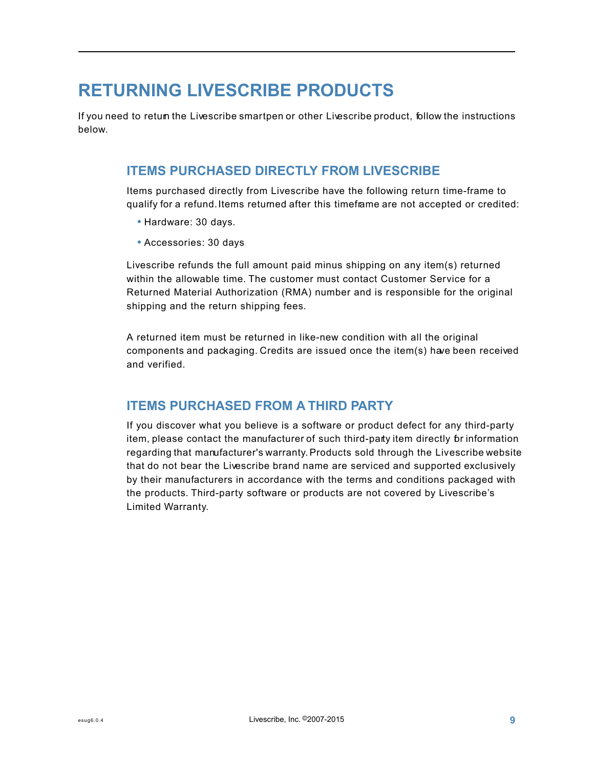# RETURNING LIVESCRIBE PRODUCTS

If you need to return the Livescribe smartpen or other Livescribe product, follow the instructions below.

## ITEMS PURCHASED DIRECTLY FROM LIVESCRIBE

Items purchased directly from Livescribe have the following return time-frame to qualify for a refund. Items returned after this timeframe are not accepted or credited:

- Hardware: 30 days.
- Accessories: 30 days

Livescribe refunds the full amount paid minus shipping on any item(s) returned within the allowable time. The customer must contact Customer Service for a Returned Material Authorization (RMA) number and is responsible for the original shipping and the return shipping fees.

A returned item must be returned in like-new condition with all the original components and packaging. Credits are issued once the item(s) have been received and verified.

## ITEMS PURCHASED FROM A THIRD PARTY

If you discover what you believe is a software or product defect for any third-party item, please contact the manufacturer of such third-party item directly for information regarding that manufacturer's warranty. Products sold through the Livescribe website that do not bear the Livescribe brand name are serviced and supported exclusively by their manufacturers in accordance with the terms and conditions packaged with the products. Third-party software or products are not covered by Livescribe's Limited Warranty.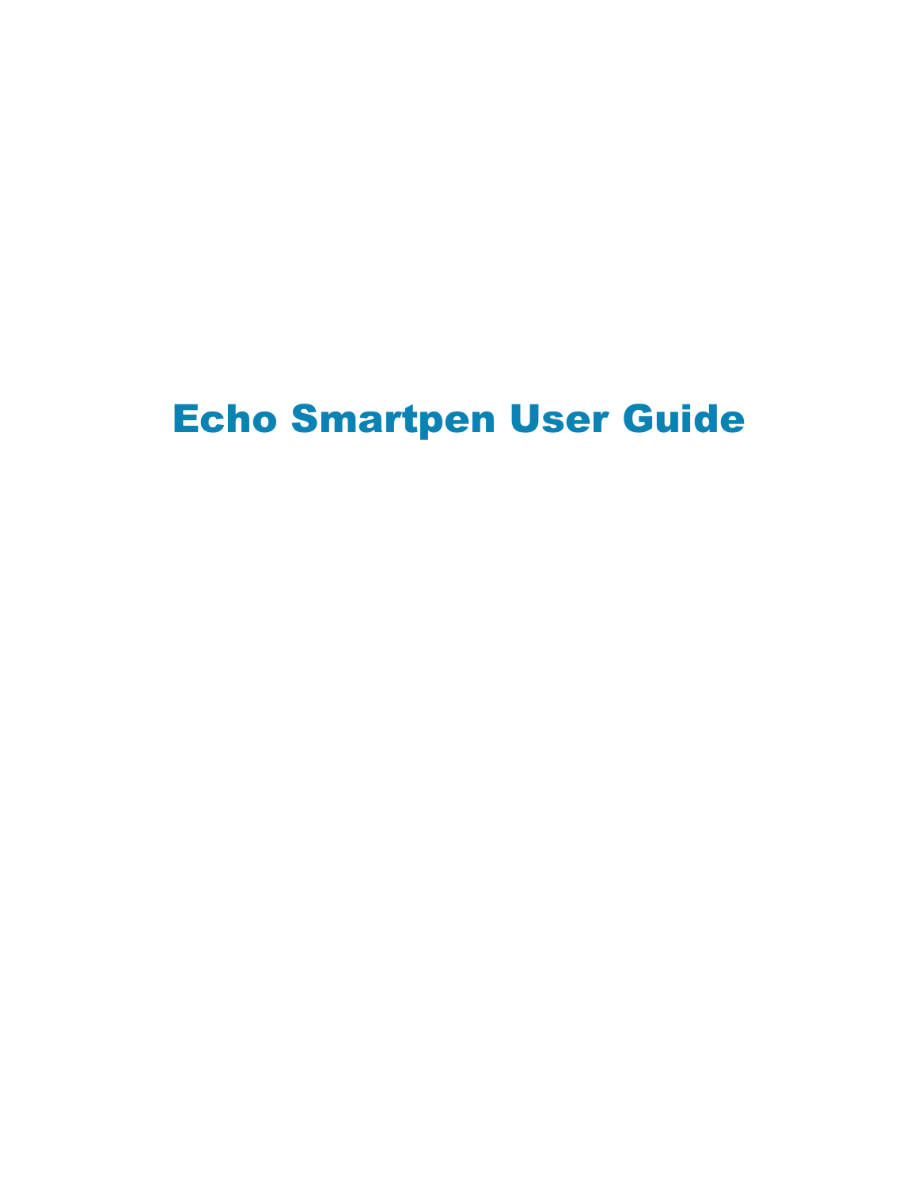# Echo Smartpen User Guide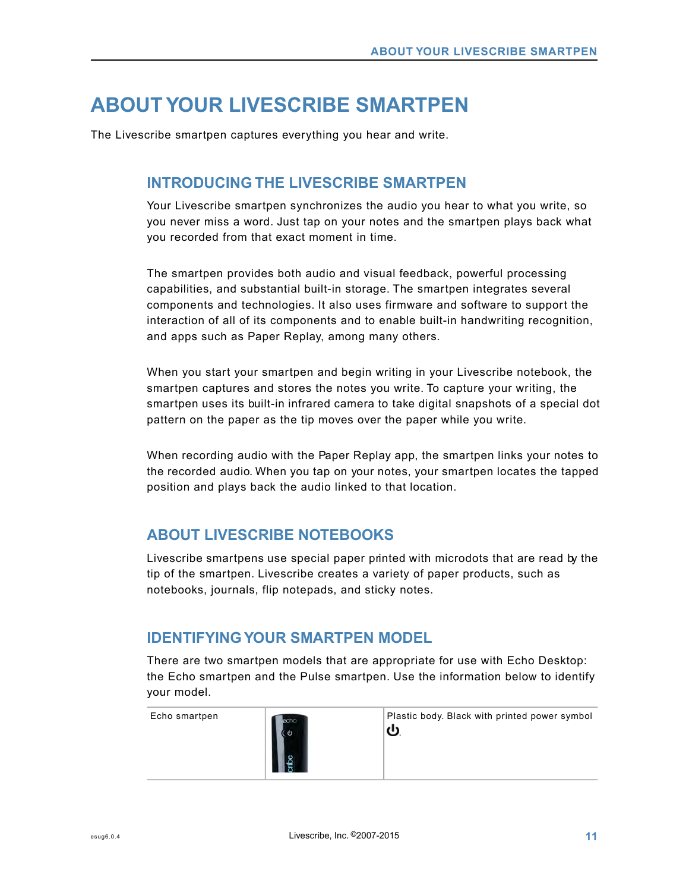# ABOUT YOUR LIVESCRIBE SMARTPEN

The Livescribe smartpen captures everything you hear and write.

## INTRODUCING THE LIVESCRIBE SMARTPEN

Your Livescribe smartpen synchronizes the audio you hear to what you write, so you never miss a word. Just tap on your notes and the smartpen plays back what you recorded from that exact moment in time.

The smartpen provides both audio and visual feedback, powerful processing capabilities, and substantial built-in storage. The smartpen integrates several components and technologies. It also uses firmware and software to support the interaction of all of its components and to enable built-in handwriting recognition, and apps such as Paper Replay, among many others.

When you start your smartpen and begin writing in your Livescribe notebook, the smartpen captures and stores the notes you write. To capture your writing, the smartpen uses its built-in infrared camera to take digital snapshots of a special dot pattern on the paper as the tip moves over the paper while you write.

When recording audio with the Paper Replay app, the smartpen links your notes to the recorded audio. When you tap on your notes, your smartpen locates the tapped position and plays back the audio linked to that location.

## ABOUT LIVESCRIBE NOTEBOOKS

Livescribe smartpens use special paper printed with microdots that are read by the tip of the smartpen. Livescribe creates a variety of paper products, such as notebooks, journals, flip notepads, and sticky notes.

## IDENTIFYING YOUR SMARTPEN MODEL

There are two smartpen models that are appropriate for use with Echo Desktop: the Echo smartpen and the Pulse smartpen. Use the information below to identify your model.

| | | |
|---|---|---|
| Echo smartpen | | Plastic body. Black with printed power symbol ⏻. |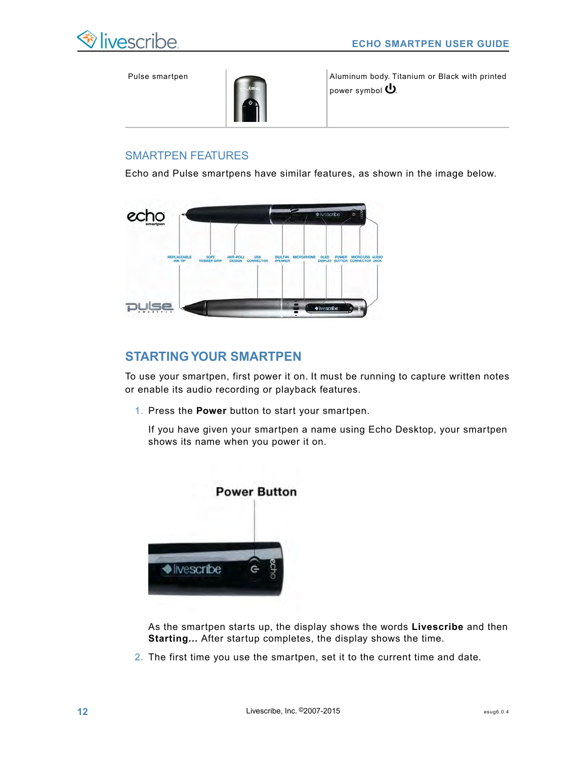| Pulse smartpen | | Aluminum body. Titanium or Black with printed power symbol ⏻. |
| --- | --- | --- |

## SMARTPEN FEATURES

Echo and Pulse smartpens have similar features, as shown in the image below.

# STARTING YOUR SMARTPEN

To use your smartpen, first power it on. It must be running to capture written notes or enable its audio recording or playback features.

1. Press the **Power** button to start your smartpen.

   If you have given your smartpen a name using Echo Desktop, your smartpen shows its name when you power it on.

   As the smartpen starts up, the display shows the words **Livescribe** and then **Starting...** After startup completes, the display shows the time.

2. The first time you use the smartpen, set it to the current time and date.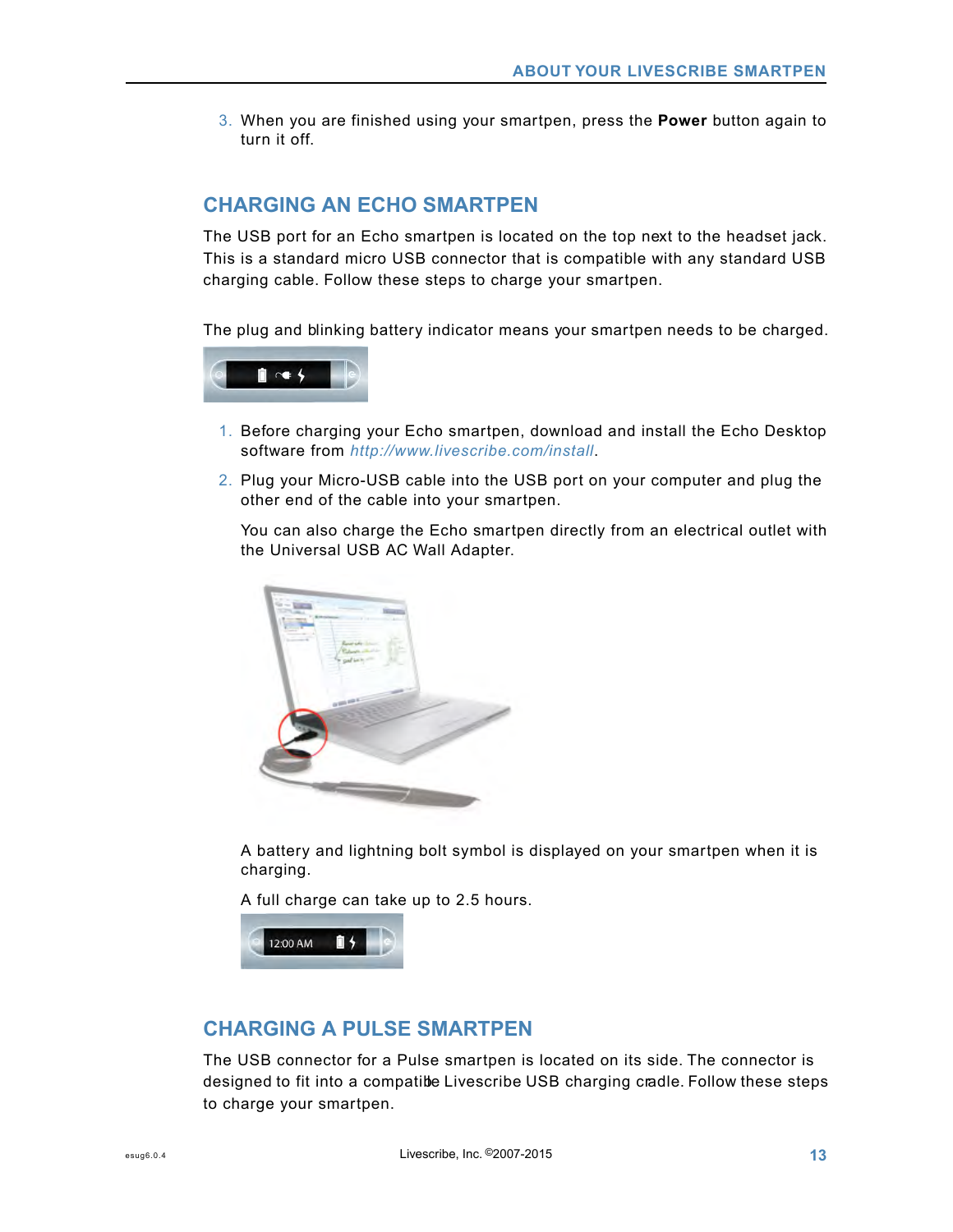3. When you are finished using your smartpen, press the **Power** button again to turn it off.

## CHARGING AN ECHO SMARTPEN

The USB port for an Echo smartpen is located on the top next to the headset jack. This is a standard micro USB connector that is compatible with any standard USB charging cable. Follow these steps to charge your smartpen.

The plug and blinking battery indicator means your smartpen needs to be charged.

1. Before charging your Echo smartpen, download and install the Echo Desktop software from *http://www.livescribe.com/install*.
2. Plug your Micro-USB cable into the USB port on your computer and plug the other end of the cable into your smartpen.

   You can also charge the Echo smartpen directly from an electrical outlet with the Universal USB AC Wall Adapter.

   A battery and lightning bolt symbol is displayed on your smartpen when it is charging.

   A full charge can take up to 2.5 hours.

## CHARGING A PULSE SMARTPEN

The USB connector for a Pulse smartpen is located on its side. The connector is designed to fit into a compatible Livescribe USB charging cradle. Follow these steps to charge your smartpen.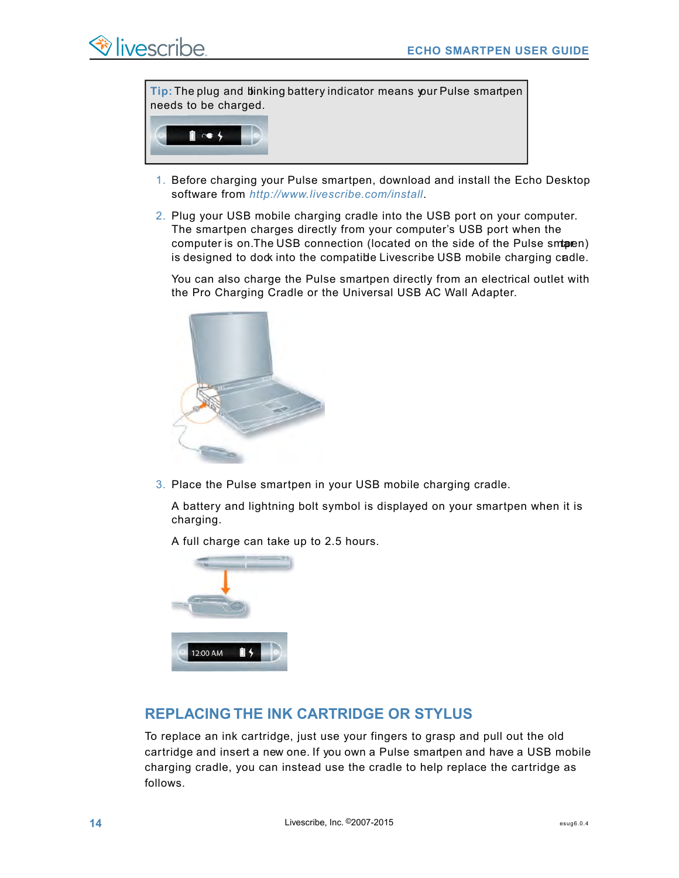**Tip:** The plug and blinking battery indicator means your Pulse smartpen needs to be charged.

1. Before charging your Pulse smartpen, download and install the Echo Desktop software from *http://www.livescribe.com/install*.

2. Plug your USB mobile charging cradle into the USB port on your computer. The smartpen charges directly from your computer's USB port when the computer is on. The USB connection (located on the side of the Pulse smartpen) is designed to dock into the compatible Livescribe USB mobile charging cradle.

   You can also charge the Pulse smartpen directly from an electrical outlet with the Pro Charging Cradle or the Universal USB AC Wall Adapter.

3. Place the Pulse smartpen in your USB mobile charging cradle.

   A battery and lightning bolt symbol is displayed on your smartpen when it is charging.

   A full charge can take up to 2.5 hours.

## REPLACING THE INK CARTRIDGE OR STYLUS

To replace an ink cartridge, just use your fingers to grasp and pull out the old cartridge and insert a new one. If you own a Pulse smartpen and have a USB mobile charging cradle, you can instead use the cradle to help replace the cartridge as follows.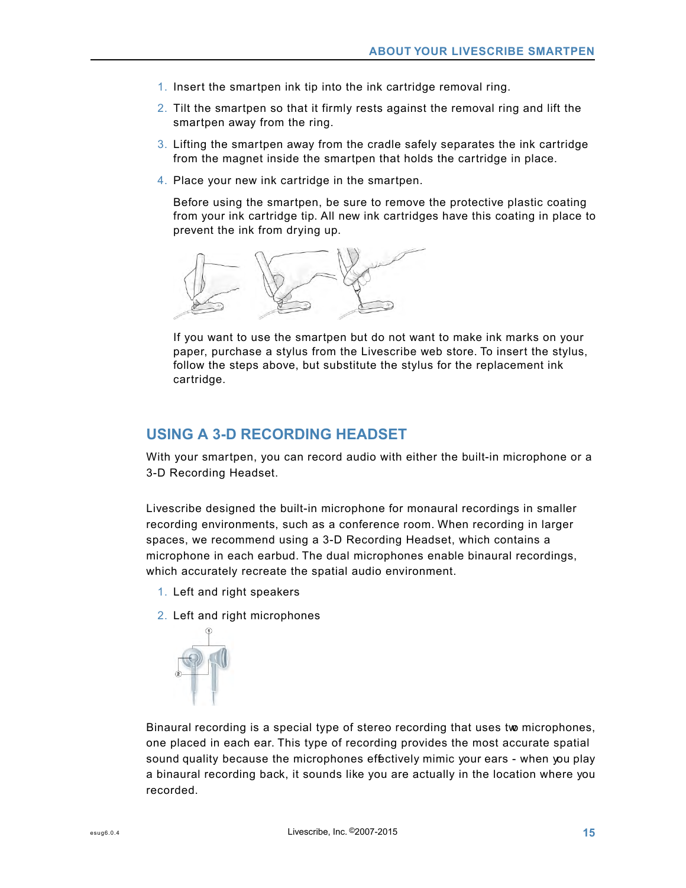1. Insert the smartpen ink tip into the ink cartridge removal ring.
2. Tilt the smartpen so that it firmly rests against the removal ring and lift the smartpen away from the ring.
3. Lifting the smartpen away from the cradle safely separates the ink cartridge from the magnet inside the smartpen that holds the cartridge in place.
4. Place your new ink cartridge in the smartpen.

   Before using the smartpen, be sure to remove the protective plastic coating from your ink cartridge tip. All new ink cartridges have this coating in place to prevent the ink from drying up.

   If you want to use the smartpen but do not want to make ink marks on your paper, purchase a stylus from the Livescribe web store. To insert the stylus, follow the steps above, but substitute the stylus for the replacement ink cartridge.

## USING A 3-D RECORDING HEADSET

With your smartpen, you can record audio with either the built-in microphone or a 3-D Recording Headset.

Livescribe designed the built-in microphone for monaural recordings in smaller recording environments, such as a conference room. When recording in larger spaces, we recommend using a 3-D Recording Headset, which contains a microphone in each earbud. The dual microphones enable binaural recordings, which accurately recreate the spatial audio environment.

1. Left and right speakers
2. Left and right microphones

Binaural recording is a special type of stereo recording that uses two microphones, one placed in each ear. This type of recording provides the most accurate spatial sound quality because the microphones effectively mimic your ears - when you play a binaural recording back, it sounds like you are actually in the location where you recorded.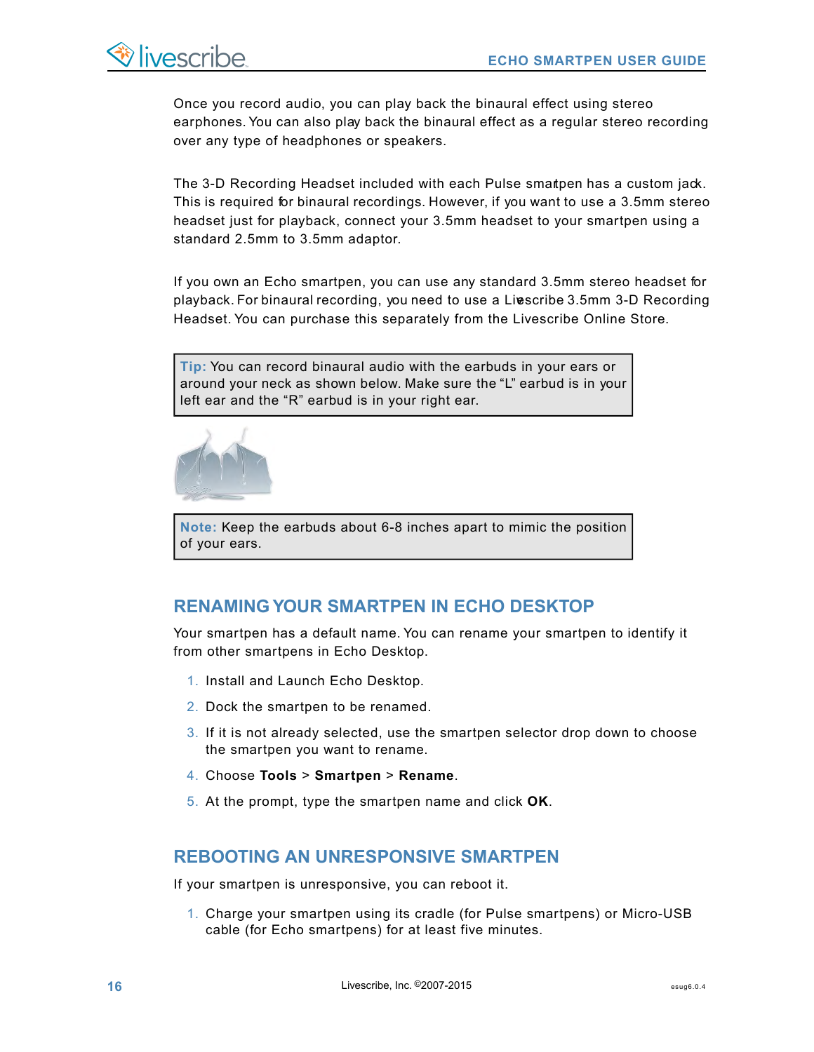Once you record audio, you can play back the binaural effect using stereo earphones. You can also play back the binaural effect as a regular stereo recording over any type of headphones or speakers.

The 3-D Recording Headset included with each Pulse smartpen has a custom jack. This is required for binaural recordings. However, if you want to use a 3.5mm stereo headset just for playback, connect your 3.5mm headset to your smartpen using a standard 2.5mm to 3.5mm adaptor.

If you own an Echo smartpen, you can use any standard 3.5mm stereo headset for playback. For binaural recording, you need to use a Livescribe 3.5mm 3-D Recording Headset. You can purchase this separately from the Livescribe Online Store.

> **Tip:** You can record binaural audio with the earbuds in your ears or around your neck as shown below. Make sure the “L” earbud is in your left ear and the “R” earbud is in your right ear.

> **Note:** Keep the earbuds about 6-8 inches apart to mimic the position of your ears.

## RENAMING YOUR SMARTPEN IN ECHO DESKTOP

Your smartpen has a default name. You can rename your smartpen to identify it from other smartpens in Echo Desktop.

1. Install and Launch Echo Desktop.
2. Dock the smartpen to be renamed.
3. If it is not already selected, use the smartpen selector drop down to choose the smartpen you want to rename.
4. Choose **Tools** > **Smartpen** > **Rename**.
5. At the prompt, type the smartpen name and click **OK**.

## REBOOTING AN UNRESPONSIVE SMARTPEN

If your smartpen is unresponsive, you can reboot it.

1. Charge your smartpen using its cradle (for Pulse smartpens) or Micro-USB cable (for Echo smartpens) for at least five minutes.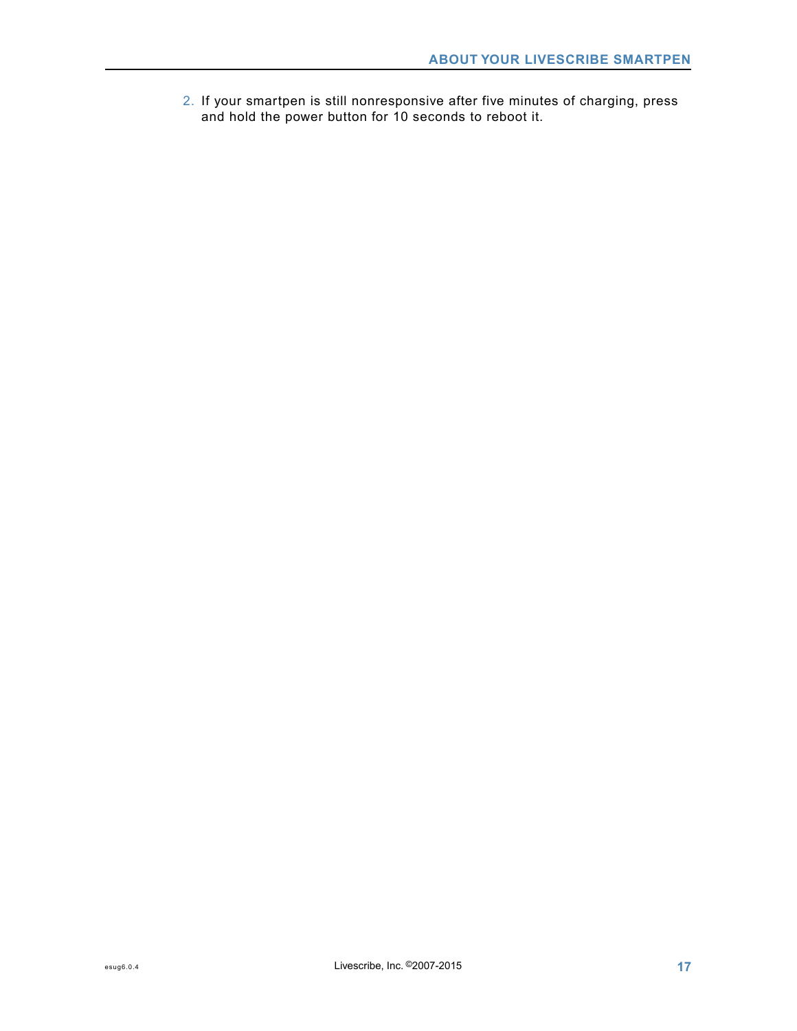2. If your smartpen is still nonresponsive after five minutes of charging, press and hold the power button for 10 seconds to reboot it.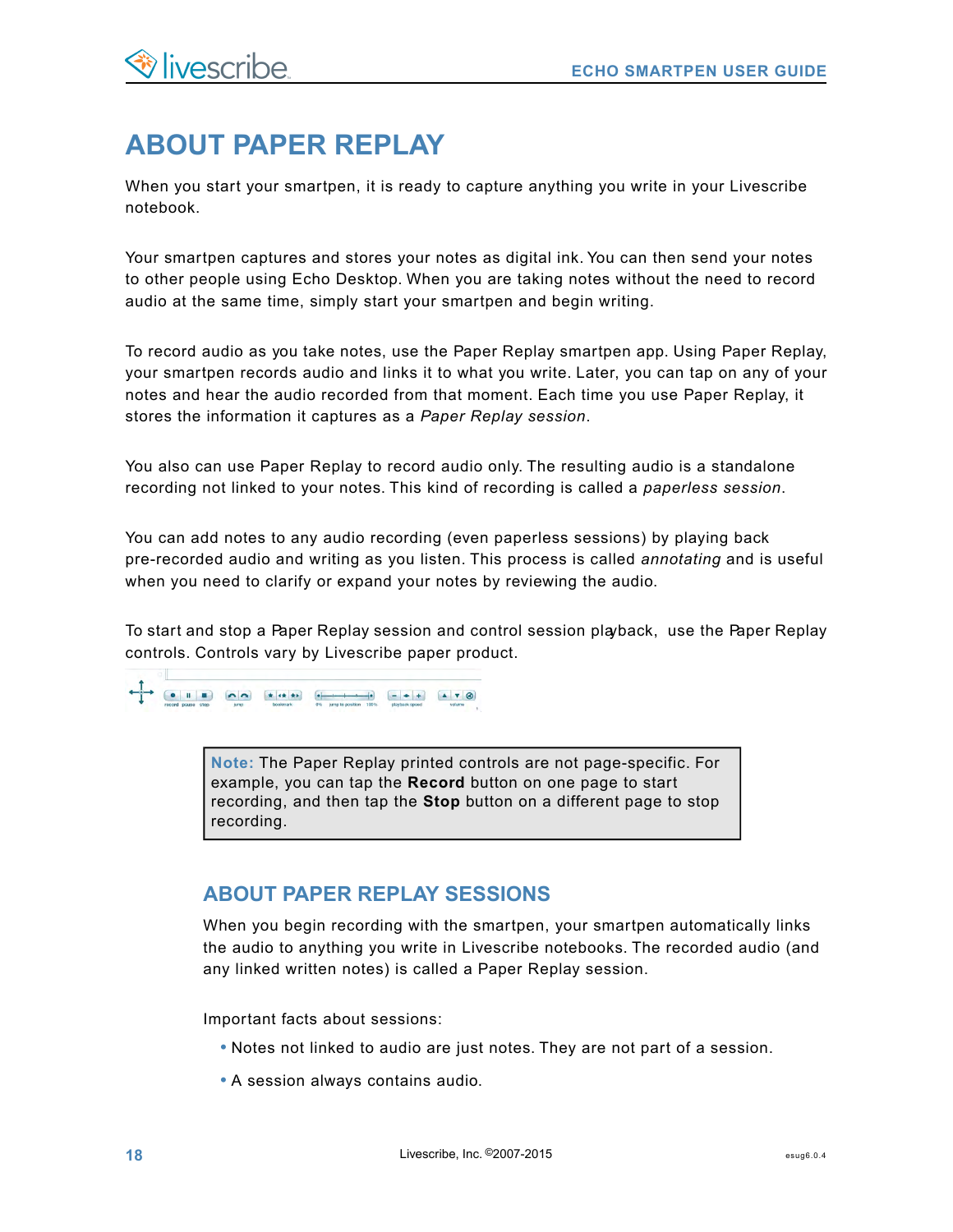# ABOUT PAPER REPLAY

When you start your smartpen, it is ready to capture anything you write in your Livescribe notebook.

Your smartpen captures and stores your notes as digital ink. You can then send your notes to other people using Echo Desktop. When you are taking notes without the need to record audio at the same time, simply start your smartpen and begin writing.

To record audio as you take notes, use the Paper Replay smartpen app. Using Paper Replay, your smartpen records audio and links it to what you write. Later, you can tap on any of your notes and hear the audio recorded from that moment. Each time you use Paper Replay, it stores the information it captures as a *Paper Replay session*.

You also can use Paper Replay to record audio only. The resulting audio is a standalone recording not linked to your notes. This kind of recording is called a *paperless session*.

You can add notes to any audio recording (even paperless sessions) by playing back pre-recorded audio and writing as you listen. This process is called *annotating* and is useful when you need to clarify or expand your notes by reviewing the audio.

To start and stop a Paper Replay session and control session playback, use the Paper Replay controls. Controls vary by Livescribe paper product.

record pause stop jump bookmark 0% jump to position 100% playback speed volume

> **Note:** The Paper Replay printed controls are not page-specific. For example, you can tap the **Record** button on one page to start recording, and then tap the **Stop** button on a different page to stop recording.

## ABOUT PAPER REPLAY SESSIONS

When you begin recording with the smartpen, your smartpen automatically links the audio to anything you write in Livescribe notebooks. The recorded audio (and any linked written notes) is called a Paper Replay session.

Important facts about sessions:

- Notes not linked to audio are just notes. They are not part of a session.
- A session always contains audio.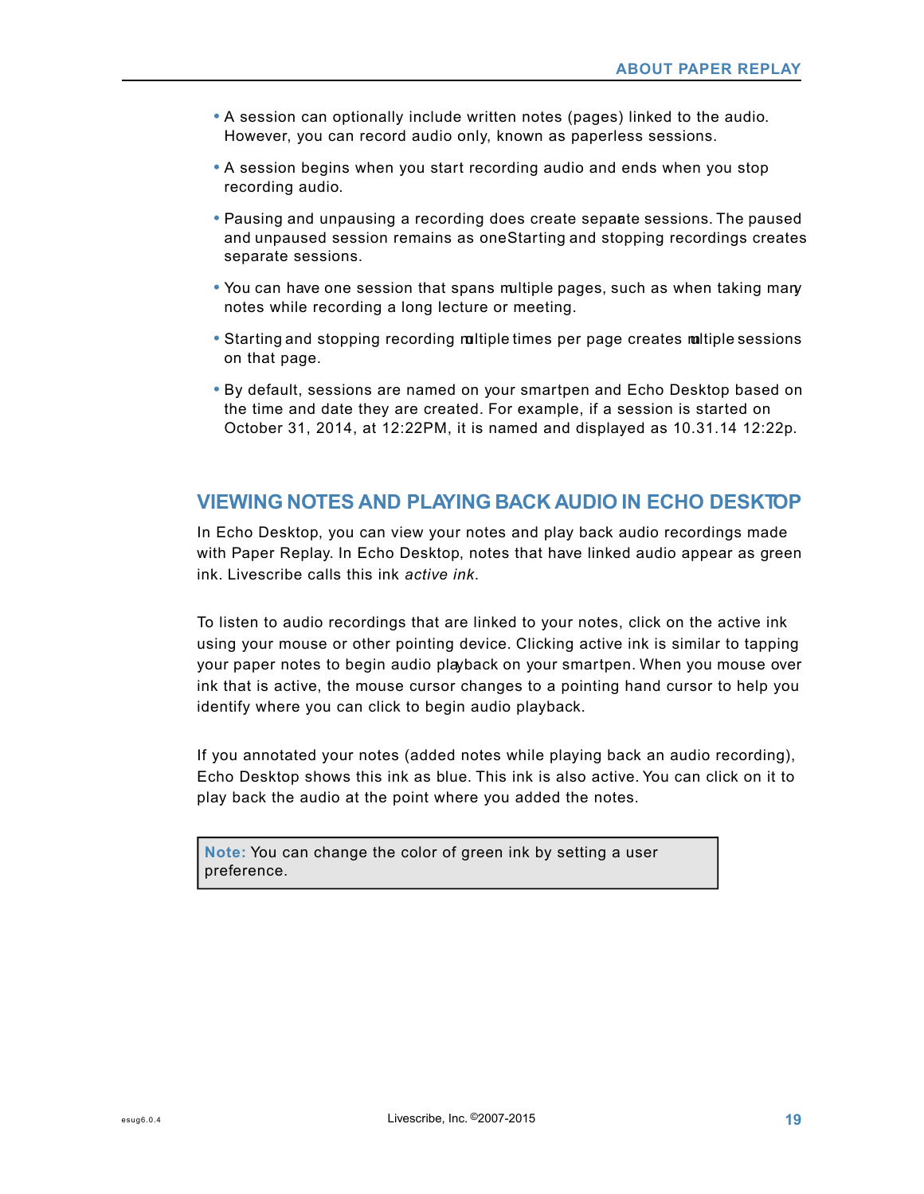- A session can optionally include written notes (pages) linked to the audio. However, you can record audio only, known as paperless sessions.
- A session begins when you start recording audio and ends when you stop recording audio.
- Pausing and unpausing a recording does create separate sessions. The paused and unpaused session remains as oneStarting and stopping recordings creates separate sessions.
- You can have one session that spans multiple pages, such as when taking many notes while recording a long lecture or meeting.
- Starting and stopping recording multiple times per page creates multiple sessions on that page.
- By default, sessions are named on your smartpen and Echo Desktop based on the time and date they are created. For example, if a session is started on October 31, 2014, at 12:22PM, it is named and displayed as 10.31.14 12:22p.

## VIEWING NOTES AND PLAYING BACK AUDIO IN ECHO DESKTOP

In Echo Desktop, you can view your notes and play back audio recordings made with Paper Replay. In Echo Desktop, notes that have linked audio appear as green ink. Livescribe calls this ink *active ink*.

To listen to audio recordings that are linked to your notes, click on the active ink using your mouse or other pointing device. Clicking active ink is similar to tapping your paper notes to begin audio playback on your smartpen. When you mouse over ink that is active, the mouse cursor changes to a pointing hand cursor to help you identify where you can click to begin audio playback.

If you annotated your notes (added notes while playing back an audio recording), Echo Desktop shows this ink as blue. This ink is also active. You can click on it to play back the audio at the point where you added the notes.

> **Note:** You can change the color of green ink by setting a user preference.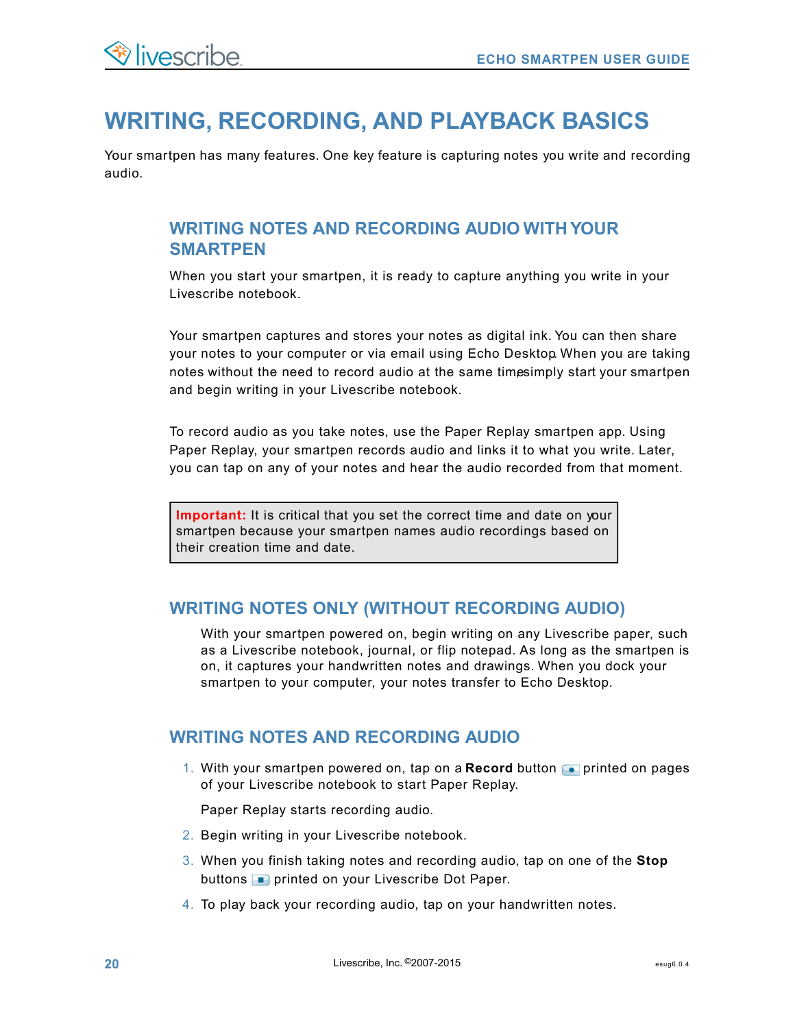# WRITING, RECORDING, AND PLAYBACK BASICS

Your smartpen has many features. One key feature is capturing notes you write and recording audio.

## WRITING NOTES AND RECORDING AUDIO WITH YOUR SMARTPEN

When you start your smartpen, it is ready to capture anything you write in your Livescribe notebook.

Your smartpen captures and stores your notes as digital ink. You can then share your notes to your computer or via email using Echo Desktop. When you are taking notes without the need to record audio at the same time, simply start your smartpen and begin writing in your Livescribe notebook.

To record audio as you take notes, use the Paper Replay smartpen app. Using Paper Replay, your smartpen records audio and links it to what you write. Later, you can tap on any of your notes and hear the audio recorded from that moment.

> **Important:** It is critical that you set the correct time and date on your smartpen because your smartpen names audio recordings based on their creation time and date.

## WRITING NOTES ONLY (WITHOUT RECORDING AUDIO)

With your smartpen powered on, begin writing on any Livescribe paper, such as a Livescribe notebook, journal, or flip notepad. As long as the smartpen is on, it captures your handwritten notes and drawings. When you dock your smartpen to your computer, your notes transfer to Echo Desktop.

## WRITING NOTES AND RECORDING AUDIO

1. With your smartpen powered on, tap on a **Record** button printed on pages of your Livescribe notebook to start Paper Replay.

   Paper Replay starts recording audio.

2. Begin writing in your Livescribe notebook.
3. When you finish taking notes and recording audio, tap on one of the **Stop** buttons printed on your Livescribe Dot Paper.
4. To play back your recording audio, tap on your handwritten notes.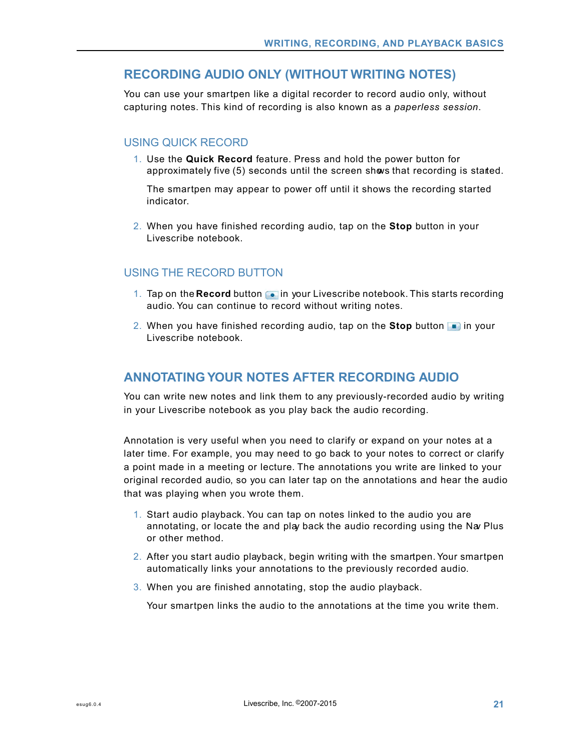## RECORDING AUDIO ONLY (WITHOUT WRITING NOTES)

You can use your smartpen like a digital recorder to record audio only, without capturing notes. This kind of recording is also known as a *paperless session*.

### USING QUICK RECORD

1. Use the **Quick Record** feature. Press and hold the power button for approximately five (5) seconds until the screen shows that recording is started.

   The smartpen may appear to power off until it shows the recording started indicator.

2. When you have finished recording audio, tap on the **Stop** button in your Livescribe notebook.

### USING THE RECORD BUTTON

1. Tap on the **Record** button in your Livescribe notebook. This starts recording audio. You can continue to record without writing notes.
2. When you have finished recording audio, tap on the **Stop** button in your Livescribe notebook.

## ANNOTATING YOUR NOTES AFTER RECORDING AUDIO

You can write new notes and link them to any previously-recorded audio by writing in your Livescribe notebook as you play back the audio recording.

Annotation is very useful when you need to clarify or expand on your notes at a later time. For example, you may need to go back to your notes to correct or clarify a point made in a meeting or lecture. The annotations you write are linked to your original recorded audio, so you can later tap on the annotations and hear the audio that was playing when you wrote them.

1. Start audio playback. You can tap on notes linked to the audio you are annotating, or locate the and play back the audio recording using the Nav Plus or other method.
2. After you start audio playback, begin writing with the smartpen. Your smartpen automatically links your annotations to the previously recorded audio.
3. When you are finished annotating, stop the audio playback.

   Your smartpen links the audio to the annotations at the time you write them.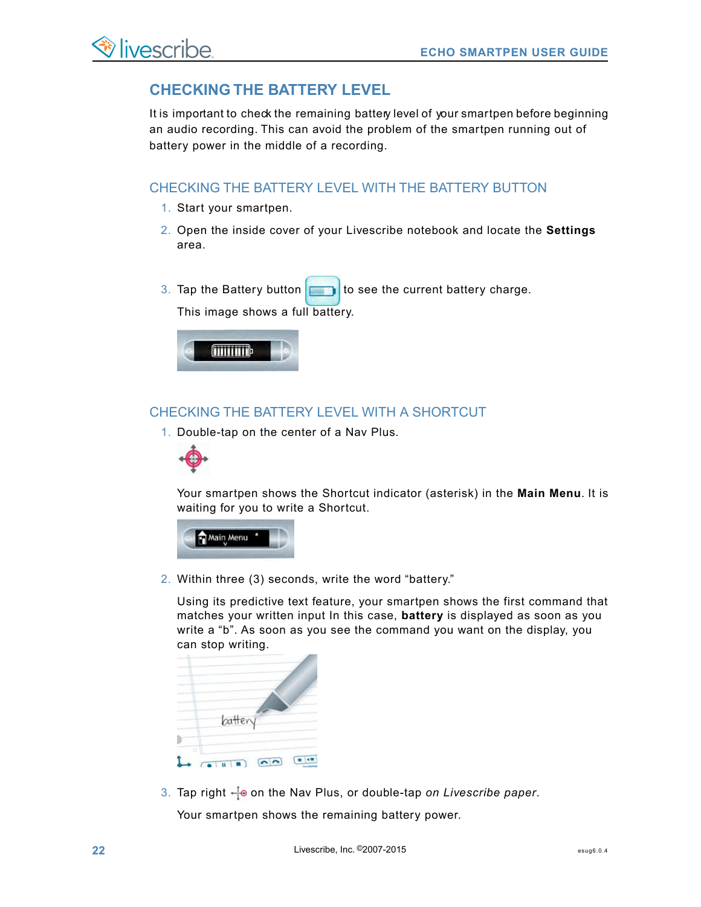## CHECKING THE BATTERY LEVEL

It is important to check the remaining battery level of your smartpen before beginning an audio recording. This can avoid the problem of the smartpen running out of battery power in the middle of a recording.

### CHECKING THE BATTERY LEVEL WITH THE BATTERY BUTTON

1. Start your smartpen.
2. Open the inside cover of your Livescribe notebook and locate the **Settings** area.
3. Tap the Battery button to see the current battery charge.

   This image shows a full battery.

### CHECKING THE BATTERY LEVEL WITH A SHORTCUT

1. Double-tap on the center of a Nav Plus.

   Your smartpen shows the Shortcut indicator (asterisk) in the **Main Menu**. It is waiting for you to write a Shortcut.

2. Within three (3) seconds, write the word “battery.”

   Using its predictive text feature, your smartpen shows the first command that matches your written input In this case, **battery** is displayed as soon as you write a “b”. As soon as you see the command you want on the display, you can stop writing.

3. Tap right on the Nav Plus, or double-tap *on Livescribe paper*.

   Your smartpen shows the remaining battery power.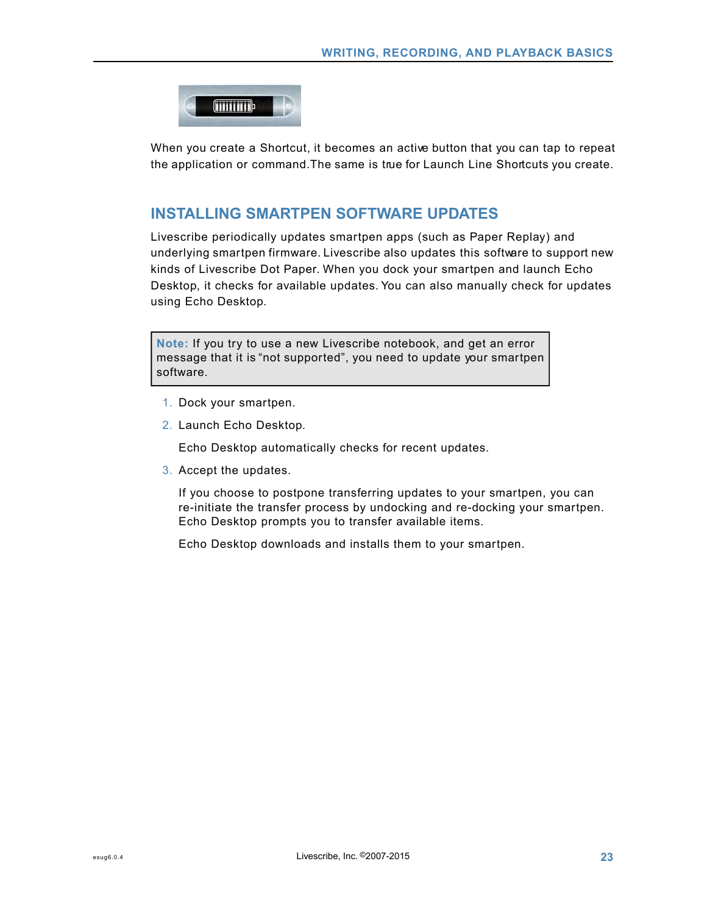When you create a Shortcut, it becomes an active button that you can tap to repeat the application or command.The same is true for Launch Line Shortcuts you create.

## INSTALLING SMARTPEN SOFTWARE UPDATES

Livescribe periodically updates smartpen apps (such as Paper Replay) and underlying smartpen firmware. Livescribe also updates this software to support new kinds of Livescribe Dot Paper. When you dock your smartpen and launch Echo Desktop, it checks for available updates. You can also manually check for updates using Echo Desktop.

> **Note:** If you try to use a new Livescribe notebook, and get an error message that it is “not supported”, you need to update your smartpen software.

1. Dock your smartpen.
2. Launch Echo Desktop.

   Echo Desktop automatically checks for recent updates.

3. Accept the updates.

   If you choose to postpone transferring updates to your smartpen, you can re-initiate the transfer process by undocking and re-docking your smartpen. Echo Desktop prompts you to transfer available items.

   Echo Desktop downloads and installs them to your smartpen.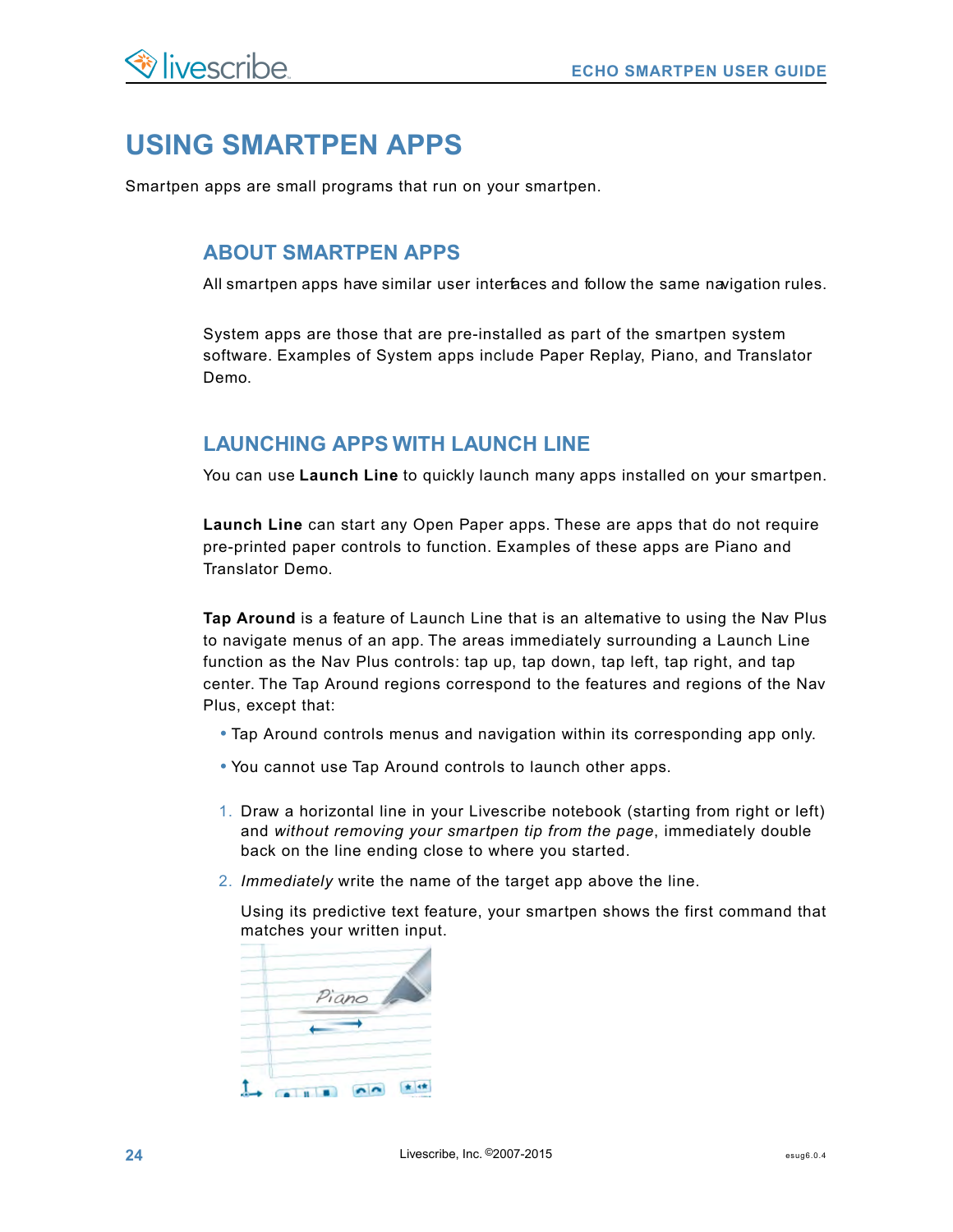# USING SMARTPEN APPS

Smartpen apps are small programs that run on your smartpen.

## ABOUT SMARTPEN APPS

All smartpen apps have similar user interfaces and follow the same navigation rules.

System apps are those that are pre-installed as part of the smartpen system software. Examples of System apps include Paper Replay, Piano, and Translator Demo.

## LAUNCHING APPS WITH LAUNCH LINE

You can use **Launch Line** to quickly launch many apps installed on your smartpen.

**Launch Line** can start any Open Paper apps. These are apps that do not require pre-printed paper controls to function. Examples of these apps are Piano and Translator Demo.

**Tap Around** is a feature of Launch Line that is an alternative to using the Nav Plus to navigate menus of an app. The areas immediately surrounding a Launch Line function as the Nav Plus controls: tap up, tap down, tap left, tap right, and tap center. The Tap Around regions correspond to the features and regions of the Nav Plus, except that:

- Tap Around controls menus and navigation within its corresponding app only.
- You cannot use Tap Around controls to launch other apps.

1. Draw a horizontal line in your Livescribe notebook (starting from right or left) and *without removing your smartpen tip from the page*, immediately double back on the line ending close to where you started.
2. *Immediately* write the name of the target app above the line.

   Using its predictive text feature, your smartpen shows the first command that matches your written input.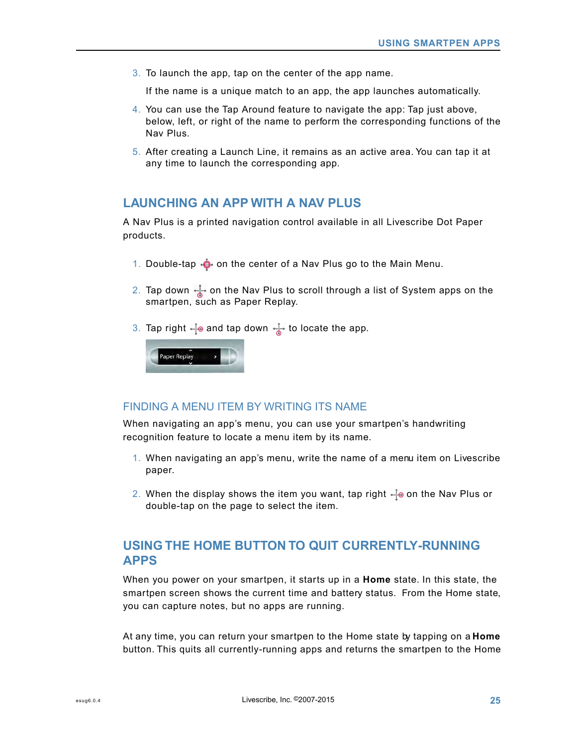3. To launch the app, tap on the center of the app name.

   If the name is a unique match to an app, the app launches automatically.

4. You can use the Tap Around feature to navigate the app: Tap just above, below, left, or right of the name to perform the corresponding functions of the Nav Plus.

5. After creating a Launch Line, it remains as an active area. You can tap it at any time to launch the corresponding app.

## LAUNCHING AN APP WITH A NAV PLUS

A Nav Plus is a printed navigation control available in all Livescribe Dot Paper products.

1. Double-tap on the center of a Nav Plus go to the Main Menu.

2. Tap down on the Nav Plus to scroll through a list of System apps on the smartpen, such as Paper Replay.

3. Tap right and tap down to locate the app.

### FINDING A MENU ITEM BY WRITING ITS NAME

When navigating an app's menu, you can use your smartpen's handwriting recognition feature to locate a menu item by its name.

1. When navigating an app's menu, write the name of a menu item on Livescribe paper.

2. When the display shows the item you want, tap right on the Nav Plus or double-tap on the page to select the item.

## USING THE HOME BUTTON TO QUIT CURRENTLY-RUNNING APPS

When you power on your smartpen, it starts up in a **Home** state. In this state, the smartpen screen shows the current time and battery status. From the Home state, you can capture notes, but no apps are running.

At any time, you can return your smartpen to the Home state by tapping on a **Home** button. This quits all currently-running apps and returns the smartpen to the Home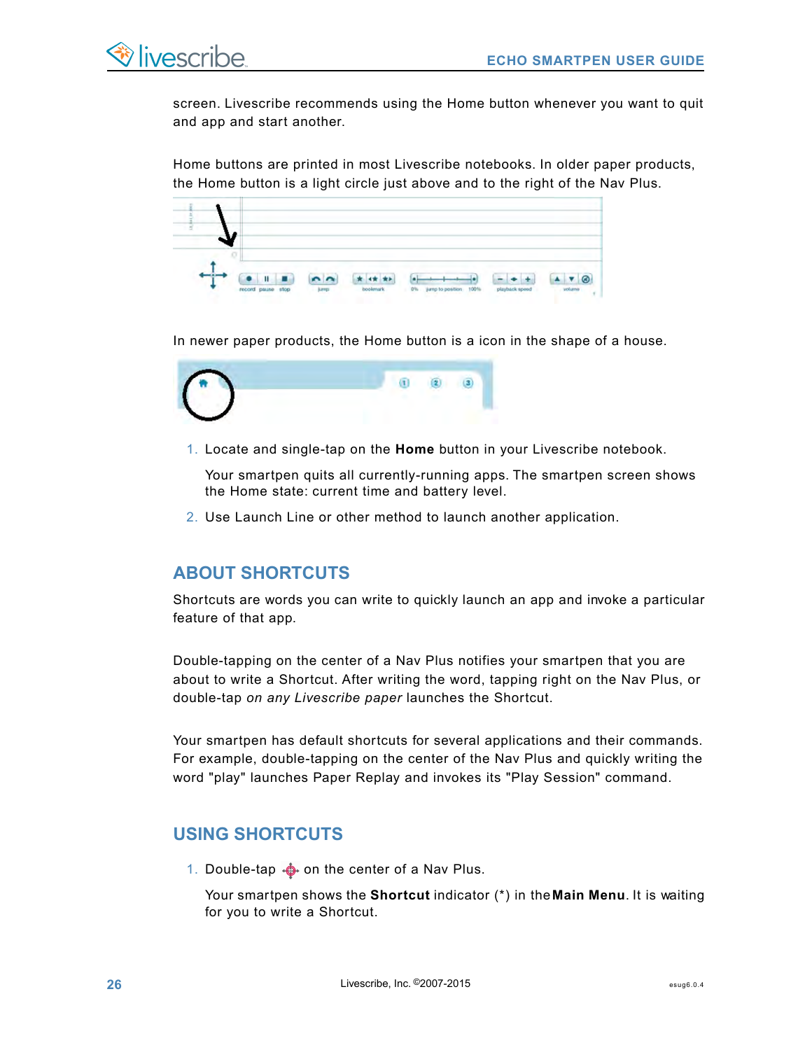screen. Livescribe recommends using the Home button whenever you want to quit and app and start another.

Home buttons are printed in most Livescribe notebooks. In older paper products, the Home button is a light circle just above and to the right of the Nav Plus.

In newer paper products, the Home button is a icon in the shape of a house.

1. Locate and single-tap on the **Home** button in your Livescribe notebook.

   Your smartpen quits all currently-running apps. The smartpen screen shows the Home state: current time and battery level.

2. Use Launch Line or other method to launch another application.

## ABOUT SHORTCUTS

Shortcuts are words you can write to quickly launch an app and invoke a particular feature of that app.

Double-tapping on the center of a Nav Plus notifies your smartpen that you are about to write a Shortcut. After writing the word, tapping right on the Nav Plus, or double-tap *on any Livescribe paper* launches the Shortcut.

Your smartpen has default shortcuts for several applications and their commands. For example, double-tapping on the center of the Nav Plus and quickly writing the word "play" launches Paper Replay and invokes its "Play Session" command.

## USING SHORTCUTS

1. Double-tap on the center of a Nav Plus.

   Your smartpen shows the **Shortcut** indicator (*) in the **Main Menu**. It is waiting for you to write a Shortcut.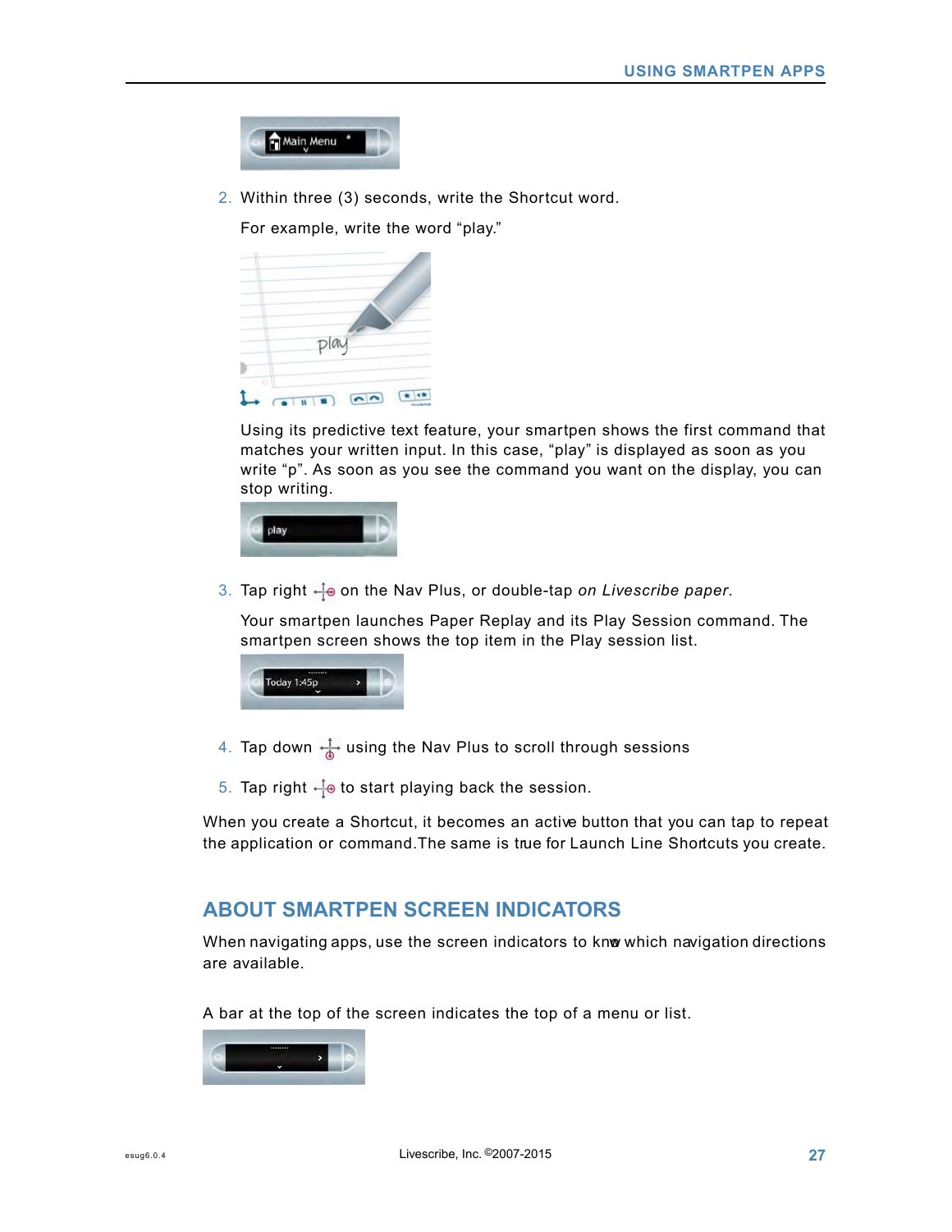2. Within three (3) seconds, write the Shortcut word.

   For example, write the word "play."

   Using its predictive text feature, your smartpen shows the first command that matches your written input. In this case, "play" is displayed as soon as you write "p". As soon as you see the command you want on the display, you can stop writing.

3. Tap right on the Nav Plus, or double-tap *on Livescribe paper*.

   Your smartpen launches Paper Replay and its Play Session command. The smartpen screen shows the top item in the Play session list.

4. Tap down using the Nav Plus to scroll through sessions

5. Tap right to start playing back the session.

When you create a Shortcut, it becomes an active button that you can tap to repeat the application or command. The same is true for Launch Line Shortcuts you create.

## ABOUT SMARTPEN SCREEN INDICATORS

When navigating apps, use the screen indicators to know which navigation directions are available.

A bar at the top of the screen indicates the top of a menu or list.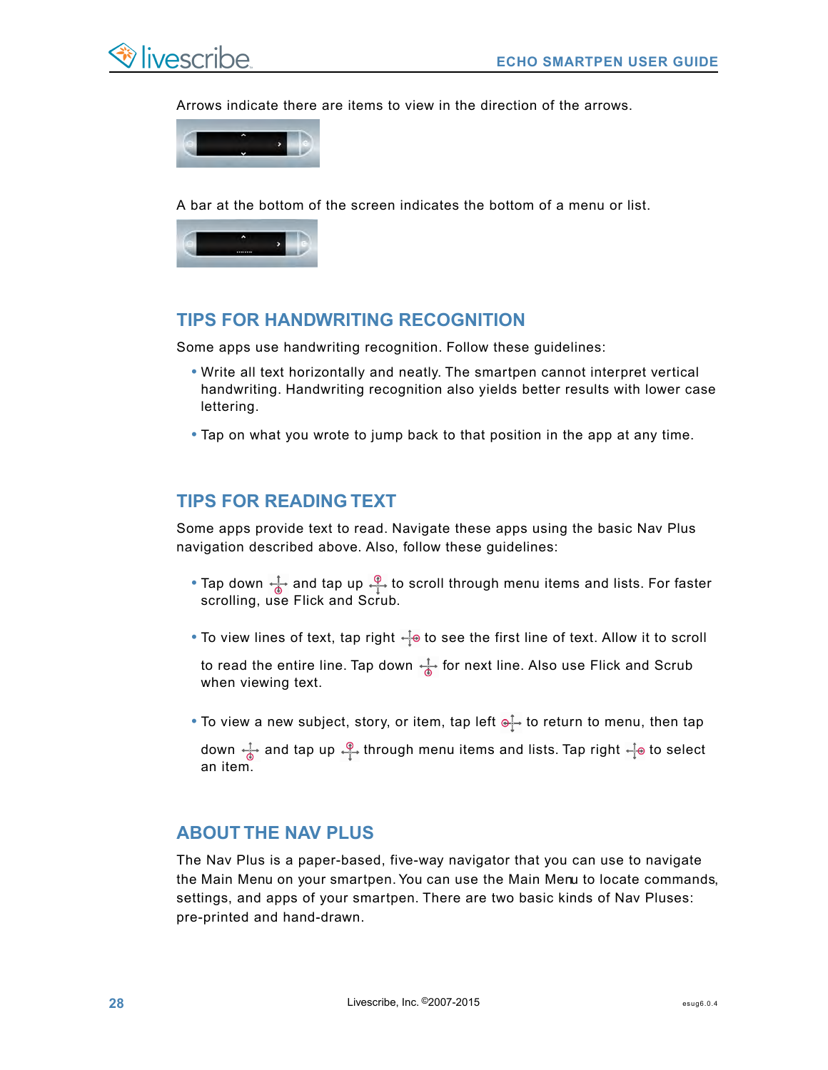Arrows indicate there are items to view in the direction of the arrows.

A bar at the bottom of the screen indicates the bottom of a menu or list.

## TIPS FOR HANDWRITING RECOGNITION

Some apps use handwriting recognition. Follow these guidelines:

- Write all text horizontally and neatly. The smartpen cannot interpret vertical handwriting. Handwriting recognition also yields better results with lower case lettering.
- Tap on what you wrote to jump back to that position in the app at any time.

## TIPS FOR READING TEXT

Some apps provide text to read. Navigate these apps using the basic Nav Plus navigation described above. Also, follow these guidelines:

- Tap down and tap up to scroll through menu items and lists. For faster scrolling, use Flick and Scrub.
- To view lines of text, tap right to see the first line of text. Allow it to scroll to read the entire line. Tap down for next line. Also use Flick and Scrub when viewing text.
- To view a new subject, story, or item, tap left to return to menu, then tap down and tap up through menu items and lists. Tap right to select an item.

## ABOUT THE NAV PLUS

The Nav Plus is a paper-based, five-way navigator that you can use to navigate the Main Menu on your smartpen. You can use the Main Menu to locate commands, settings, and apps of your smartpen. There are two basic kinds of Nav Pluses: pre-printed and hand-drawn.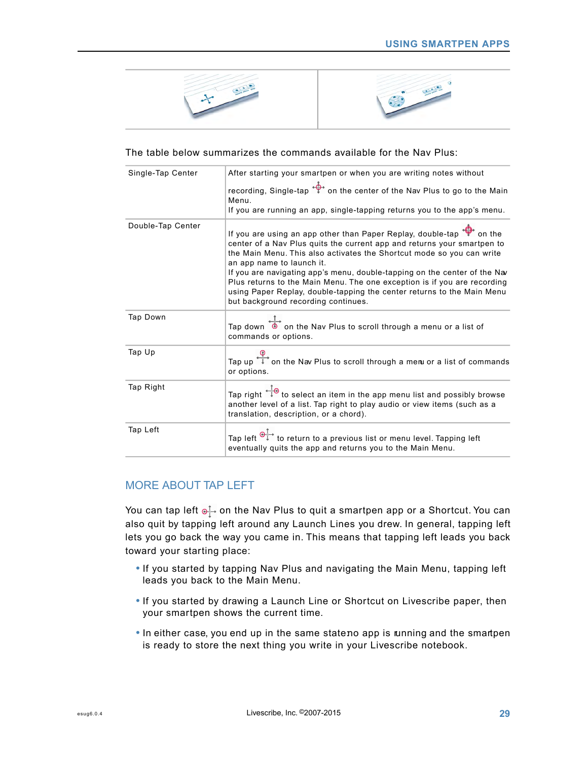The table below summarizes the commands available for the Nav Plus:

| | |
|---|---|
| Single-Tap Center | After starting your smartpen or when you are writing notes without recording, Single-tap on the center of the Nav Plus to go to the Main Menu.<br>If you are running an app, single-tapping returns you to the app's menu. |
| Double-Tap Center | If you are using an app other than Paper Replay, double-tap on the center of a Nav Plus quits the current app and returns your smartpen to the Main Menu. This also activates the Shortcut mode so you can write an app name to launch it.<br>If you are navigating app's menu, double-tapping on the center of the Nav Plus returns to the Main Menu. The one exception is if you are recording using Paper Replay, double-tapping the center returns to the Main Menu but background recording continues. |
| Tap Down | Tap down on the Nav Plus to scroll through a menu or a list of commands or options. |
| Tap Up | Tap up on the Nav Plus to scroll through a menu or a list of commands or options. |
| Tap Right | Tap right to select an item in the app menu list and possibly browse another level of a list. Tap right to play audio or view items (such as a translation, description, or a chord). |
| Tap Left | Tap left to return to a previous list or menu level. Tapping left eventually quits the app and returns you to the Main Menu. |

## MORE ABOUT TAP LEFT

You can tap left on the Nav Plus to quit a smartpen app or a Shortcut. You can also quit by tapping left around any Launch Lines you drew. In general, tapping left lets you go back the way you came in. This means that tapping left leads you back toward your starting place:

- If you started by tapping Nav Plus and navigating the Main Menu, tapping left leads you back to the Main Menu.
- If you started by drawing a Launch Line or Shortcut on Livescribe paper, then your smartpen shows the current time.
- In either case, you end up in the same state:no app is running and the smartpen is ready to store the next thing you write in your Livescribe notebook.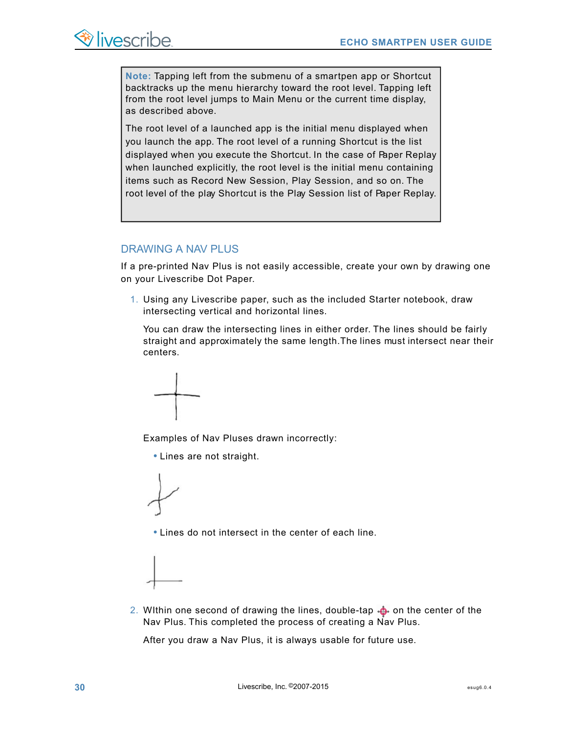> **Note:** Tapping left from the submenu of a smartpen app or Shortcut backtracks up the menu hierarchy toward the root level. Tapping left from the root level jumps to Main Menu or the current time display, as described above.
>
> The root level of a launched app is the initial menu displayed when you launch the app. The root level of a running Shortcut is the list displayed when you execute the Shortcut. In the case of Paper Replay when launched explicitly, the root level is the initial menu containing items such as Record New Session, Play Session, and so on. The root level of the play Shortcut is the Play Session list of Paper Replay.

## DRAWING A NAV PLUS

If a pre-printed Nav Plus is not easily accessible, create your own by drawing one on your Livescribe Dot Paper.

1. Using any Livescribe paper, such as the included Starter notebook, draw intersecting vertical and horizontal lines.

   You can draw the intersecting lines in either order. The lines should be fairly straight and approximately the same length. The lines must intersect near their centers.

   Examples of Nav Pluses drawn incorrectly:

   - Lines are not straight.
   - Lines do not intersect in the center of each line.

2. WIthin one second of drawing the lines, double-tap on the center of the Nav Plus. This completed the process of creating a Nav Plus.

   After you draw a Nav Plus, it is always usable for future use.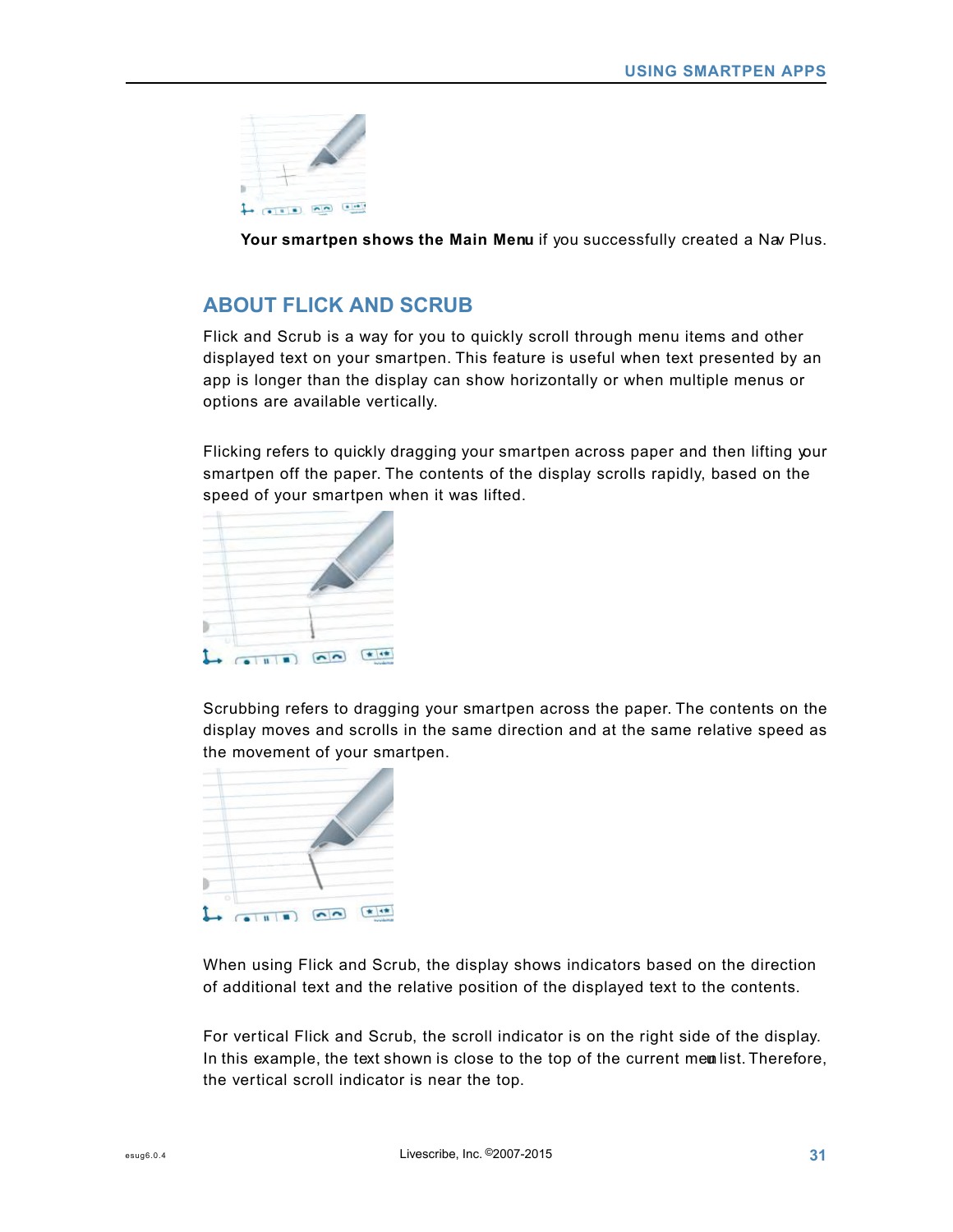**Your smartpen shows the Main Menu** if you successfully created a Nav Plus.

## ABOUT FLICK AND SCRUB

Flick and Scrub is a way for you to quickly scroll through menu items and other displayed text on your smartpen. This feature is useful when text presented by an app is longer than the display can show horizontally or when multiple menus or options are available vertically.

Flicking refers to quickly dragging your smartpen across paper and then lifting your smartpen off the paper. The contents of the display scrolls rapidly, based on the speed of your smartpen when it was lifted.

Scrubbing refers to dragging your smartpen across the paper. The contents on the display moves and scrolls in the same direction and at the same relative speed as the movement of your smartpen.

When using Flick and Scrub, the display shows indicators based on the direction of additional text and the relative position of the displayed text to the contents.

For vertical Flick and Scrub, the scroll indicator is on the right side of the display. In this example, the text shown is close to the top of the current menu list. Therefore, the vertical scroll indicator is near the top.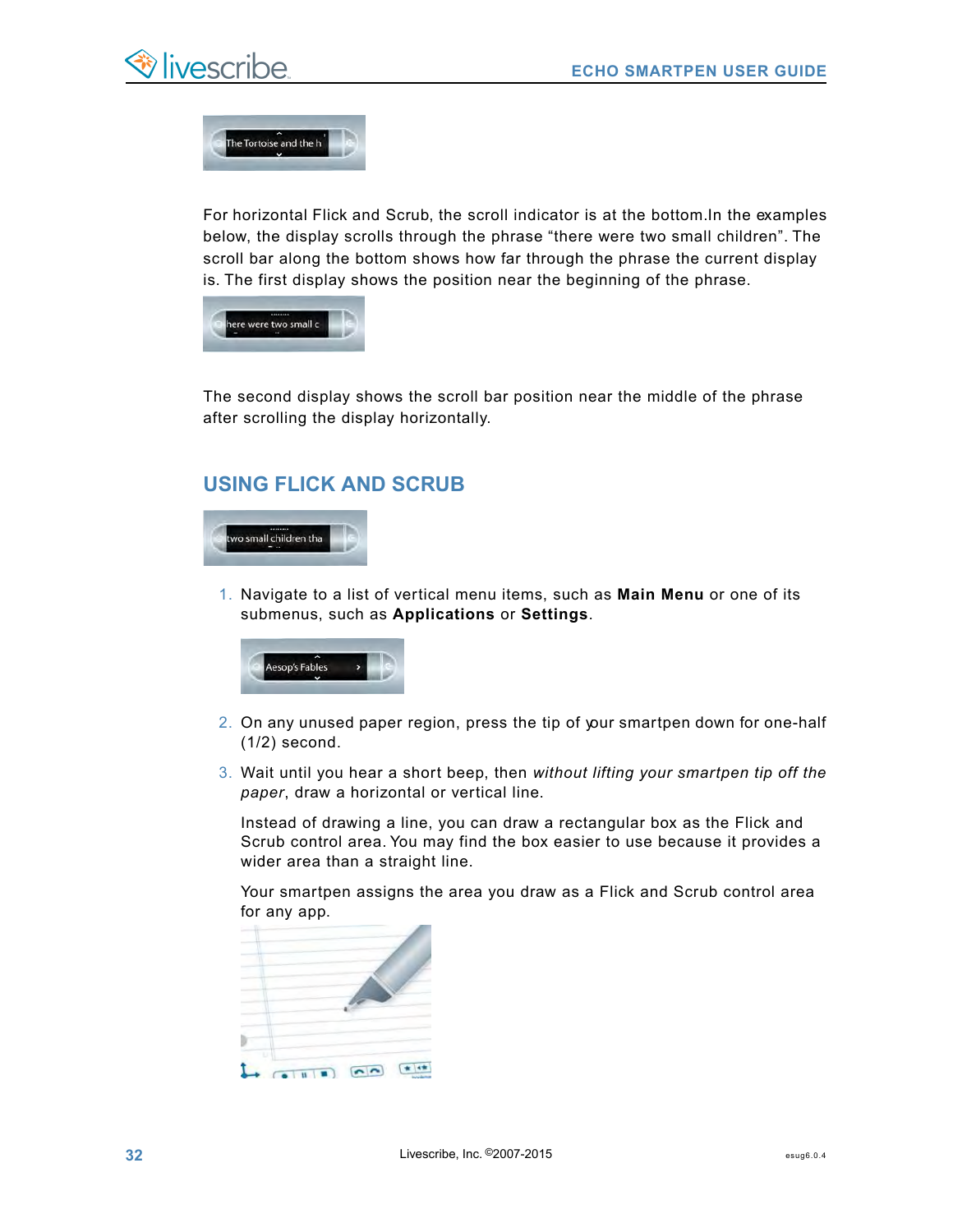For horizontal Flick and Scrub, the scroll indicator is at the bottom.In the examples below, the display scrolls through the phrase “there were two small children”. The scroll bar along the bottom shows how far through the phrase the current display is. The first display shows the position near the beginning of the phrase.

The second display shows the scroll bar position near the middle of the phrase after scrolling the display horizontally.

## USING FLICK AND SCRUB

1. Navigate to a list of vertical menu items, such as **Main Menu** or one of its submenus, such as **Applications** or **Settings**.

2. On any unused paper region, press the tip of your smartpen down for one-half (1/2) second.

3. Wait until you hear a short beep, then *without lifting your smartpen tip off the paper*, draw a horizontal or vertical line.

   Instead of drawing a line, you can draw a rectangular box as the Flick and Scrub control area. You may find the box easier to use because it provides a wider area than a straight line.

   Your smartpen assigns the area you draw as a Flick and Scrub control area for any app.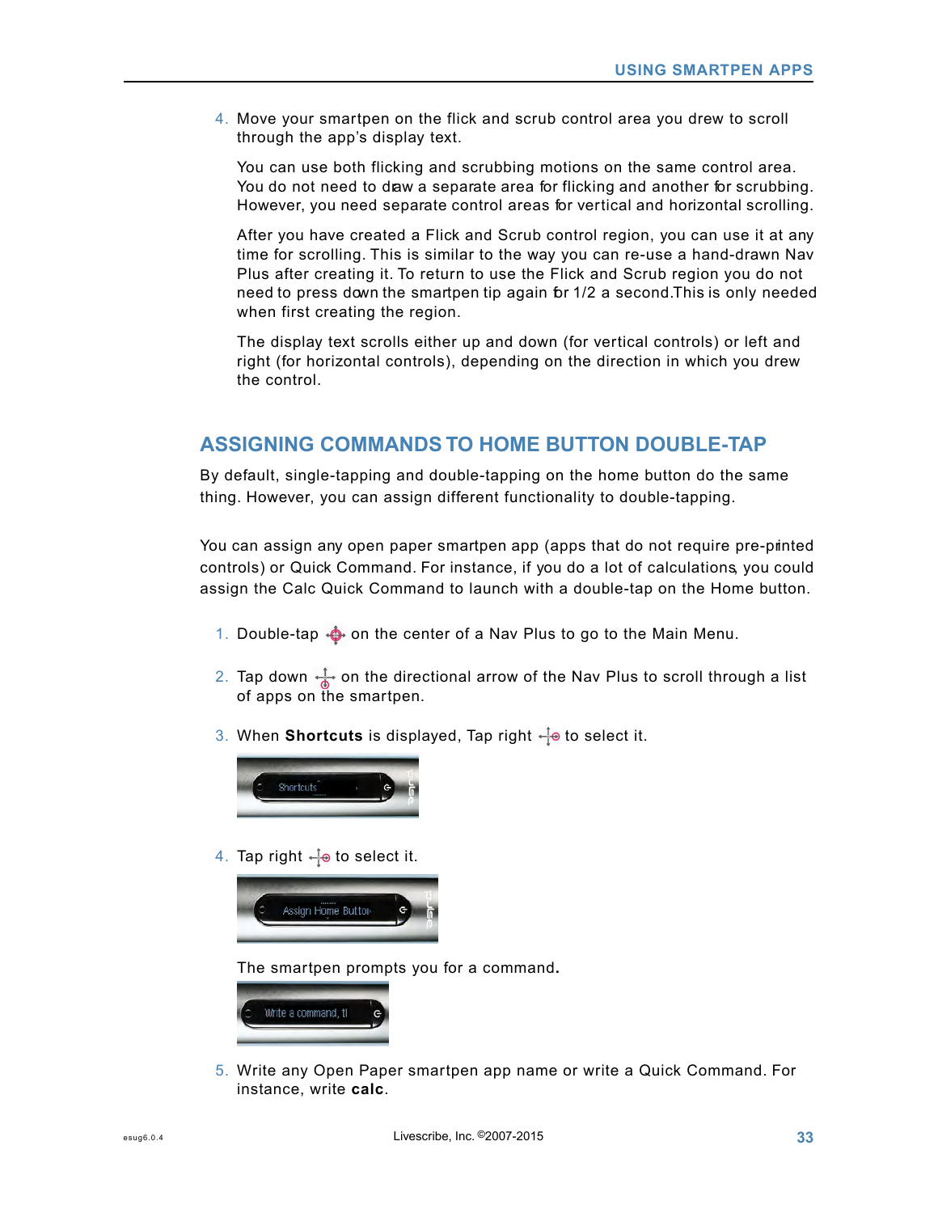4. Move your smartpen on the flick and scrub control area you drew to scroll through the app's display text.

   You can use both flicking and scrubbing motions on the same control area. You do not need to draw a separate area for flicking and another for scrubbing. However, you need separate control areas for vertical and horizontal scrolling.

   After you have created a Flick and Scrub control region, you can use it at any time for scrolling. This is similar to the way you can re-use a hand-drawn Nav Plus after creating it. To return to use the Flick and Scrub region you do not need to press down the smartpen tip again for 1/2 a second.This is only needed when first creating the region.

   The display text scrolls either up and down (for vertical controls) or left and right (for horizontal controls), depending on the direction in which you drew the control.

## ASSIGNING COMMANDS TO HOME BUTTON DOUBLE-TAP

By default, single-tapping and double-tapping on the home button do the same thing. However, you can assign different functionality to double-tapping.

You can assign any open paper smartpen app (apps that do not require pre-printed controls) or Quick Command. For instance, if you do a lot of calculations, you could assign the Calc Quick Command to launch with a double-tap on the Home button.

1. Double-tap on the center of a Nav Plus to go to the Main Menu.
2. Tap down on the directional arrow of the Nav Plus to scroll through a list of apps on the smartpen.
3. When **Shortcuts** is displayed, Tap right to select it.
4. Tap right to select it.

   The smartpen prompts you for a command.

5. Write any Open Paper smartpen app name or write a Quick Command. For instance, write **calc**.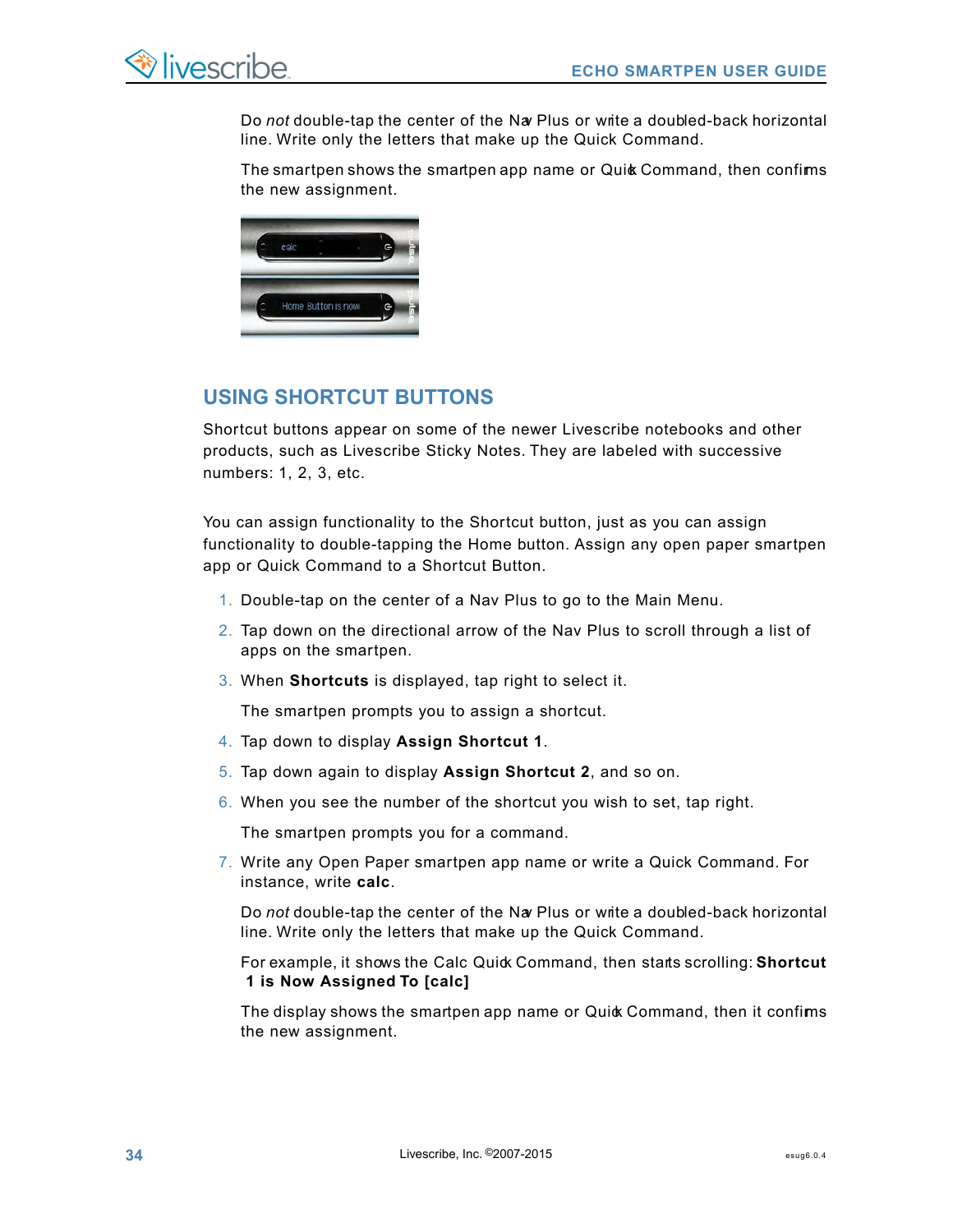Do *not* double-tap the center of the Nav Plus or write a doubled-back horizontal line. Write only the letters that make up the Quick Command.

The smartpen shows the smartpen app name or Quick Command, then confirms the new assignment.

## USING SHORTCUT BUTTONS

Shortcut buttons appear on some of the newer Livescribe notebooks and other products, such as Livescribe Sticky Notes. They are labeled with successive numbers: 1, 2, 3, etc.

You can assign functionality to the Shortcut button, just as you can assign functionality to double-tapping the Home button. Assign any open paper smartpen app or Quick Command to a Shortcut Button.

1. Double-tap on the center of a Nav Plus to go to the Main Menu.
2. Tap down on the directional arrow of the Nav Plus to scroll through a list of apps on the smartpen.
3. When **Shortcuts** is displayed, tap right to select it.

   The smartpen prompts you to assign a shortcut.
4. Tap down to display **Assign Shortcut 1**.
5. Tap down again to display **Assign Shortcut 2**, and so on.
6. When you see the number of the shortcut you wish to set, tap right.

   The smartpen prompts you for a command.
7. Write any Open Paper smartpen app name or write a Quick Command. For instance, write **calc**.

   Do *not* double-tap the center of the Nav Plus or write a doubled-back horizontal line. Write only the letters that make up the Quick Command.

   For example, it shows the Calc Quick Command, then starts scrolling: **Shortcut 1 is Now Assigned To [calc]**

   The display shows the smartpen app name or Quick Command, then it confirms the new assignment.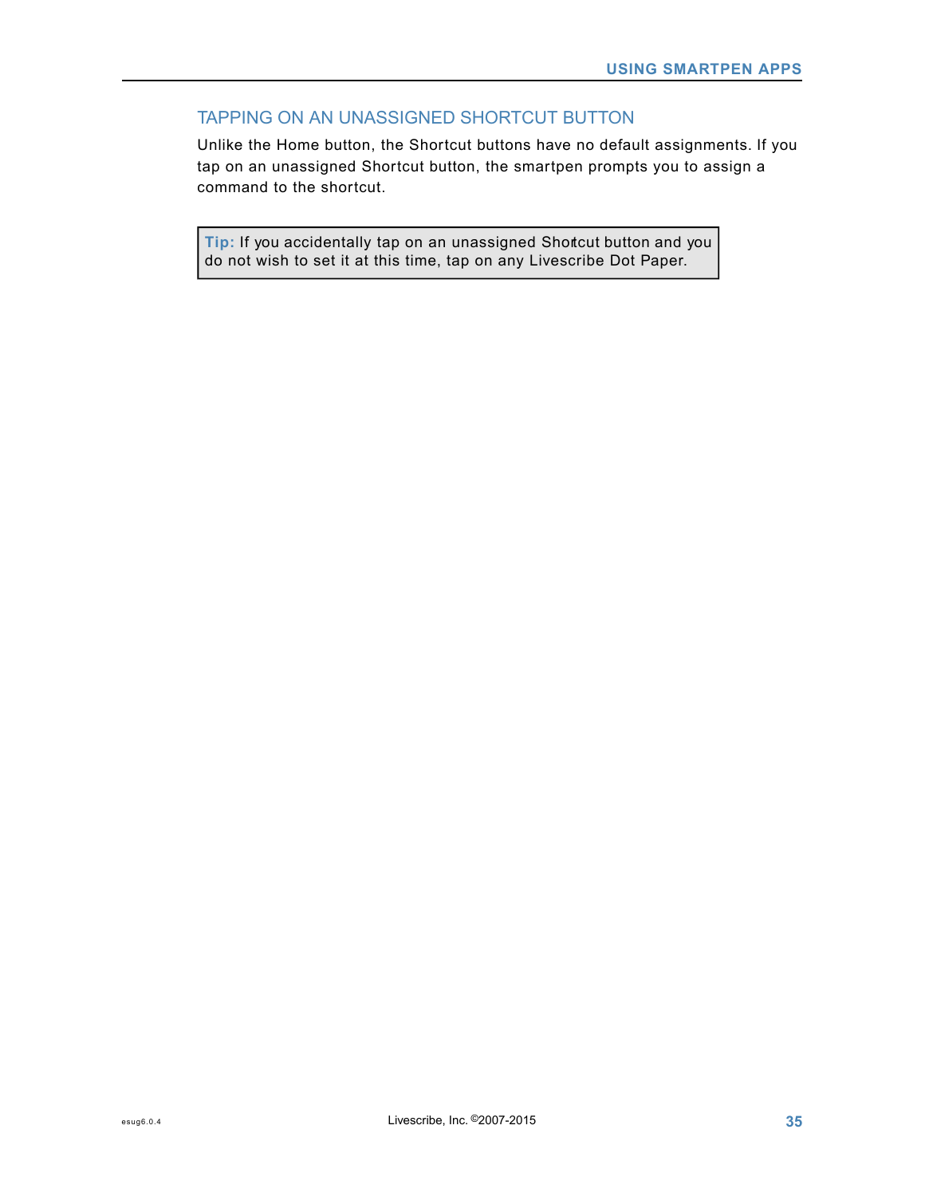## TAPPING ON AN UNASSIGNED SHORTCUT BUTTON

Unlike the Home button, the Shortcut buttons have no default assignments. If you tap on an unassigned Shortcut button, the smartpen prompts you to assign a command to the shortcut.

> **Tip:** If you accidentally tap on an unassigned Shortcut button and you do not wish to set it at this time, tap on any Livescribe Dot Paper.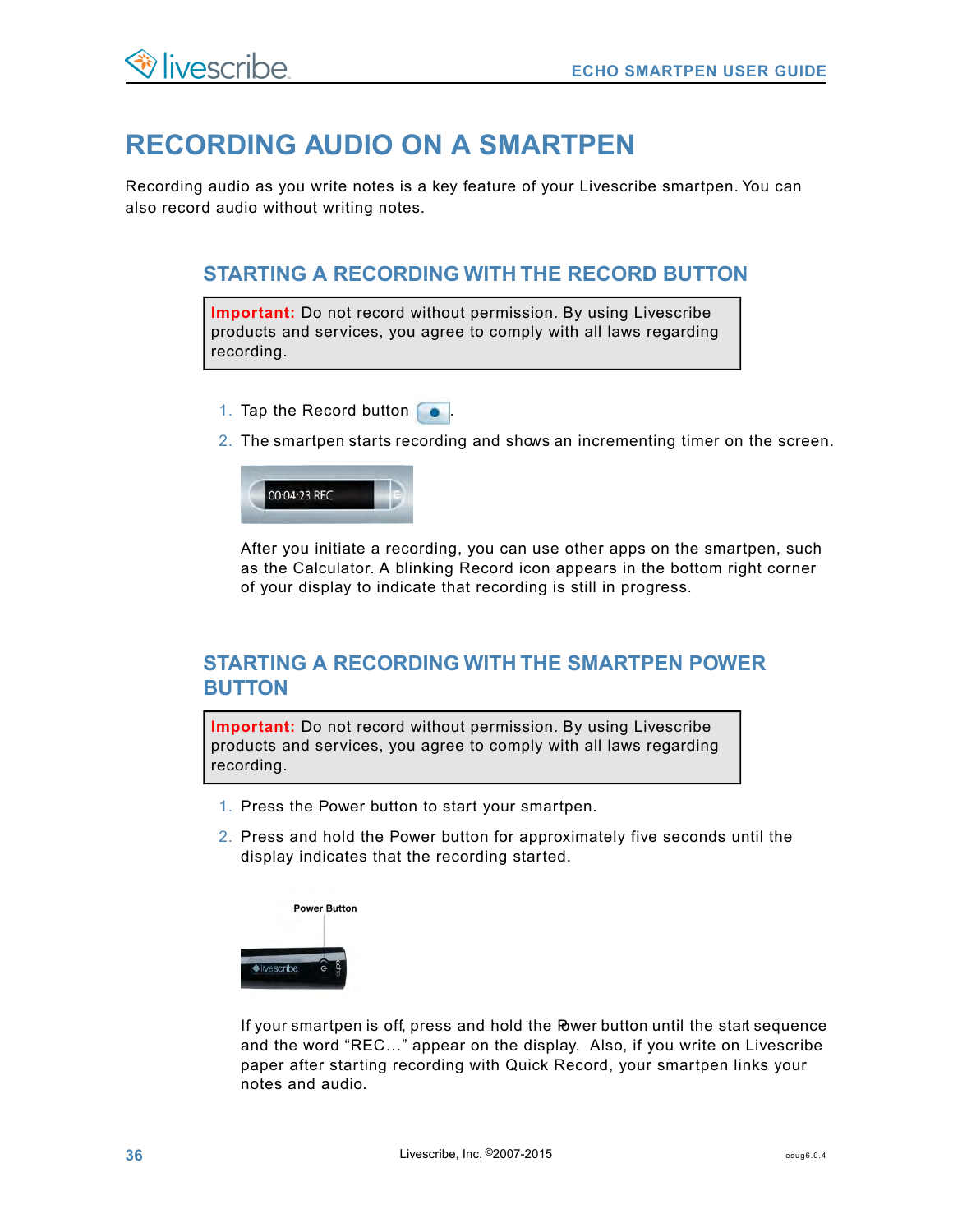# RECORDING AUDIO ON A SMARTPEN

Recording audio as you write notes is a key feature of your Livescribe smartpen. You can also record audio without writing notes.

## STARTING A RECORDING WITH THE RECORD BUTTON

> **Important:** Do not record without permission. By using Livescribe products and services, you agree to comply with all laws regarding recording.

1. Tap the Record button .
2. The smartpen starts recording and shows an incrementing timer on the screen.

   After you initiate a recording, you can use other apps on the smartpen, such as the Calculator. A blinking Record icon appears in the bottom right corner of your display to indicate that recording is still in progress.

## STARTING A RECORDING WITH THE SMARTPEN POWER BUTTON

> **Important:** Do not record without permission. By using Livescribe products and services, you agree to comply with all laws regarding recording.

1. Press the Power button to start your smartpen.
2. Press and hold the Power button for approximately five seconds until the display indicates that the recording started.

   If your smartpen is off, press and hold the Power button until the start sequence and the word "REC..." appear on the display. Also, if you write on Livescribe paper after starting recording with Quick Record, your smartpen links your notes and audio.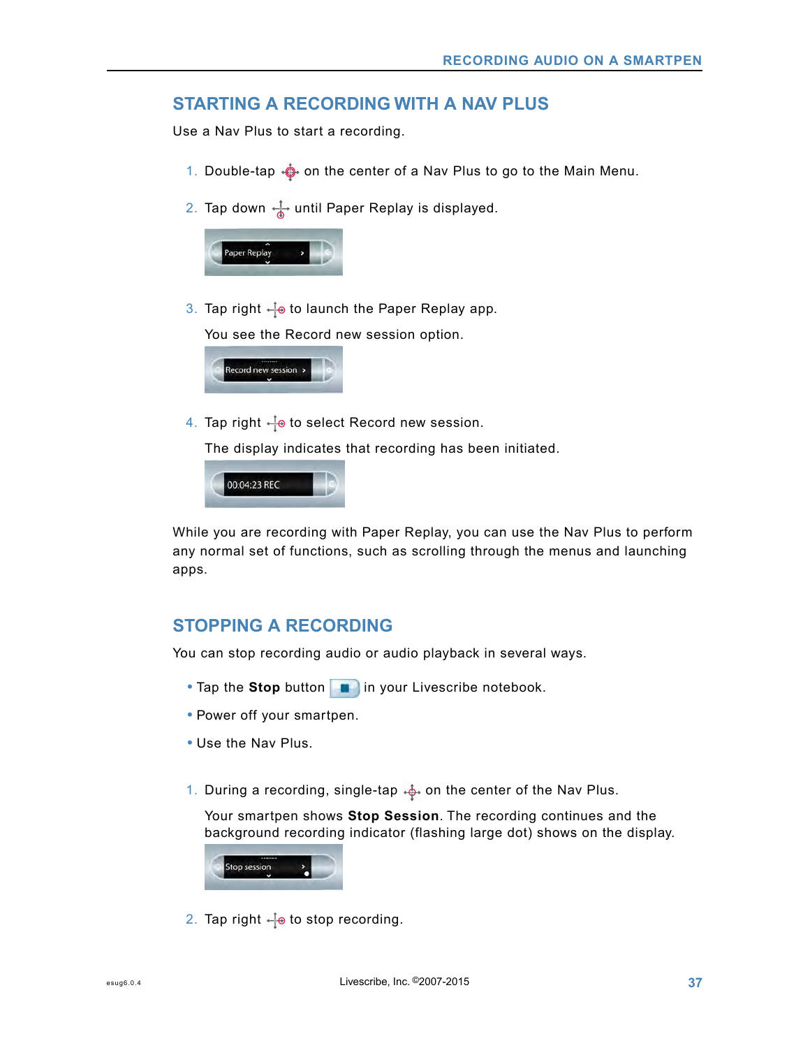## STARTING A RECORDING WITH A NAV PLUS

Use a Nav Plus to start a recording.

1. Double-tap on the center of a Nav Plus to go to the Main Menu.
2. Tap down until Paper Replay is displayed.
3. Tap right to launch the Paper Replay app.

   You see the Record new session option.
4. Tap right to select Record new session.

   The display indicates that recording has been initiated.

While you are recording with Paper Replay, you can use the Nav Plus to perform any normal set of functions, such as scrolling through the menus and launching apps.

## STOPPING A RECORDING

You can stop recording audio or audio playback in several ways.

- Tap the **Stop** button in your Livescribe notebook.
- Power off your smartpen.
- Use the Nav Plus.

1. During a recording, single-tap on the center of the Nav Plus.

   Your smartpen shows **Stop Session**. The recording continues and the background recording indicator (flashing large dot) shows on the display.
2. Tap right to stop recording.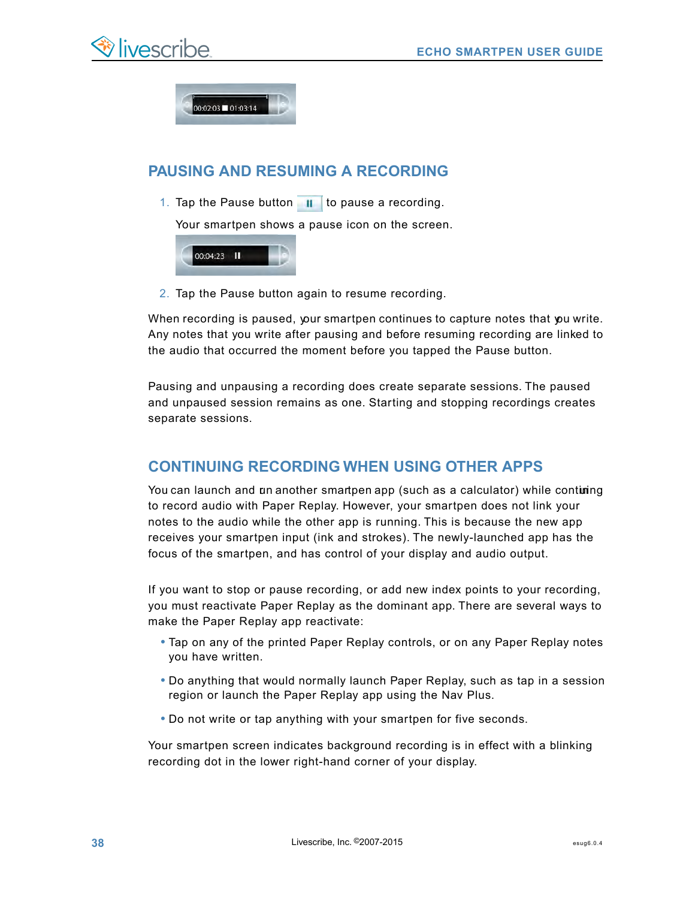## PAUSING AND RESUMING A RECORDING

1. Tap the Pause button to pause a recording.

   Your smartpen shows a pause icon on the screen.

2. Tap the Pause button again to resume recording.

When recording is paused, your smartpen continues to capture notes that you write. Any notes that you write after pausing and before resuming recording are linked to the audio that occurred the moment before you tapped the Pause button.

Pausing and unpausing a recording does create separate sessions. The paused and unpaused session remains as one. Starting and stopping recordings creates separate sessions.

## CONTINUING RECORDING WHEN USING OTHER APPS

You can launch and run another smartpen app (such as a calculator) while continuing to record audio with Paper Replay. However, your smartpen does not link your notes to the audio while the other app is running. This is because the new app receives your smartpen input (ink and strokes). The newly-launched app has the focus of the smartpen, and has control of your display and audio output.

If you want to stop or pause recording, or add new index points to your recording, you must reactivate Paper Replay as the dominant app. There are several ways to make the Paper Replay app reactivate:

- Tap on any of the printed Paper Replay controls, or on any Paper Replay notes you have written.
- Do anything that would normally launch Paper Replay, such as tap in a session region or launch the Paper Replay app using the Nav Plus.
- Do not write or tap anything with your smartpen for five seconds.

Your smartpen screen indicates background recording is in effect with a blinking recording dot in the lower right-hand corner of your display.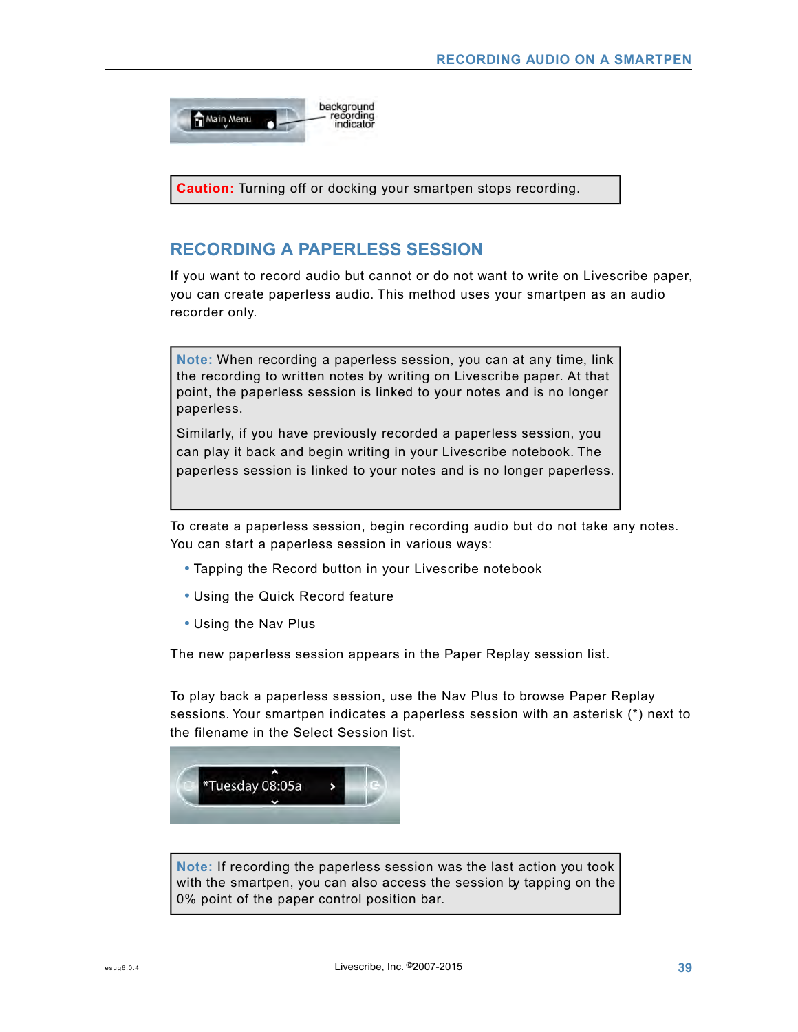**Caution:** Turning off or docking your smartpen stops recording.

## RECORDING A PAPERLESS SESSION

If you want to record audio but cannot or do not want to write on Livescribe paper, you can create paperless audio. This method uses your smartpen as an audio recorder only.

> **Note:** When recording a paperless session, you can at any time, link the recording to written notes by writing on Livescribe paper. At that point, the paperless session is linked to your notes and is no longer paperless.
>
> Similarly, if you have previously recorded a paperless session, you can play it back and begin writing in your Livescribe notebook. The paperless session is linked to your notes and is no longer paperless.

To create a paperless session, begin recording audio but do not take any notes. You can start a paperless session in various ways:

- Tapping the Record button in your Livescribe notebook
- Using the Quick Record feature
- Using the Nav Plus

The new paperless session appears in the Paper Replay session list.

To play back a paperless session, use the Nav Plus to browse Paper Replay sessions. Your smartpen indicates a paperless session with an asterisk (*) next to the filename in the Select Session list.

> **Note:** If recording the paperless session was the last action you took with the smartpen, you can also access the session by tapping on the 0% point of the paper control position bar.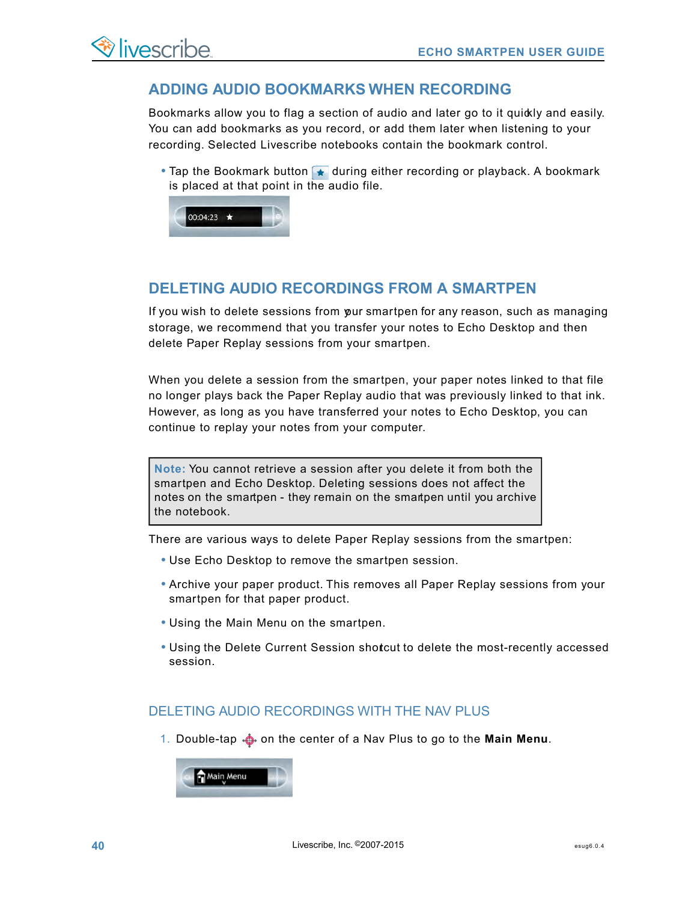## ADDING AUDIO BOOKMARKS WHEN RECORDING

Bookmarks allow you to flag a section of audio and later go to it quickly and easily. You can add bookmarks as you record, or add them later when listening to your recording. Selected Livescribe notebooks contain the bookmark control.

- Tap the Bookmark button during either recording or playback. A bookmark is placed at that point in the audio file.

## DELETING AUDIO RECORDINGS FROM A SMARTPEN

If you wish to delete sessions from your smartpen for any reason, such as managing storage, we recommend that you transfer your notes to Echo Desktop and then delete Paper Replay sessions from your smartpen.

When you delete a session from the smartpen, your paper notes linked to that file no longer plays back the Paper Replay audio that was previously linked to that ink. However, as long as you have transferred your notes to Echo Desktop, you can continue to replay your notes from your computer.

> **Note:** You cannot retrieve a session after you delete it from both the smartpen and Echo Desktop. Deleting sessions does not affect the notes on the smartpen - they remain on the smartpen until you archive the notebook.

There are various ways to delete Paper Replay sessions from the smartpen:

- Use Echo Desktop to remove the smartpen session.
- Archive your paper product. This removes all Paper Replay sessions from your smartpen for that paper product.
- Using the Main Menu on the smartpen.
- Using the Delete Current Session shortcut to delete the most-recently accessed session.

### DELETING AUDIO RECORDINGS WITH THE NAV PLUS

1. Double-tap on the center of a Nav Plus to go to the **Main Menu**.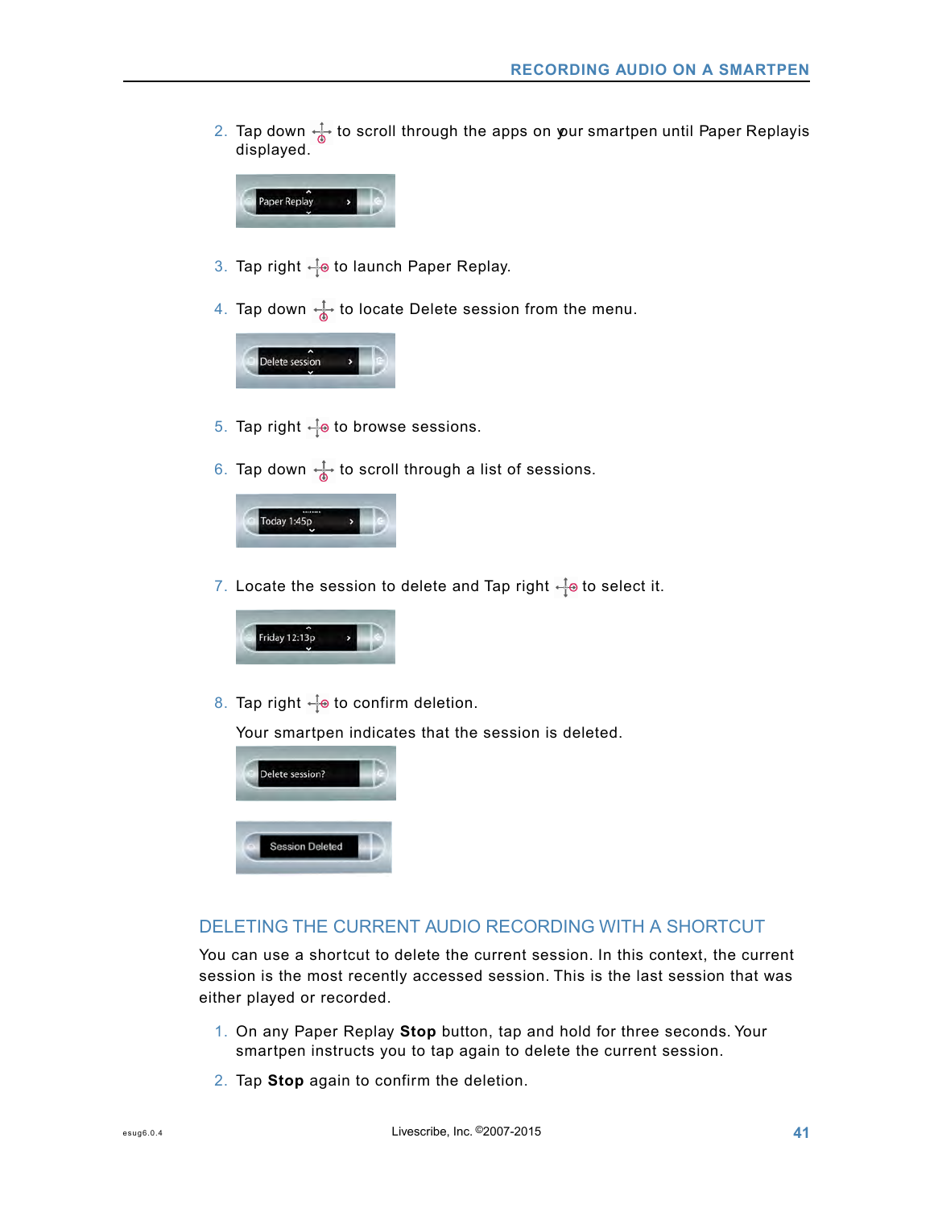2. Tap down to scroll through the apps on your smartpen until Paper Replay is displayed.

3. Tap right to launch Paper Replay.

4. Tap down to locate Delete session from the menu.

5. Tap right to browse sessions.

6. Tap down to scroll through a list of sessions.

7. Locate the session to delete and Tap right to select it.

8. Tap right to confirm deletion.

   Your smartpen indicates that the session is deleted.

## DELETING THE CURRENT AUDIO RECORDING WITH A SHORTCUT

You can use a shortcut to delete the current session. In this context, the current session is the most recently accessed session. This is the last session that was either played or recorded.

1. On any Paper Replay **Stop** button, tap and hold for three seconds. Your smartpen instructs you to tap again to delete the current session.
2. Tap **Stop** again to confirm the deletion.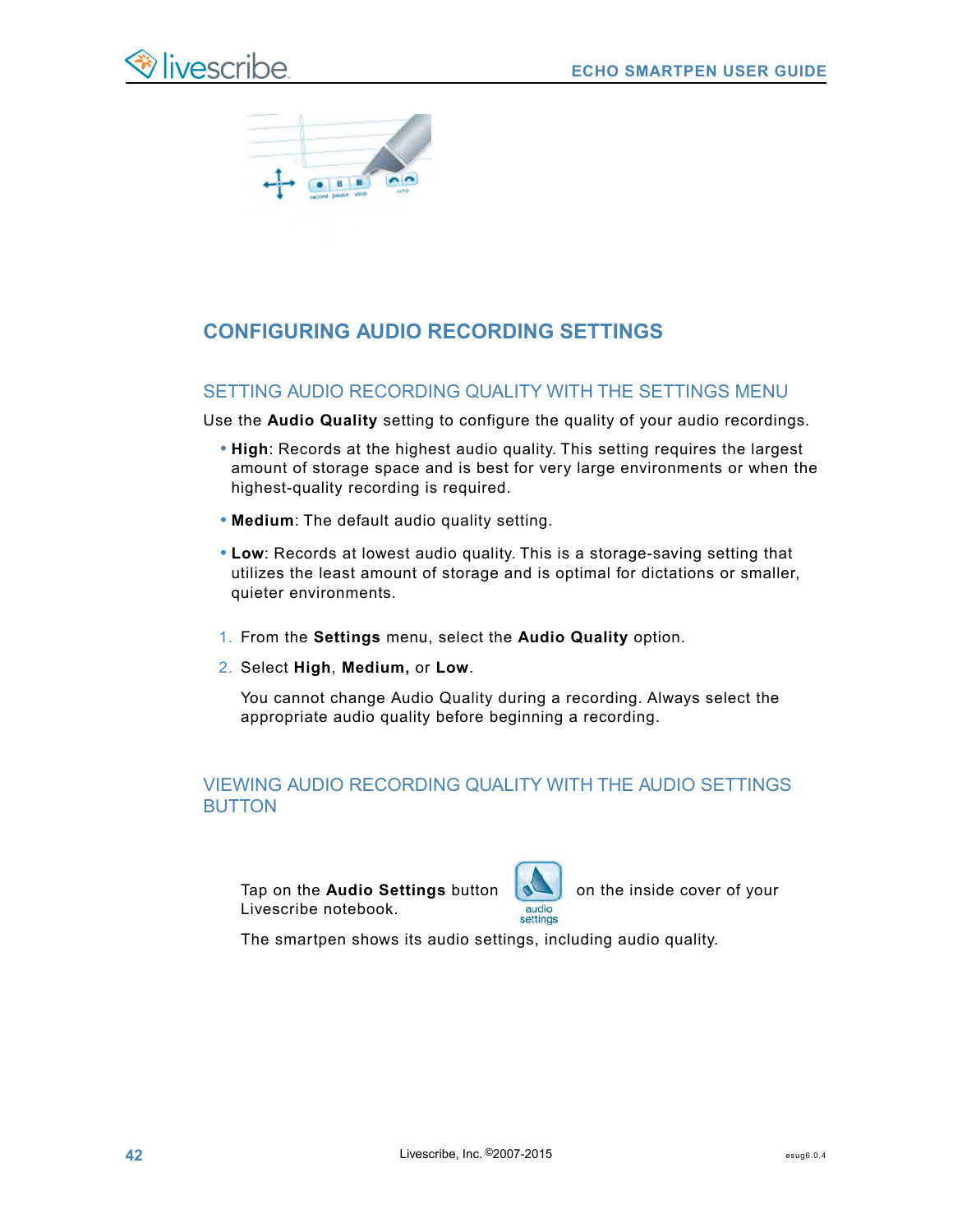## CONFIGURING AUDIO RECORDING SETTINGS

### SETTING AUDIO RECORDING QUALITY WITH THE SETTINGS MENU

Use the **Audio Quality** setting to configure the quality of your audio recordings.

- **High**: Records at the highest audio quality. This setting requires the largest amount of storage space and is best for very large environments or when the highest-quality recording is required.
- **Medium**: The default audio quality setting.
- **Low**: Records at lowest audio quality. This is a storage-saving setting that utilizes the least amount of storage and is optimal for dictations or smaller, quieter environments.

1. From the **Settings** menu, select the **Audio Quality** option.
2. Select **High**, **Medium,** or **Low**.

   You cannot change Audio Quality during a recording. Always select the appropriate audio quality before beginning a recording.

### VIEWING AUDIO RECORDING QUALITY WITH THE AUDIO SETTINGS BUTTON

Tap on the **Audio Settings** button (audio settings) on the inside cover of your Livescribe notebook.

The smartpen shows its audio settings, including audio quality.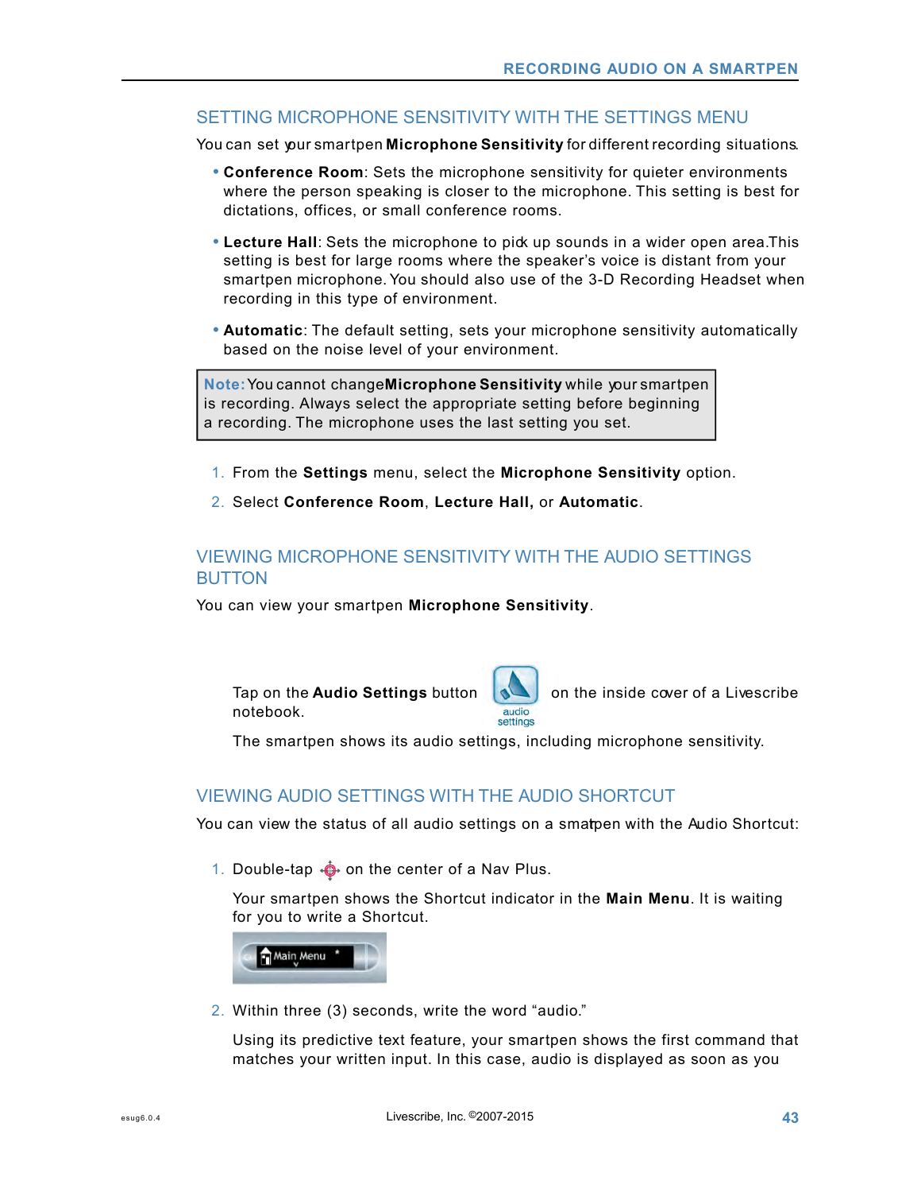## SETTING MICROPHONE SENSITIVITY WITH THE SETTINGS MENU

You can set your smartpen **Microphone Sensitivity** for different recording situations.

- **Conference Room**: Sets the microphone sensitivity for quieter environments where the person speaking is closer to the microphone. This setting is best for dictations, offices, or small conference rooms.
- **Lecture Hall**: Sets the microphone to pick up sounds in a wider open area. This setting is best for large rooms where the speaker's voice is distant from your smartpen microphone. You should also use of the 3-D Recording Headset when recording in this type of environment.
- **Automatic**: The default setting, sets your microphone sensitivity automatically based on the noise level of your environment.

> **Note:** You cannot change **Microphone Sensitivity** while your smartpen is recording. Always select the appropriate setting before beginning a recording. The microphone uses the last setting you set.

1. From the **Settings** menu, select the **Microphone Sensitivity** option.
2. Select **Conference Room**, **Lecture Hall,** or **Automatic**.

## VIEWING MICROPHONE SENSITIVITY WITH THE AUDIO SETTINGS BUTTON

You can view your smartpen **Microphone Sensitivity**.

Tap on the **Audio Settings** button on the inside cover of a Livescribe notebook.

The smartpen shows its audio settings, including microphone sensitivity.

## VIEWING AUDIO SETTINGS WITH THE AUDIO SHORTCUT

You can view the status of all audio settings on a smartpen with the Audio Shortcut:

1. Double-tap on the center of a Nav Plus.

   Your smartpen shows the Shortcut indicator in the **Main Menu**. It is waiting for you to write a Shortcut.

2. Within three (3) seconds, write the word "audio."

   Using its predictive text feature, your smartpen shows the first command that matches your written input. In this case, audio is displayed as soon as you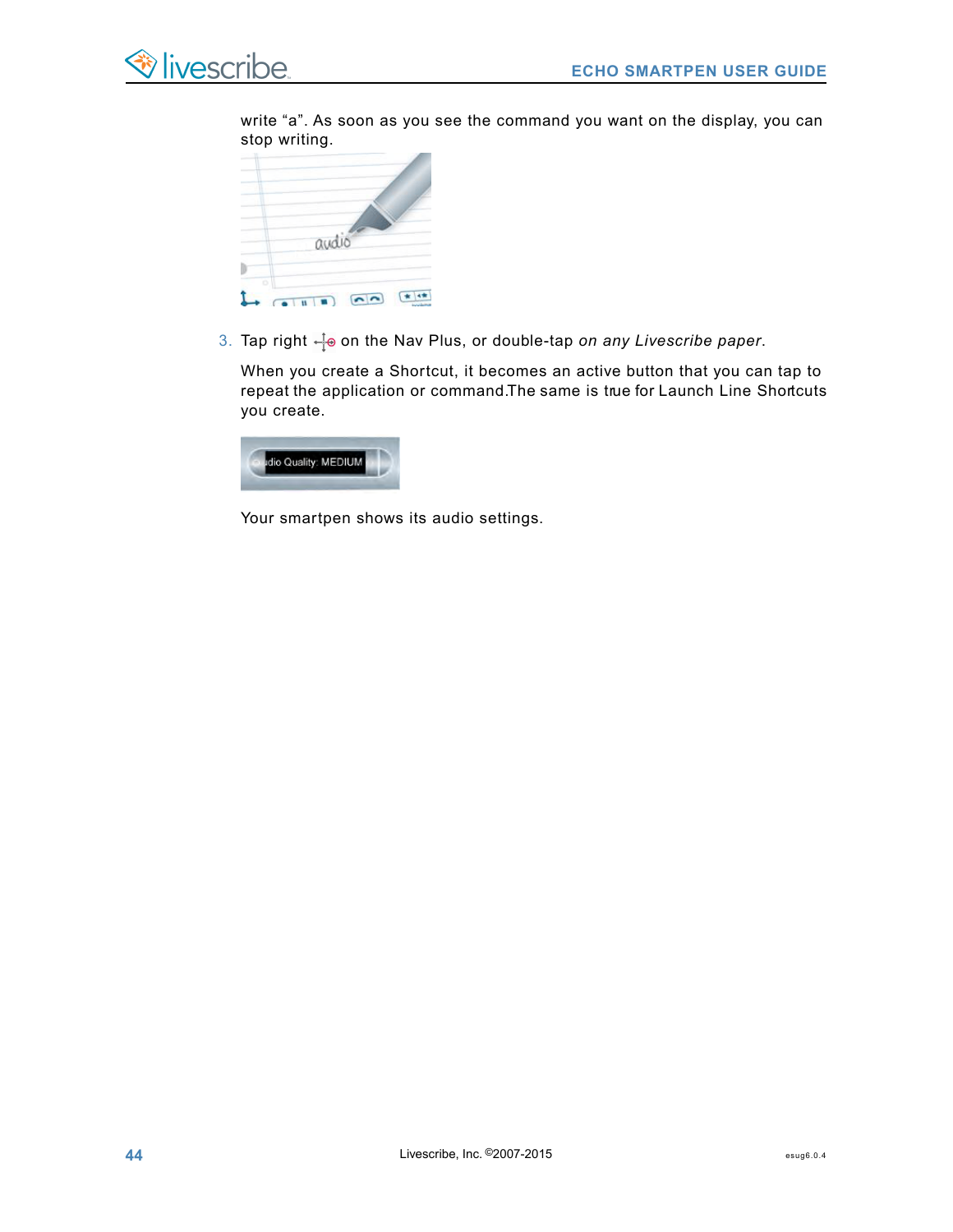write “a”. As soon as you see the command you want on the display, you can stop writing.

3. Tap right on the Nav Plus, or double-tap *on any Livescribe paper*.

   When you create a Shortcut, it becomes an active button that you can tap to repeat the application or command.The same is true for Launch Line Shortcuts you create.

   Your smartpen shows its audio settings.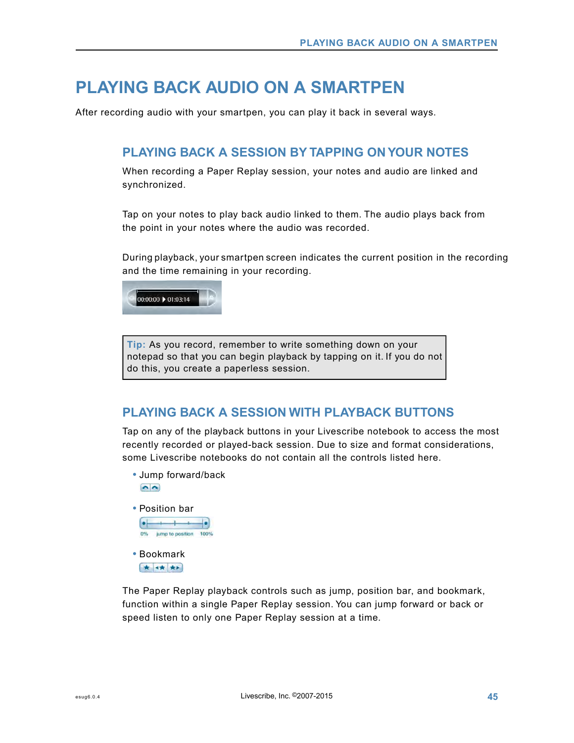# PLAYING BACK AUDIO ON A SMARTPEN

After recording audio with your smartpen, you can play it back in several ways.

## PLAYING BACK A SESSION BY TAPPING ON YOUR NOTES

When recording a Paper Replay session, your notes and audio are linked and synchronized.

Tap on your notes to play back audio linked to them. The audio plays back from the point in your notes where the audio was recorded.

During playback, your smartpen screen indicates the current position in the recording and the time remaining in your recording.

> **Tip:** As you record, remember to write something down on your notepad so that you can begin playback by tapping on it. If you do not do this, you create a paperless session.

## PLAYING BACK A SESSION WITH PLAYBACK BUTTONS

Tap on any of the playback buttons in your Livescribe notebook to access the most recently recorded or played-back session. Due to size and format considerations, some Livescribe notebooks do not contain all the controls listed here.

- Jump forward/back
- Position bar
- Bookmark

The Paper Replay playback controls such as jump, position bar, and bookmark, function within a single Paper Replay session. You can jump forward or back or speed listen to only one Paper Replay session at a time.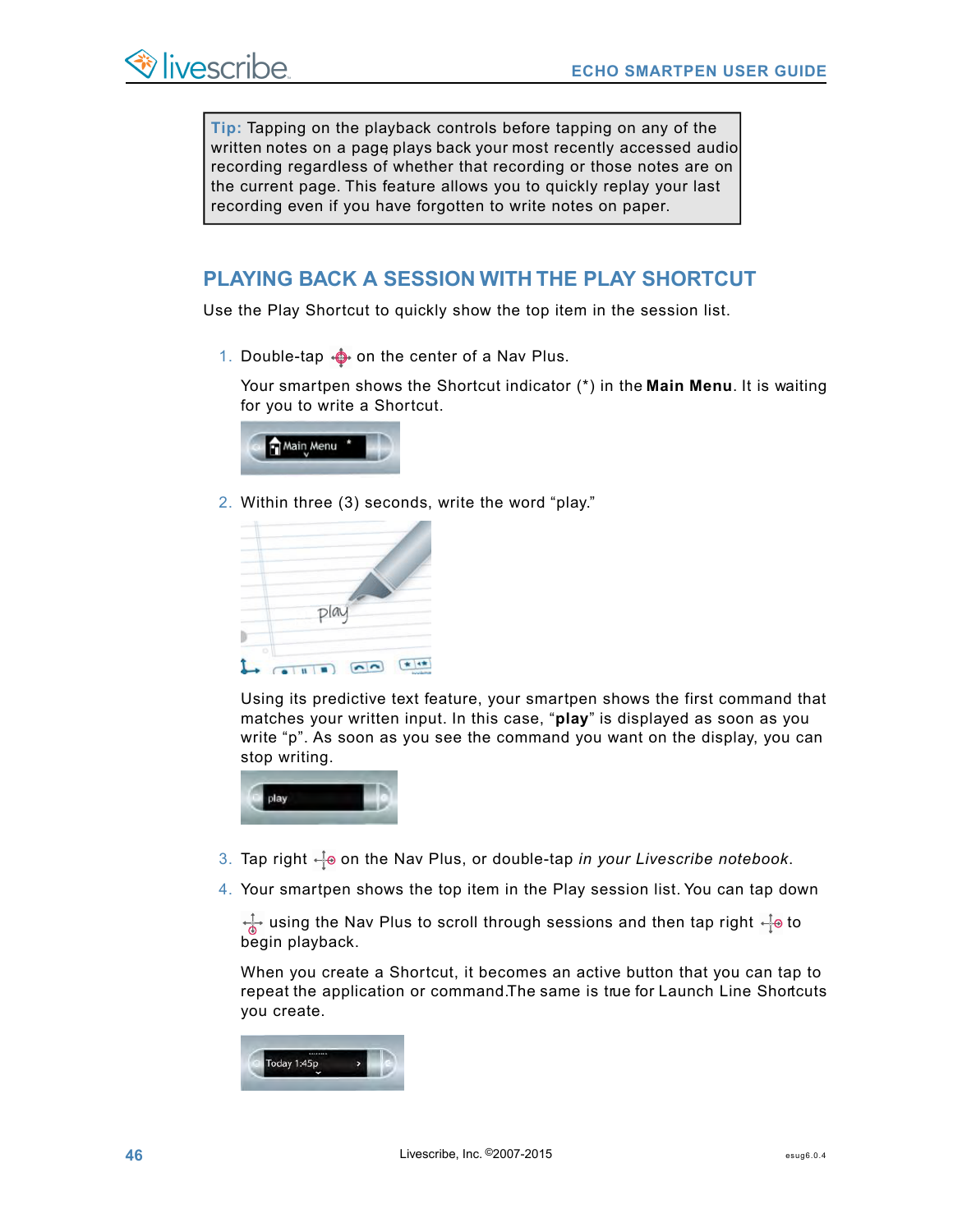**Tip:** Tapping on the playback controls before tapping on any of the written notes on a page, plays back your most recently accessed audio recording regardless of whether that recording or those notes are on the current page. This feature allows you to quickly replay your last recording even if you have forgotten to write notes on paper.

## PLAYING BACK A SESSION WITH THE PLAY SHORTCUT

Use the Play Shortcut to quickly show the top item in the session list.

1. Double-tap on the center of a Nav Plus.

   Your smartpen shows the Shortcut indicator (*) in the **Main Menu**. It is waiting for you to write a Shortcut.

2. Within three (3) seconds, write the word “play.”

   Using its predictive text feature, your smartpen shows the first command that matches your written input. In this case, “**play**” is displayed as soon as you write “p”. As soon as you see the command you want on the display, you can stop writing.

3. Tap right on the Nav Plus, or double-tap *in your Livescribe notebook*.

4. Your smartpen shows the top item in the Play session list. You can tap down using the Nav Plus to scroll through sessions and then tap right to begin playback.

   When you create a Shortcut, it becomes an active button that you can tap to repeat the application or command.The same is true for Launch Line Shortcuts you create.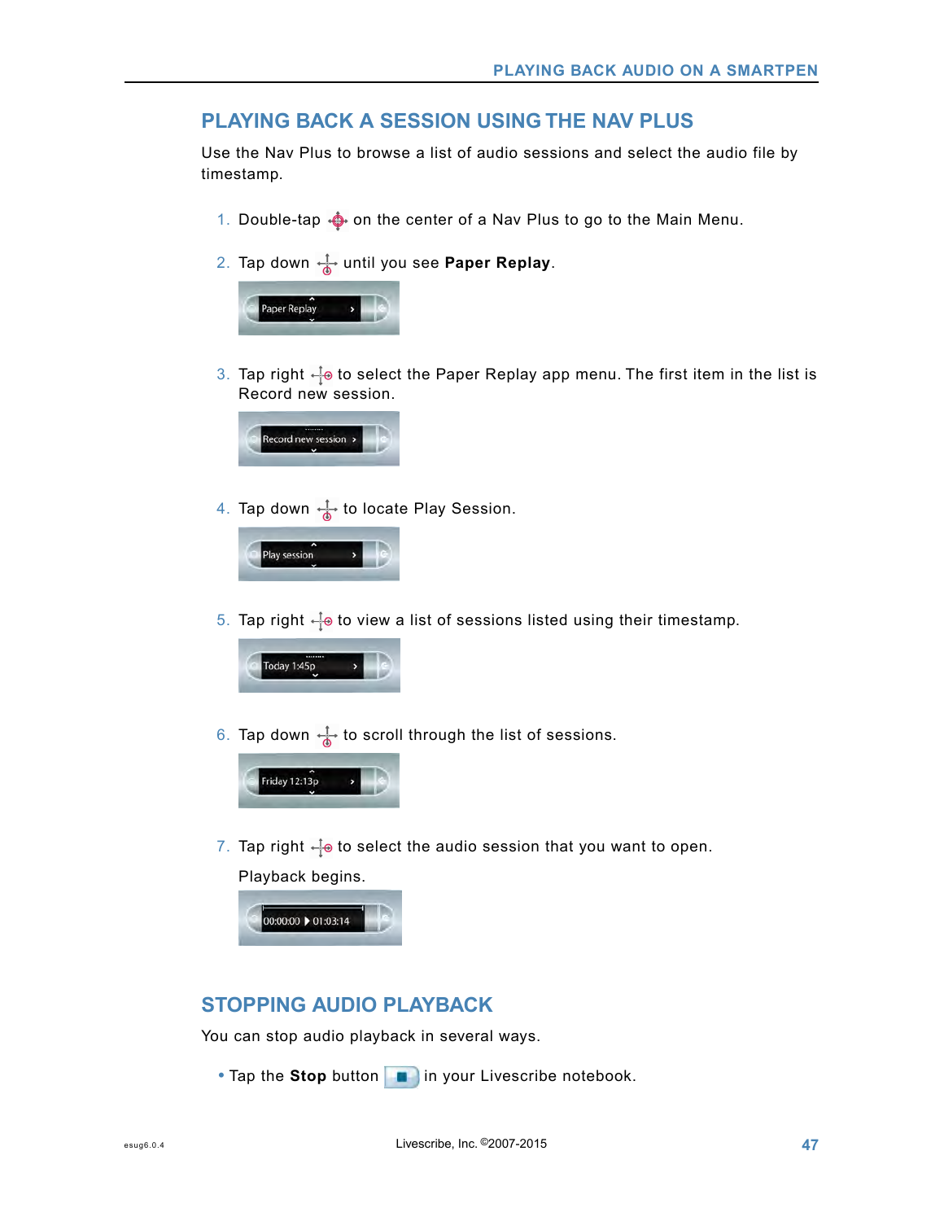## PLAYING BACK A SESSION USING THE NAV PLUS

Use the Nav Plus to browse a list of audio sessions and select the audio file by timestamp.

1. Double-tap on the center of a Nav Plus to go to the Main Menu.
2. Tap down until you see **Paper Replay**.
3. Tap right to select the Paper Replay app menu. The first item in the list is Record new session.
4. Tap down to locate Play Session.
5. Tap right to view a list of sessions listed using their timestamp.
6. Tap down to scroll through the list of sessions.
7. Tap right to select the audio session that you want to open.

   Playback begins.

## STOPPING AUDIO PLAYBACK

You can stop audio playback in several ways.

- Tap the **Stop** button in your Livescribe notebook.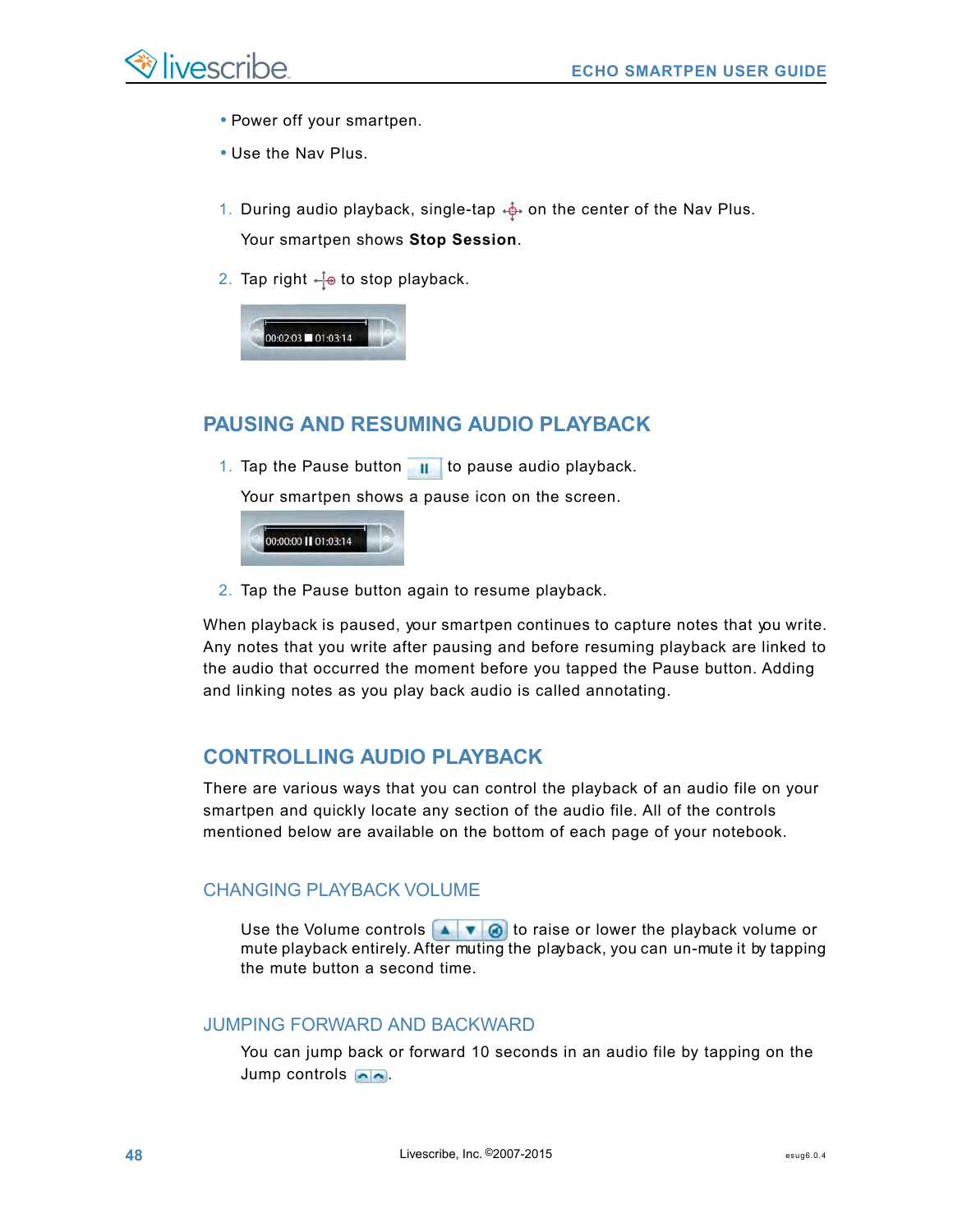- Power off your smartpen.
- Use the Nav Plus.

1. During audio playback, single-tap on the center of the Nav Plus.

   Your smartpen shows **Stop Session**.

2. Tap right to stop playback.

## PAUSING AND RESUMING AUDIO PLAYBACK

1. Tap the Pause button to pause audio playback.

   Your smartpen shows a pause icon on the screen.

2. Tap the Pause button again to resume playback.

When playback is paused, your smartpen continues to capture notes that you write. Any notes that you write after pausing and before resuming playback are linked to the audio that occurred the moment before you tapped the Pause button. Adding and linking notes as you play back audio is called annotating.

## CONTROLLING AUDIO PLAYBACK

There are various ways that you can control the playback of an audio file on your smartpen and quickly locate any section of the audio file. All of the controls mentioned below are available on the bottom of each page of your notebook.

### CHANGING PLAYBACK VOLUME

Use the Volume controls to raise or lower the playback volume or mute playback entirely. After muting the playback, you can un-mute it by tapping the mute button a second time.

### JUMPING FORWARD AND BACKWARD

You can jump back or forward 10 seconds in an audio file by tapping on the Jump controls .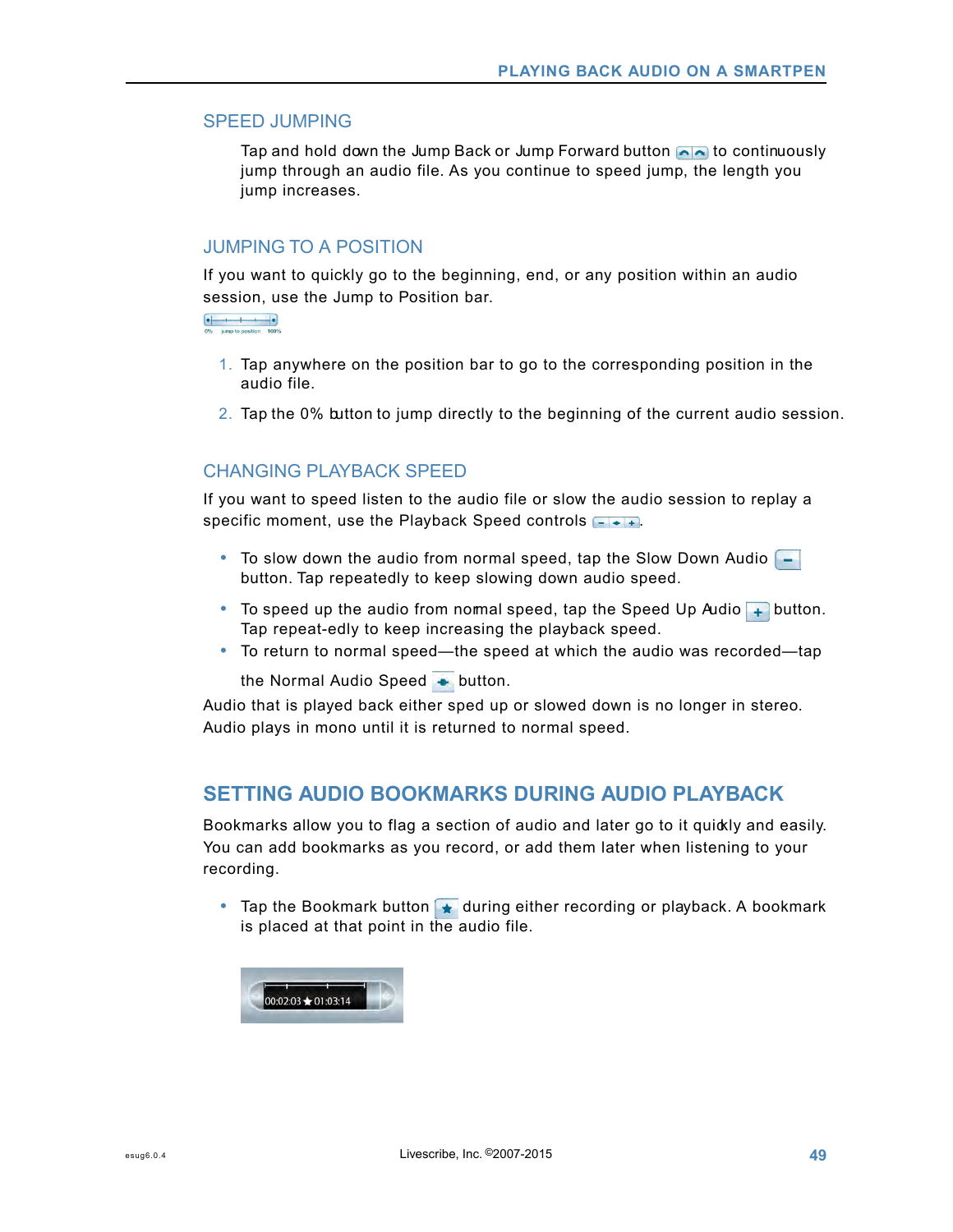## SPEED JUMPING

Tap and hold down the Jump Back or Jump Forward button to continuously jump through an audio file. As you continue to speed jump, the length you jump increases.

## JUMPING TO A POSITION

If you want to quickly go to the beginning, end, or any position within an audio session, use the Jump to Position bar.

1. Tap anywhere on the position bar to go to the corresponding position in the audio file.
2. Tap the 0% button to jump directly to the beginning of the current audio session.

## CHANGING PLAYBACK SPEED

If you want to speed listen to the audio file or slow the audio session to replay a specific moment, use the Playback Speed controls.

- To slow down the audio from normal speed, tap the Slow Down Audio button. Tap repeatedly to keep slowing down audio speed.
- To speed up the audio from normal speed, tap the Speed Up Audio button. Tap repeat-edly to keep increasing the playback speed.
- To return to normal speed—the speed at which the audio was recorded—tap the Normal Audio Speed button.

Audio that is played back either sped up or slowed down is no longer in stereo. Audio plays in mono until it is returned to normal speed.

# SETTING AUDIO BOOKMARKS DURING AUDIO PLAYBACK

Bookmarks allow you to flag a section of audio and later go to it quickly and easily. You can add bookmarks as you record, or add them later when listening to your recording.

- Tap the Bookmark button during either recording or playback. A bookmark is placed at that point in the audio file.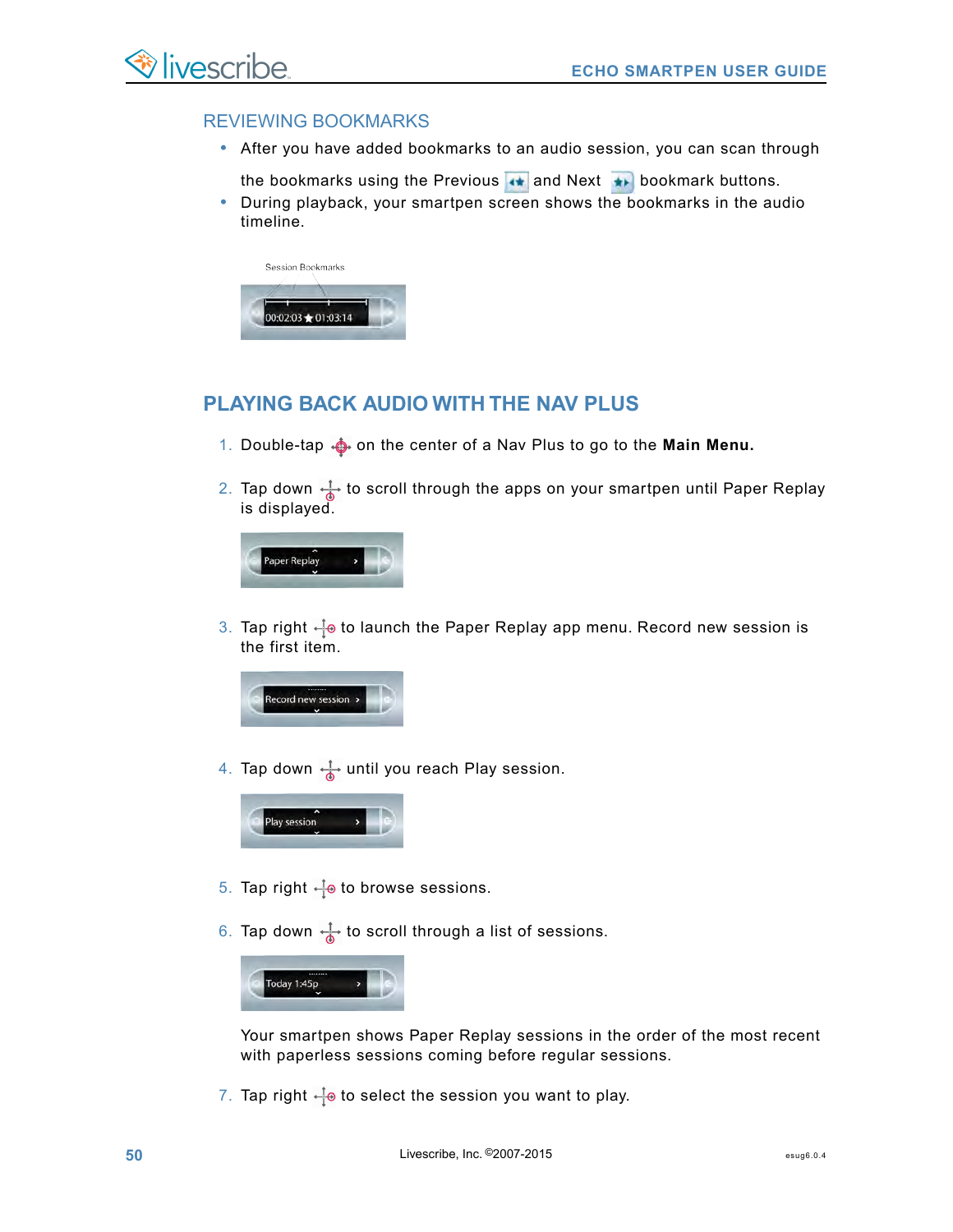## REVIEWING BOOKMARKS

- After you have added bookmarks to an audio session, you can scan through the bookmarks using the Previous and Next bookmark buttons.
- During playback, your smartpen screen shows the bookmarks in the audio timeline.

Session Bookmarks

00:02:03 ★ 01:03:14

## PLAYING BACK AUDIO WITH THE NAV PLUS

1. Double-tap on the center of a Nav Plus to go to the **Main Menu.**
2. Tap down to scroll through the apps on your smartpen until Paper Replay is displayed.

   Paper Replay

3. Tap right to launch the Paper Replay app menu. Record new session is the first item.

   Record new session

4. Tap down until you reach Play session.

   Play session

5. Tap right to browse sessions.
6. Tap down to scroll through a list of sessions.

   Today 1:45p

   Your smartpen shows Paper Replay sessions in the order of the most recent with paperless sessions coming before regular sessions.

7. Tap right to select the session you want to play.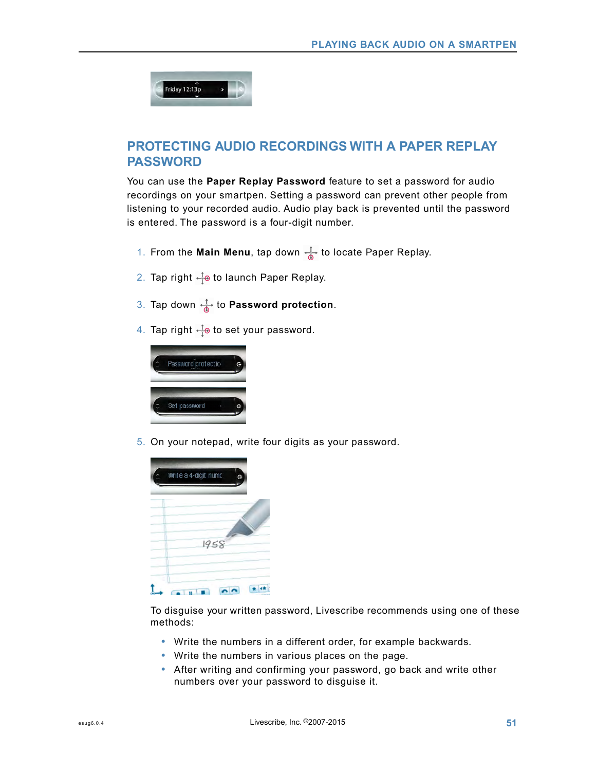## PROTECTING AUDIO RECORDINGS WITH A PAPER REPLAY PASSWORD

You can use the **Paper Replay Password** feature to set a password for audio recordings on your smartpen. Setting a password can prevent other people from listening to your recorded audio. Audio play back is prevented until the password is entered. The password is a four-digit number.

1. From the **Main Menu**, tap down to locate Paper Replay.
2. Tap right to launch Paper Replay.
3. Tap down to **Password protection**.
4. Tap right to set your password.
5. On your notepad, write four digits as your password.

To disguise your written password, Livescribe recommends using one of these methods:

- Write the numbers in a different order, for example backwards.
- Write the numbers in various places on the page.
- After writing and confirming your password, go back and write other numbers over your password to disguise it.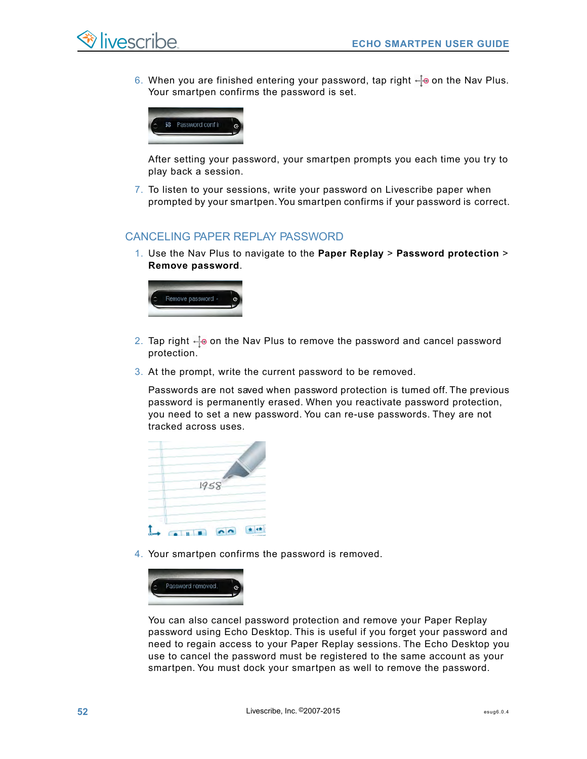6. When you are finished entering your password, tap right on the Nav Plus. Your smartpen confirms the password is set.

   After setting your password, your smartpen prompts you each time you try to play back a session.

7. To listen to your sessions, write your password on Livescribe paper when prompted by your smartpen. You smartpen confirms if your password is correct.

## CANCELING PAPER REPLAY PASSWORD

1. Use the Nav Plus to navigate to the **Paper Replay** > **Password protection** > **Remove password**.

2. Tap right on the Nav Plus to remove the password and cancel password protection.

3. At the prompt, write the current password to be removed.

   Passwords are not saved when password protection is turned off. The previous password is permanently erased. When you reactivate password protection, you need to set a new password. You can re-use passwords. They are not tracked across uses.

4. Your smartpen confirms the password is removed.

   You can also cancel password protection and remove your Paper Replay password using Echo Desktop. This is useful if you forget your password and need to regain access to your Paper Replay sessions. The Echo Desktop you use to cancel the password must be registered to the same account as your smartpen. You must dock your smartpen as well to remove the password.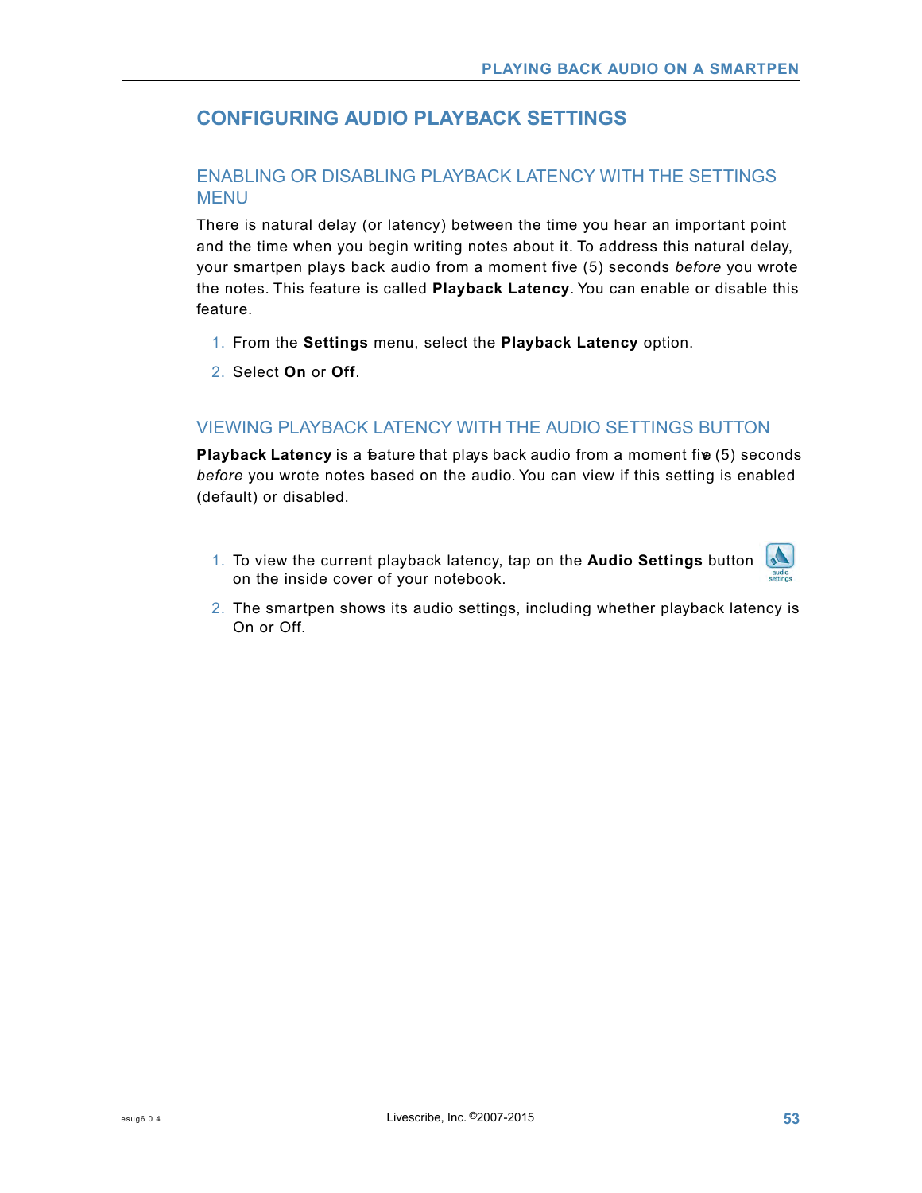## CONFIGURING AUDIO PLAYBACK SETTINGS

### ENABLING OR DISABLING PLAYBACK LATENCY WITH THE SETTINGS MENU

There is natural delay (or latency) between the time you hear an important point and the time when you begin writing notes about it. To address this natural delay, your smartpen plays back audio from a moment five (5) seconds *before* you wrote the notes. This feature is called **Playback Latency**. You can enable or disable this feature.

1. From the **Settings** menu, select the **Playback Latency** option.
2. Select **On** or **Off**.

### VIEWING PLAYBACK LATENCY WITH THE AUDIO SETTINGS BUTTON

**Playback Latency** is a feature that plays back audio from a moment five (5) seconds *before* you wrote notes based on the audio. You can view if this setting is enabled (default) or disabled.

1. To view the current playback latency, tap on the **Audio Settings** button on the inside cover of your notebook.
2. The smartpen shows its audio settings, including whether playback latency is On or Off.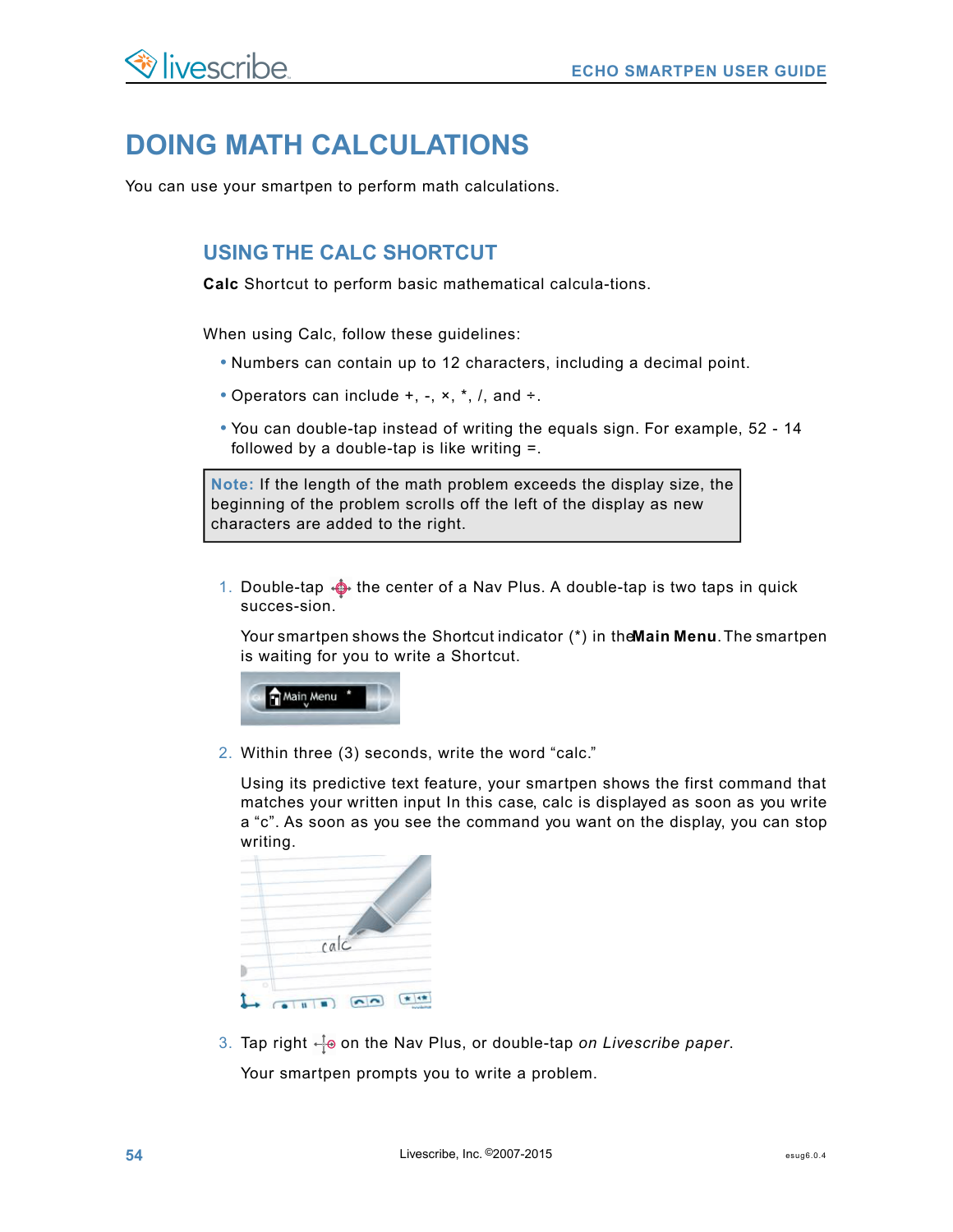# DOING MATH CALCULATIONS

You can use your smartpen to perform math calculations.

## USING THE CALC SHORTCUT

**Calc** Shortcut to perform basic mathematical calcula-tions.

When using Calc, follow these guidelines:

- Numbers can contain up to 12 characters, including a decimal point.
- Operators can include +, -, ×, *, /, and ÷.
- You can double-tap instead of writing the equals sign. For example, 52 - 14 followed by a double-tap is like writing =.

> **Note:** If the length of the math problem exceeds the display size, the beginning of the problem scrolls off the left of the display as new characters are added to the right.

1. Double-tap the center of a Nav Plus. A double-tap is two taps in quick succes-sion.

   Your smartpen shows the Shortcut indicator (*) in the **Main Menu**. The smartpen is waiting for you to write a Shortcut.

2. Within three (3) seconds, write the word "calc."

   Using its predictive text feature, your smartpen shows the first command that matches your written input In this case, calc is displayed as soon as you write a "c". As soon as you see the command you want on the display, you can stop writing.

3. Tap right on the Nav Plus, or double-tap *on Livescribe paper*.

   Your smartpen prompts you to write a problem.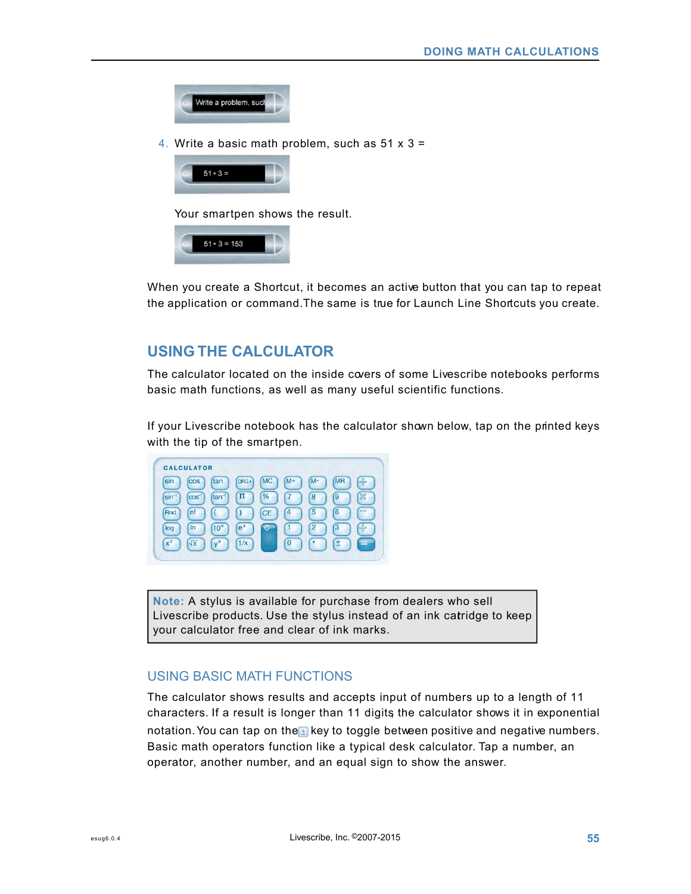Write a problem, such

4. Write a basic math problem, such as 51 x 3 =

51 x 3 =

Your smartpen shows the result.

51 x 3 = 153

When you create a Shortcut, it becomes an active button that you can tap to repeat the application or command. The same is true for Launch Line Shortcuts you create.

## USING THE CALCULATOR

The calculator located on the inside covers of some Livescribe notebooks performs basic math functions, as well as many useful scientific functions.

If your Livescribe notebook has the calculator shown below, tap on the printed keys with the tip of the smartpen.

> **Note:** A stylus is available for purchase from dealers who sell Livescribe products. Use the stylus instead of an ink cartridge to keep your calculator free and clear of ink marks.

### USING BASIC MATH FUNCTIONS

The calculator shows results and accepts input of numbers up to a length of 11 characters. If a result is longer than 11 digits the calculator shows it in exponential notation. You can tap on the ± key to toggle between positive and negative numbers. Basic math operators function like a typical desk calculator. Tap a number, an operator, another number, and an equal sign to show the answer.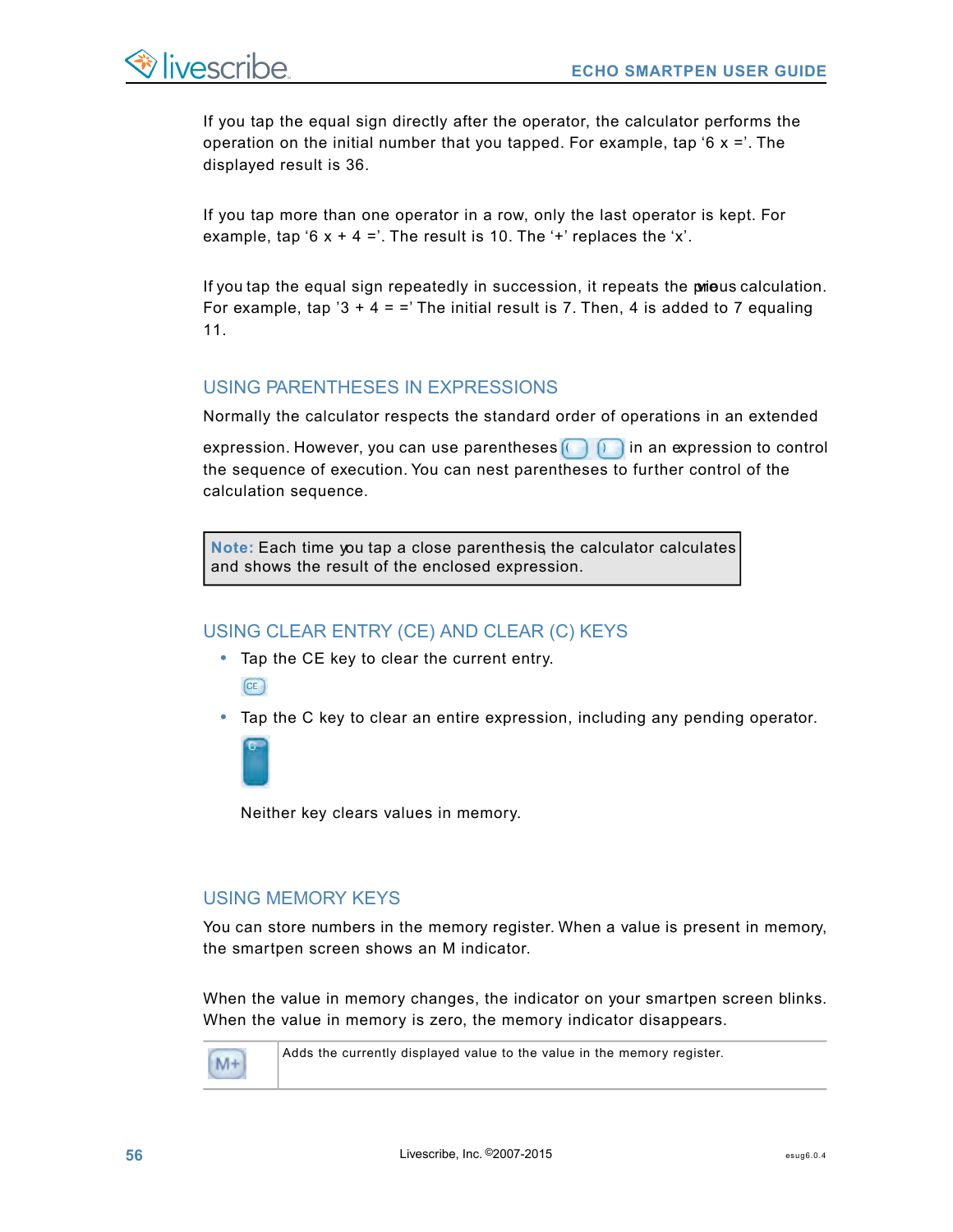If you tap the equal sign directly after the operator, the calculator performs the operation on the initial number that you tapped. For example, tap '6 x ='. The displayed result is 36.

If you tap more than one operator in a row, only the last operator is kept. For example, tap '6 x + 4 ='. The result is 10. The '+' replaces the 'x'.

If you tap the equal sign repeatedly in succession, it repeats the previous calculation. For example, tap '3 + 4 = =' The initial result is 7. Then, 4 is added to 7 equaling 11.

## USING PARENTHESES IN EXPRESSIONS

Normally the calculator respects the standard order of operations in an extended expression. However, you can use parentheses ( ) in an expression to control the sequence of execution. You can nest parentheses to further control of the calculation sequence.

> **Note:** Each time you tap a close parenthesis, the calculator calculates and shows the result of the enclosed expression.

## USING CLEAR ENTRY (CE) AND CLEAR (C) KEYS

- Tap the CE key to clear the current entry.

  CE

- Tap the C key to clear an entire expression, including any pending operator.

  C

  Neither key clears values in memory.

## USING MEMORY KEYS

You can store numbers in the memory register. When a value is present in memory, the smartpen screen shows an M indicator.

When the value in memory changes, the indicator on your smartpen screen blinks. When the value in memory is zero, the memory indicator disappears.

| | |
|---|---|
| M+ | Adds the currently displayed value to the value in the memory register. |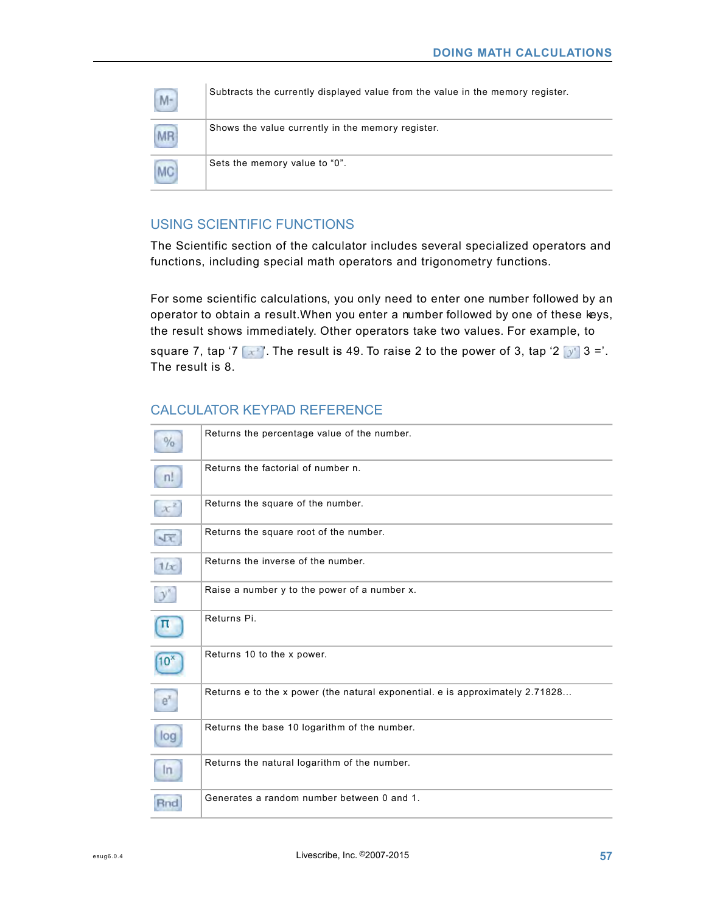| | |
|---|---|
| M- | Subtracts the currently displayed value from the value in the memory register. |
| MR | Shows the value currently in the memory register. |
| MC | Sets the memory value to “0”. |

## USING SCIENTIFIC FUNCTIONS

The Scientific section of the calculator includes several specialized operators and functions, including special math operators and trigonometry functions.

For some scientific calculations, you only need to enter one number followed by an operator to obtain a result.When you enter a number followed by one of these keys, the result shows immediately. Other operators take two values. For example, to square 7, tap ‘7 $x^2$’. The result is 49. To raise 2 to the power of 3, tap ‘2 $y^x$ 3 =’. The result is 8.

## CALCULATOR KEYPAD REFERENCE

| | |
|---|---|
| % | Returns the percentage value of the number. |
| n! | Returns the factorial of number n. |
| $x^2$ | Returns the square of the number. |
| $\sqrt{x}$ | Returns the square root of the number. |
| $1/x$ | Returns the inverse of the number. |
| $y^x$ | Raise a number y to the power of a number x. |
| π | Returns Pi. |
| $10^x$ | Returns 10 to the x power. |
| $e^x$ | Returns e to the x power (the natural exponential. e is approximately 2.71828... |
| log | Returns the base 10 logarithm of the number. |
| ln | Returns the natural logarithm of the number. |
| Rnd | Generates a random number between 0 and 1. |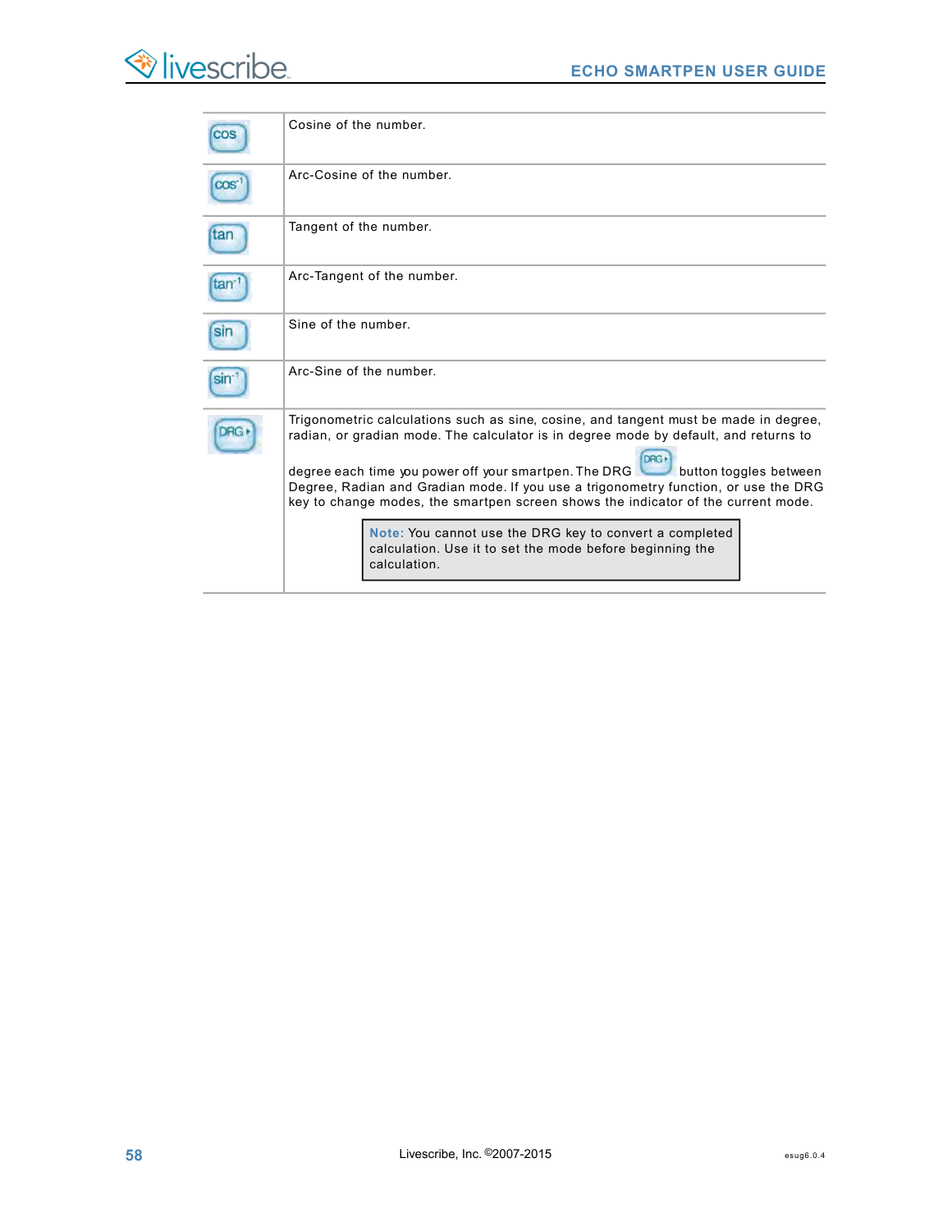| | |
|---|---|
| cos | Cosine of the number. |
| $cos^{-1}$ | Arc-Cosine of the number. |
| tan | Tangent of the number. |
| $tan^{-1}$ | Arc-Tangent of the number. |
| sin | Sine of the number. |
| $sin^{-1}$ | Arc-Sine of the number. |
| DRG ▸ | Trigonometric calculations such as sine, cosine, and tangent must be made in degree, radian, or gradian mode. The calculator is in degree mode by default, and returns to degree each time you power off your smartpen. The DRG (DRG ▸) button toggles between Degree, Radian and Gradian mode. If you use a trigonometry function, or use the DRG key to change modes, the smartpen screen shows the indicator of the current mode.<br><br>**Note:** You cannot use the DRG key to convert a completed calculation. Use it to set the mode before beginning the calculation. |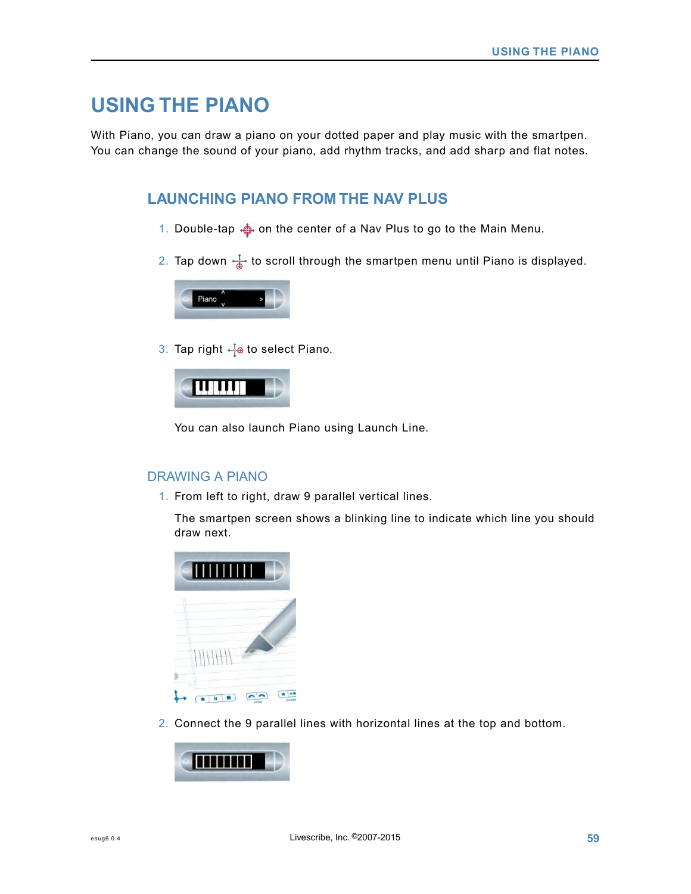# USING THE PIANO

With Piano, you can draw a piano on your dotted paper and play music with the smartpen. You can change the sound of your piano, add rhythm tracks, and add sharp and flat notes.

## LAUNCHING PIANO FROM THE NAV PLUS

1. Double-tap on the center of a Nav Plus to go to the Main Menu.
2. Tap down to scroll through the smartpen menu until Piano is displayed.
3. Tap right to select Piano.

   You can also launch Piano using Launch Line.

## DRAWING A PIANO

1. From left to right, draw 9 parallel vertical lines.

   The smartpen screen shows a blinking line to indicate which line you should draw next.

2. Connect the 9 parallel lines with horizontal lines at the top and bottom.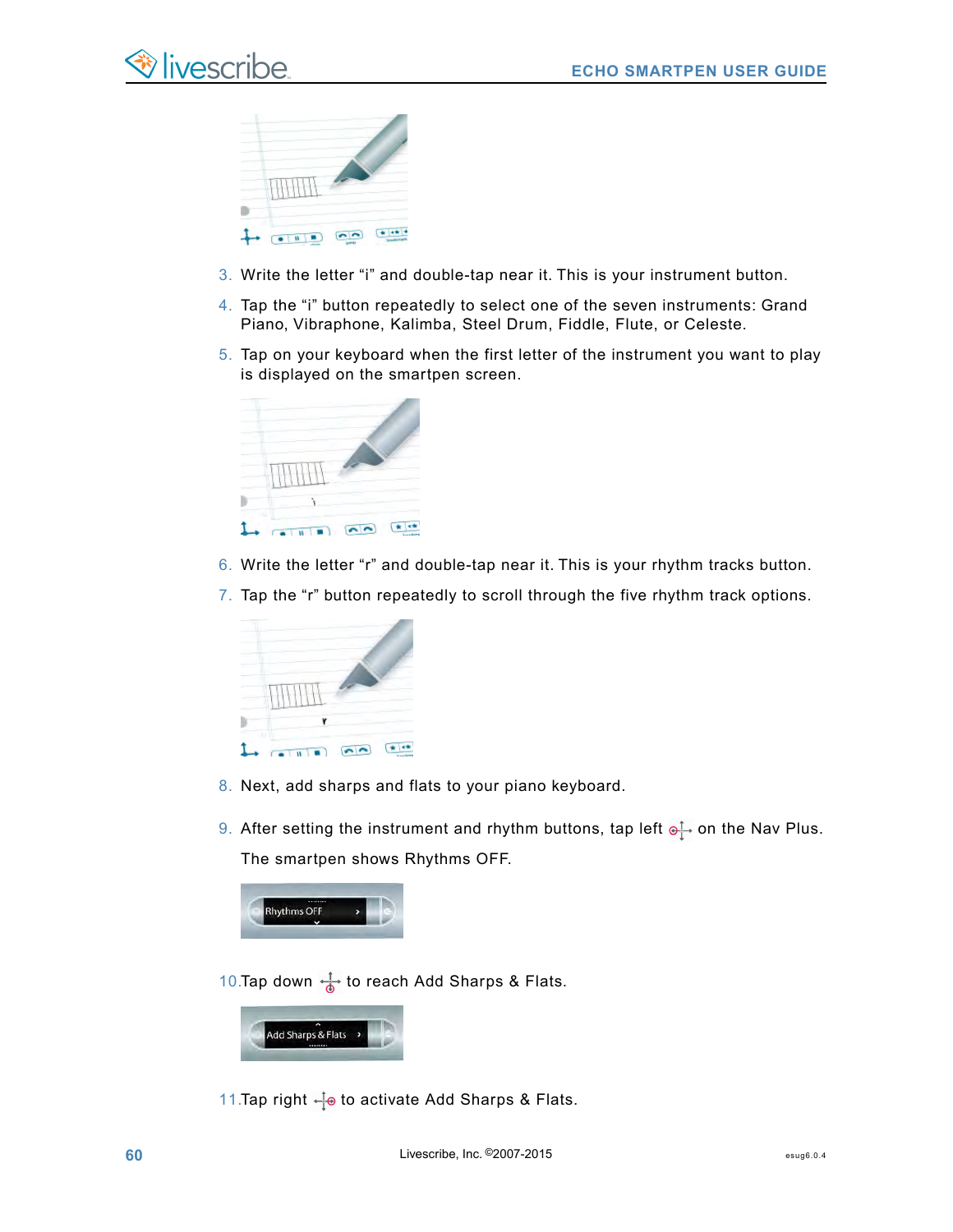3. Write the letter “i” and double-tap near it. This is your instrument button.
4. Tap the “i” button repeatedly to select one of the seven instruments: Grand Piano, Vibraphone, Kalimba, Steel Drum, Fiddle, Flute, or Celeste.
5. Tap on your keyboard when the first letter of the instrument you want to play is displayed on the smartpen screen.
6. Write the letter “r” and double-tap near it. This is your rhythm tracks button.
7. Tap the “r” button repeatedly to scroll through the five rhythm track options.
8. Next, add sharps and flats to your piano keyboard.
9. After setting the instrument and rhythm buttons, tap left on the Nav Plus.

   The smartpen shows Rhythms OFF.

   Rhythms OFF

10. Tap down to reach Add Sharps & Flats.

    Add Sharps & Flats

11. Tap right to activate Add Sharps & Flats.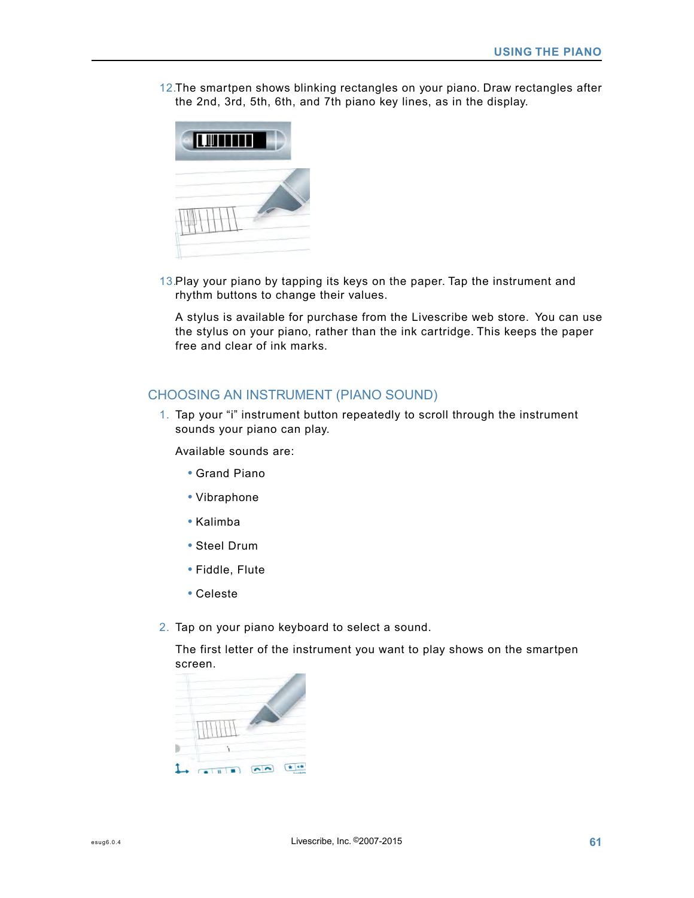12. The smartpen shows blinking rectangles on your piano. Draw rectangles after the 2nd, 3rd, 5th, 6th, and 7th piano key lines, as in the display.

13. Play your piano by tapping its keys on the paper. Tap the instrument and rhythm buttons to change their values.

    A stylus is available for purchase from the Livescribe web store. You can use the stylus on your piano, rather than the ink cartridge. This keeps the paper free and clear of ink marks.

## CHOOSING AN INSTRUMENT (PIANO SOUND)

1. Tap your “i” instrument button repeatedly to scroll through the instrument sounds your piano can play.

   Available sounds are:

   - Grand Piano
   - Vibraphone
   - Kalimba
   - Steel Drum
   - Fiddle, Flute
   - Celeste

2. Tap on your piano keyboard to select a sound.

   The first letter of the instrument you want to play shows on the smartpen screen.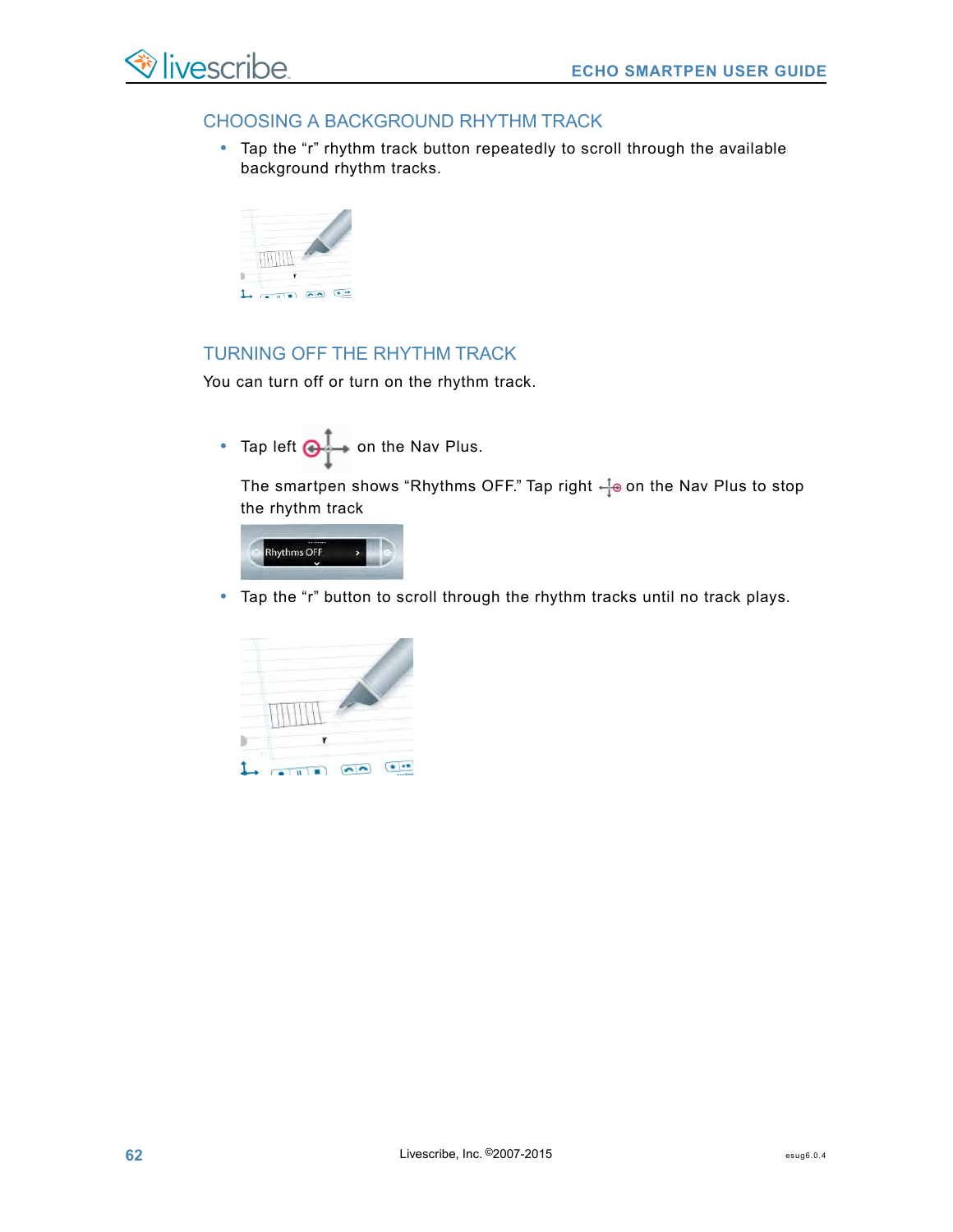## CHOOSING A BACKGROUND RHYTHM TRACK

- Tap the “r” rhythm track button repeatedly to scroll through the available background rhythm tracks.

## TURNING OFF THE RHYTHM TRACK

You can turn off or turn on the rhythm track.

- Tap left on the Nav Plus.

  The smartpen shows “Rhythms OFF.” Tap right on the Nav Plus to stop the rhythm track

- Tap the “r” button to scroll through the rhythm tracks until no track plays.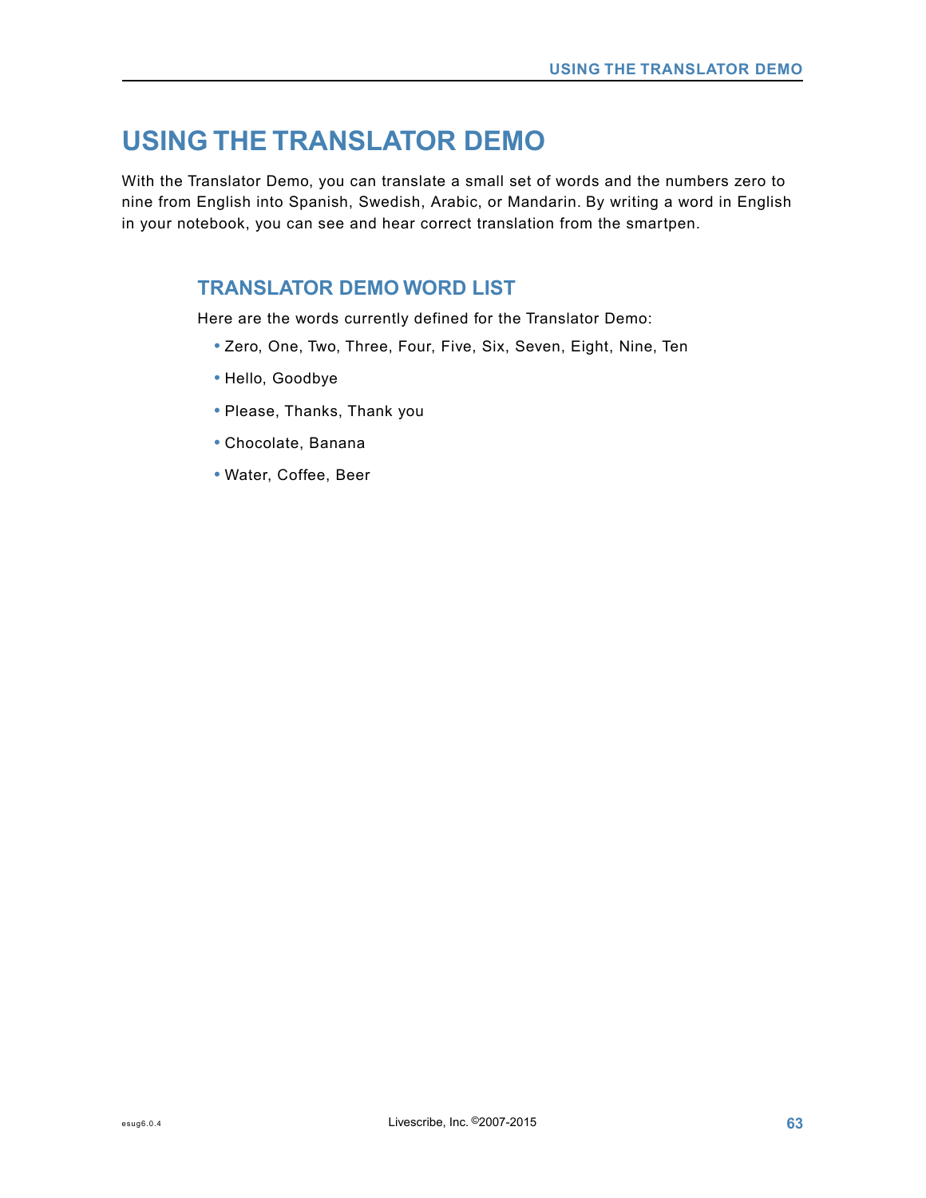# USING THE TRANSLATOR DEMO

With the Translator Demo, you can translate a small set of words and the numbers zero to nine from English into Spanish, Swedish, Arabic, or Mandarin. By writing a word in English in your notebook, you can see and hear correct translation from the smartpen.

## TRANSLATOR DEMO WORD LIST

Here are the words currently defined for the Translator Demo:

- Zero, One, Two, Three, Four, Five, Six, Seven, Eight, Nine, Ten
- Hello, Goodbye
- Please, Thanks, Thank you
- Chocolate, Banana
- Water, Coffee, Beer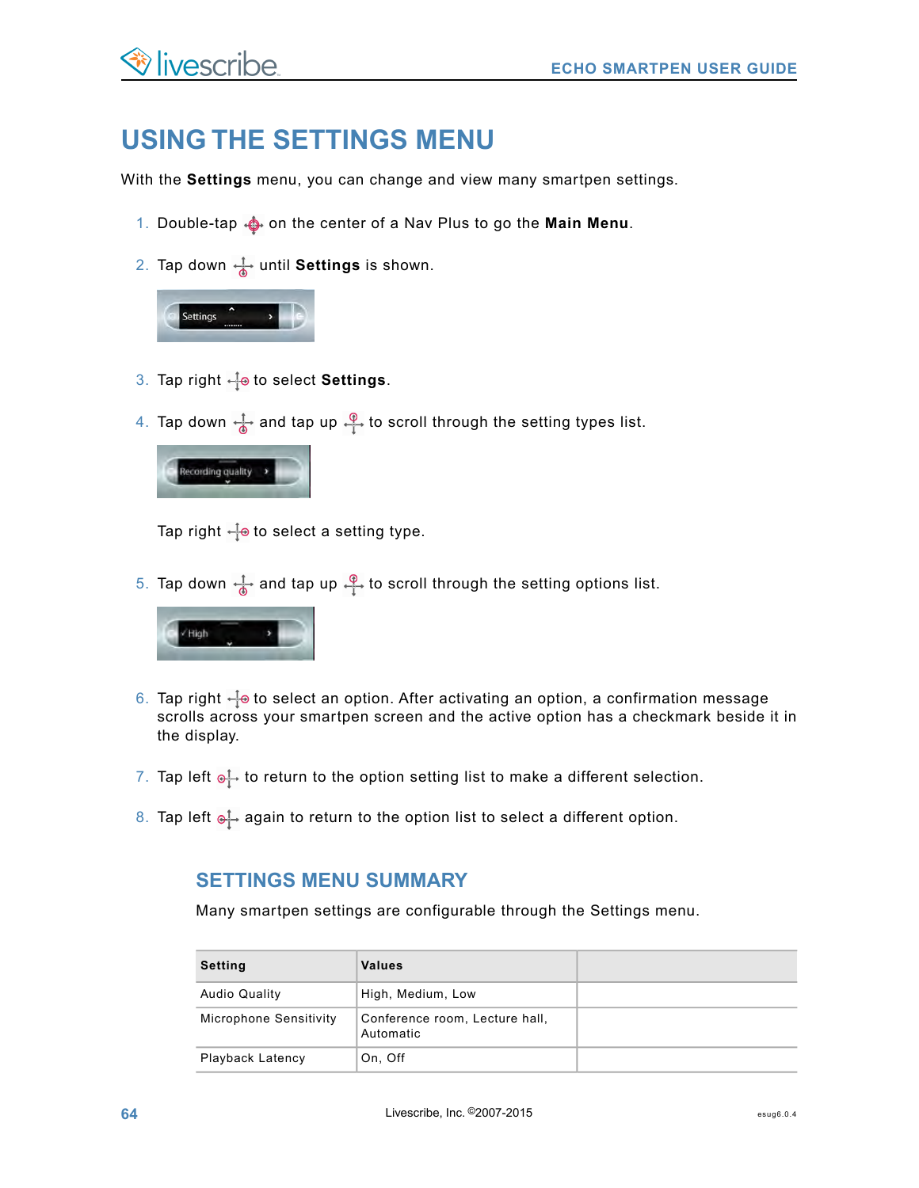# USING THE SETTINGS MENU

With the **Settings** menu, you can change and view many smartpen settings.

1. Double-tap on the center of a Nav Plus to go the **Main Menu**.
2. Tap down until **Settings** is shown.
3. Tap right to select **Settings**.
4. Tap down and tap up to scroll through the setting types list.

   Tap right to select a setting type.
5. Tap down and tap up to scroll through the setting options list.
6. Tap right to select an option. After activating an option, a confirmation message scrolls across your smartpen screen and the active option has a checkmark beside it in the display.
7. Tap left to return to the option setting list to make a different selection.
8. Tap left again to return to the option list to select a different option.

## SETTINGS MENU SUMMARY

Many smartpen settings are configurable through the Settings menu.

| Setting | Values | |
|---|---|---|
| Audio Quality | High, Medium, Low | |
| Microphone Sensitivity | Conference room, Lecture hall, Automatic | |
| Playback Latency | On, Off | |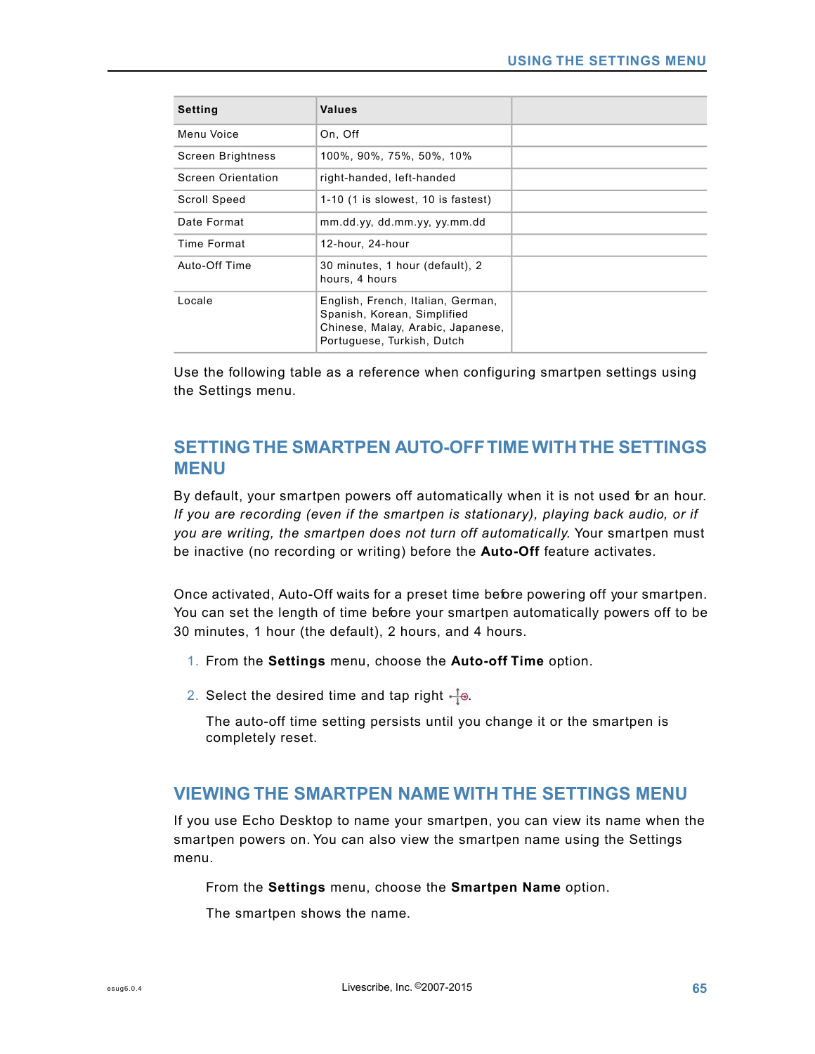| Setting | Values | |
|---|---|---|
| Menu Voice | On, Off | |
| Screen Brightness | 100%, 90%, 75%, 50%, 10% | |
| Screen Orientation | right-handed, left-handed | |
| Scroll Speed | 1-10 (1 is slowest, 10 is fastest) | |
| Date Format | mm.dd.yy, dd.mm.yy, yy.mm.dd | |
| Time Format | 12-hour, 24-hour | |
| Auto-Off Time | 30 minutes, 1 hour (default), 2 hours, 4 hours | |
| Locale | English, French, Italian, German, Spanish, Korean, Simplified Chinese, Malay, Arabic, Japanese, Portuguese, Turkish, Dutch | |

Use the following table as a reference when configuring smartpen settings using the Settings menu.

## SETTING THE SMARTPEN AUTO-OFF TIME WITH THE SETTINGS MENU

By default, your smartpen powers off automatically when it is not used for an hour. *If you are recording (even if the smartpen is stationary), playing back audio, or if you are writing, the smartpen does not turn off automatically*. Your smartpen must be inactive (no recording or writing) before the **Auto-Off** feature activates.

Once activated, Auto-Off waits for a preset time before powering off your smartpen. You can set the length of time before your smartpen automatically powers off to be 30 minutes, 1 hour (the default), 2 hours, and 4 hours.

1. From the **Settings** menu, choose the **Auto-off Time** option.
2. Select the desired time and tap right.

   The auto-off time setting persists until you change it or the smartpen is completely reset.

## VIEWING THE SMARTPEN NAME WITH THE SETTINGS MENU

If you use Echo Desktop to name your smartpen, you can view its name when the smartpen powers on. You can also view the smartpen name using the Settings menu.

From the **Settings** menu, choose the **Smartpen Name** option.

The smartpen shows the name.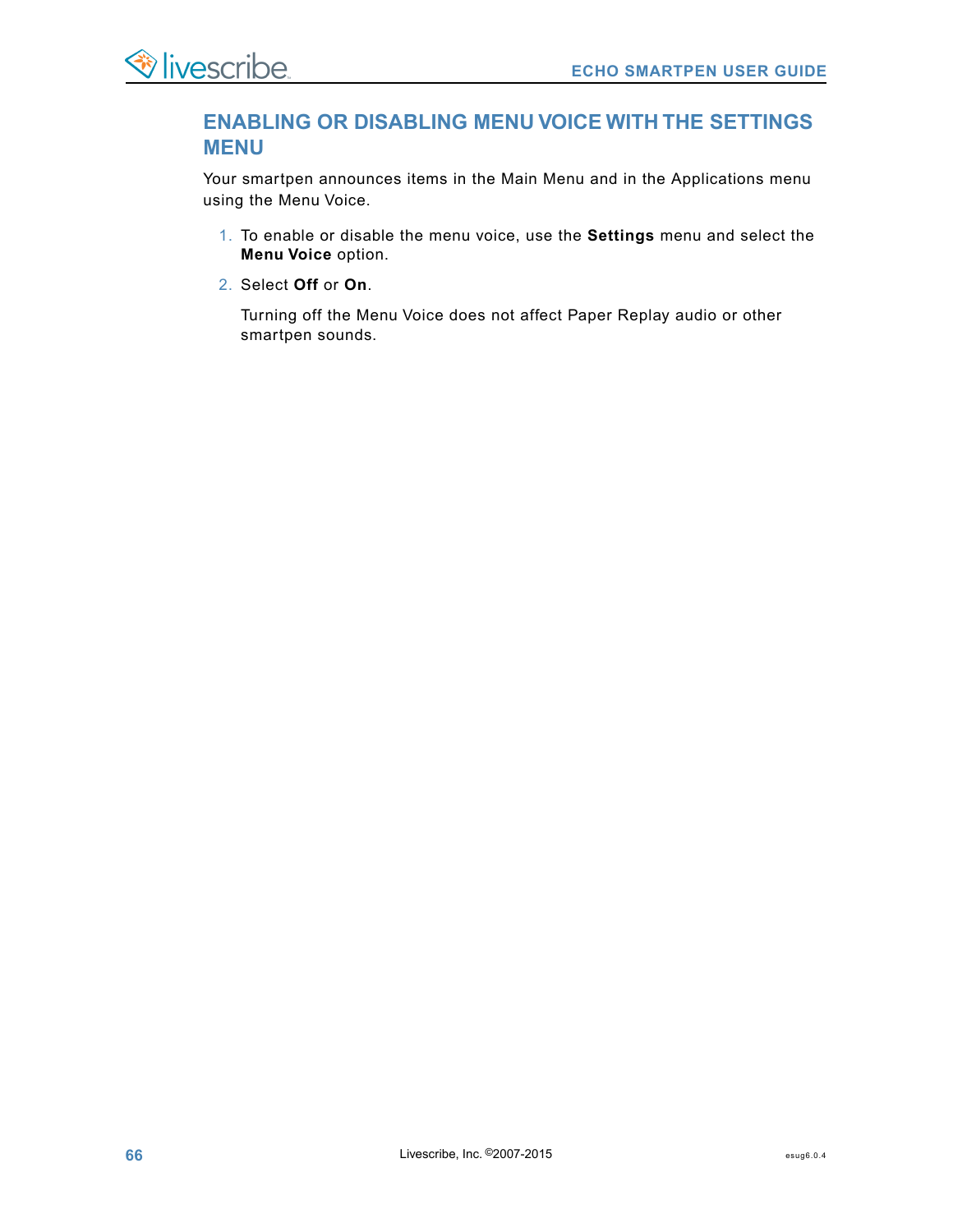## ENABLING OR DISABLING MENU VOICE WITH THE SETTINGS MENU

Your smartpen announces items in the Main Menu and in the Applications menu using the Menu Voice.

1. To enable or disable the menu voice, use the **Settings** menu and select the **Menu Voice** option.
2. Select **Off** or **On**.

   Turning off the Menu Voice does not affect Paper Replay audio or other smartpen sounds.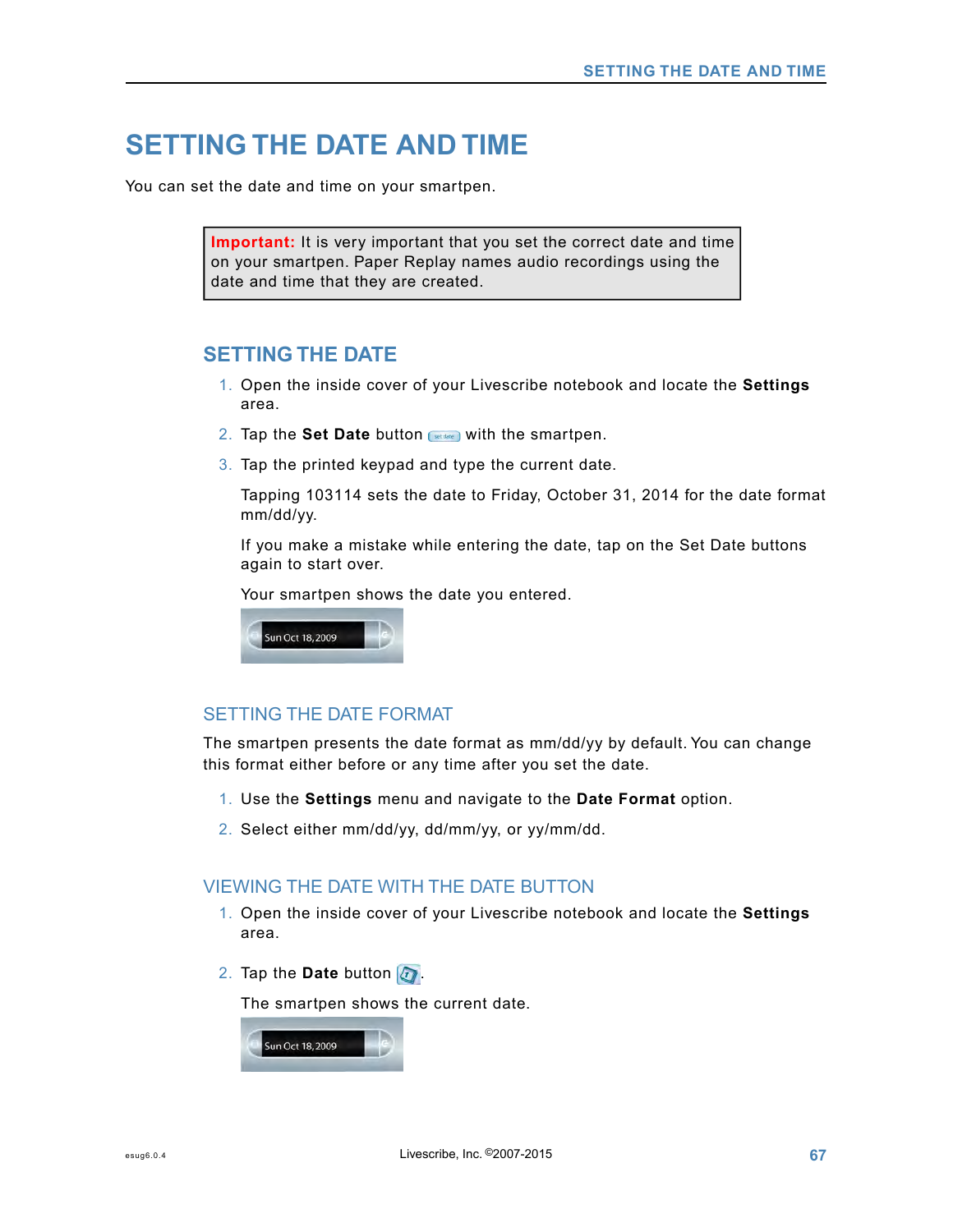# SETTING THE DATE AND TIME

You can set the date and time on your smartpen.

> **Important:** It is very important that you set the correct date and time on your smartpen. Paper Replay names audio recordings using the date and time that they are created.

## SETTING THE DATE

1. Open the inside cover of your Livescribe notebook and locate the **Settings** area.
2. Tap the **Set Date** button with the smartpen.
3. Tap the printed keypad and type the current date.

   Tapping 103114 sets the date to Friday, October 31, 2014 for the date format mm/dd/yy.

   If you make a mistake while entering the date, tap on the Set Date buttons again to start over.

   Your smartpen shows the date you entered.

   Sun Oct 18, 2009

### SETTING THE DATE FORMAT

The smartpen presents the date format as mm/dd/yy by default. You can change this format either before or any time after you set the date.

1. Use the **Settings** menu and navigate to the **Date Format** option.
2. Select either mm/dd/yy, dd/mm/yy, or yy/mm/dd.

### VIEWING THE DATE WITH THE DATE BUTTON

1. Open the inside cover of your Livescribe notebook and locate the **Settings** area.
2. Tap the **Date** button.

   The smartpen shows the current date.

   Sun Oct 18, 2009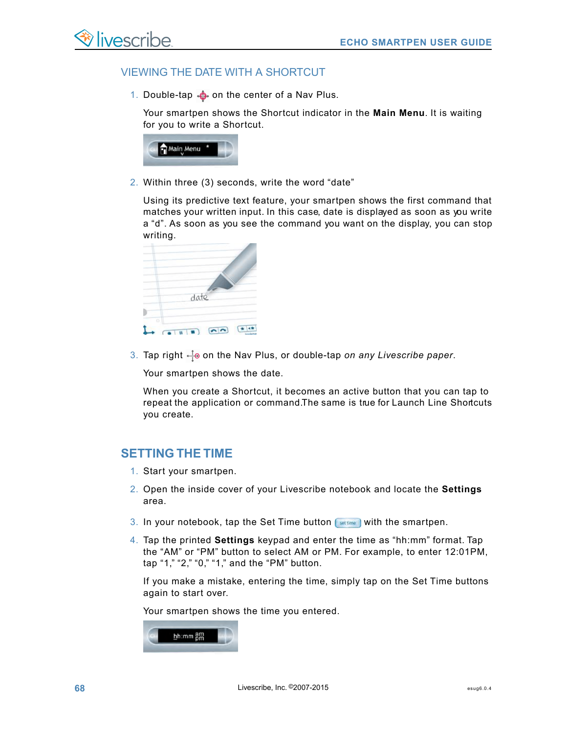## VIEWING THE DATE WITH A SHORTCUT

1. Double-tap on the center of a Nav Plus.

   Your smartpen shows the Shortcut indicator in the **Main Menu**. It is waiting for you to write a Shortcut.

2. Within three (3) seconds, write the word "date"

   Using its predictive text feature, your smartpen shows the first command that matches your written input. In this case, date is displayed as soon as you write a "d". As soon as you see the command you want on the display, you can stop writing.

3. Tap right on the Nav Plus, or double-tap *on any Livescribe paper*.

   Your smartpen shows the date.

   When you create a Shortcut, it becomes an active button that you can tap to repeat the application or command.The same is true for Launch Line Shortcuts you create.

## SETTING THE TIME

1. Start your smartpen.
2. Open the inside cover of your Livescribe notebook and locate the **Settings** area.
3. In your notebook, tap the Set Time button with the smartpen.
4. Tap the printed **Settings** keypad and enter the time as "hh:mm" format. Tap the "AM" or "PM" button to select AM or PM. For example, to enter 12:01PM, tap "1," "2," "0," "1," and the "PM" button.

   If you make a mistake, entering the time, simply tap on the Set Time buttons again to start over.

   Your smartpen shows the time you entered.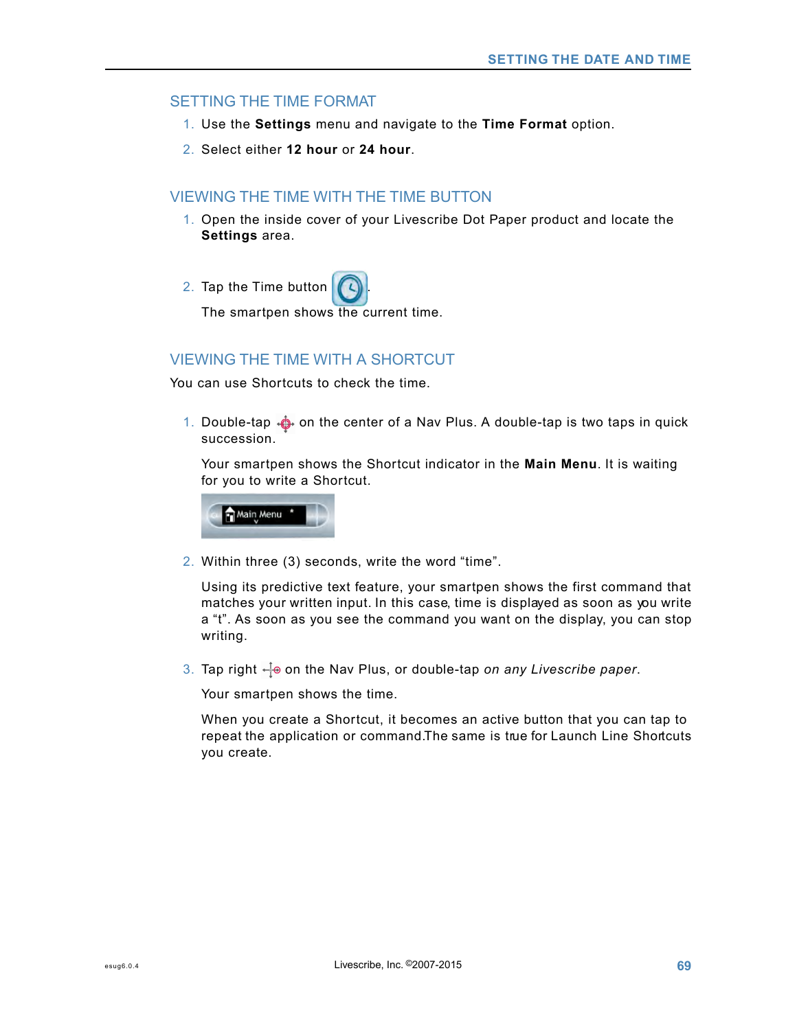## SETTING THE TIME FORMAT

1. Use the **Settings** menu and navigate to the **Time Format** option.
2. Select either **12 hour** or **24 hour**.

## VIEWING THE TIME WITH THE TIME BUTTON

1. Open the inside cover of your Livescribe Dot Paper product and locate the **Settings** area.
2. Tap the Time button .

   The smartpen shows the current time.

## VIEWING THE TIME WITH A SHORTCUT

You can use Shortcuts to check the time.

1. Double-tap on the center of a Nav Plus. A double-tap is two taps in quick succession.

   Your smartpen shows the Shortcut indicator in the **Main Menu**. It is waiting for you to write a Shortcut.

2. Within three (3) seconds, write the word “time”.

   Using its predictive text feature, your smartpen shows the first command that matches your written input. In this case, time is displayed as soon as you write a “t”. As soon as you see the command you want on the display, you can stop writing.

3. Tap right on the Nav Plus, or double-tap *on any Livescribe paper*.

   Your smartpen shows the time.

   When you create a Shortcut, it becomes an active button that you can tap to repeat the application or command.The same is true for Launch Line Shortcuts you create.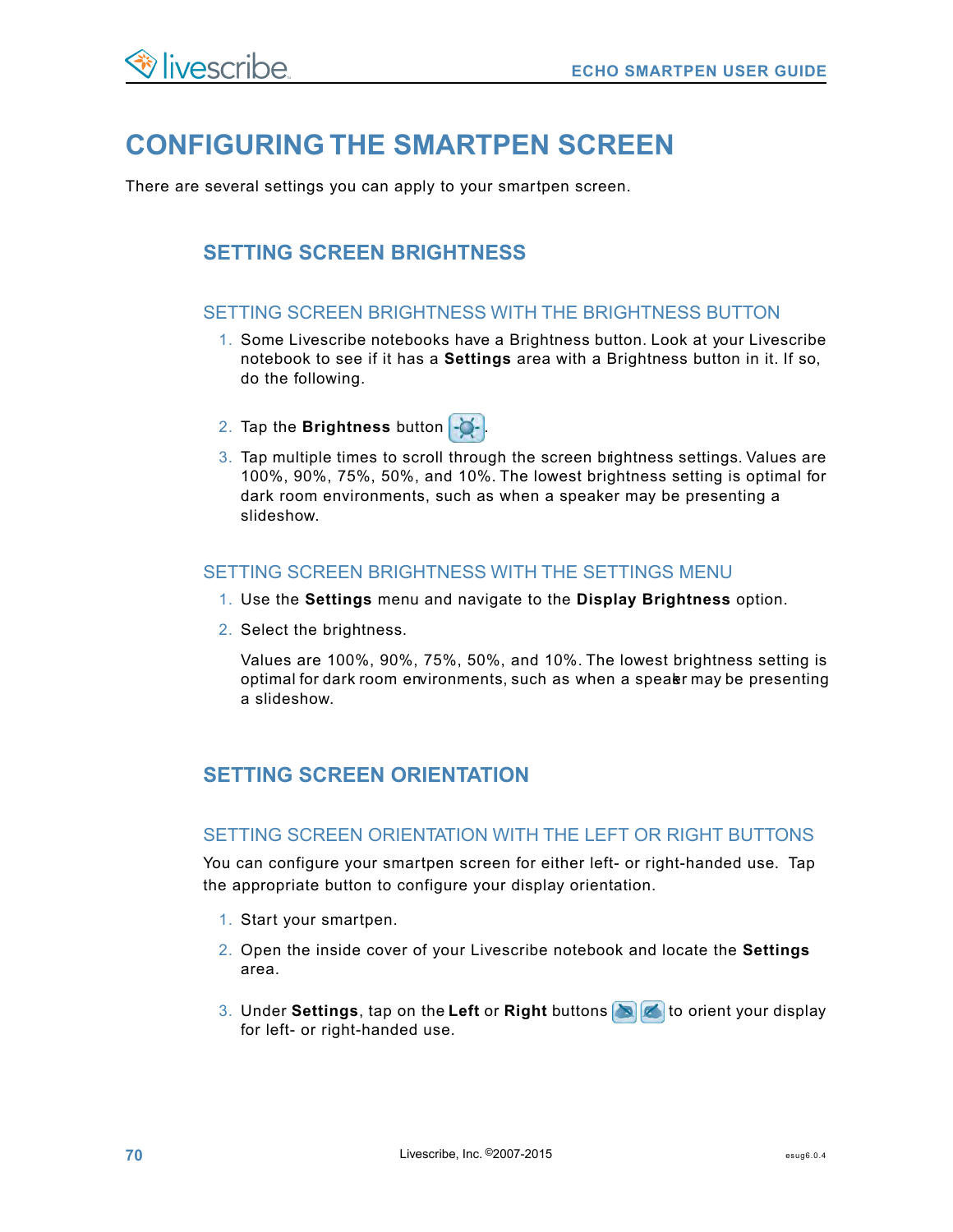# CONFIGURING THE SMARTPEN SCREEN

There are several settings you can apply to your smartpen screen.

## SETTING SCREEN BRIGHTNESS

### SETTING SCREEN BRIGHTNESS WITH THE BRIGHTNESS BUTTON

1. Some Livescribe notebooks have a Brightness button. Look at your Livescribe notebook to see if it has a **Settings** area with a Brightness button in it. If so, do the following.
2. Tap the **Brightness** button .
3. Tap multiple times to scroll through the screen brightness settings. Values are 100%, 90%, 75%, 50%, and 10%. The lowest brightness setting is optimal for dark room environments, such as when a speaker may be presenting a slideshow.

### SETTING SCREEN BRIGHTNESS WITH THE SETTINGS MENU

1. Use the **Settings** menu and navigate to the **Display Brightness** option.
2. Select the brightness.

   Values are 100%, 90%, 75%, 50%, and 10%. The lowest brightness setting is optimal for dark room environments, such as when a speaker may be presenting a slideshow.

## SETTING SCREEN ORIENTATION

### SETTING SCREEN ORIENTATION WITH THE LEFT OR RIGHT BUTTONS

You can configure your smartpen screen for either left- or right-handed use. Tap the appropriate button to configure your display orientation.

1. Start your smartpen.
2. Open the inside cover of your Livescribe notebook and locate the **Settings** area.
3. Under **Settings**, tap on the **Left** or **Right** buttons to orient your display for left- or right-handed use.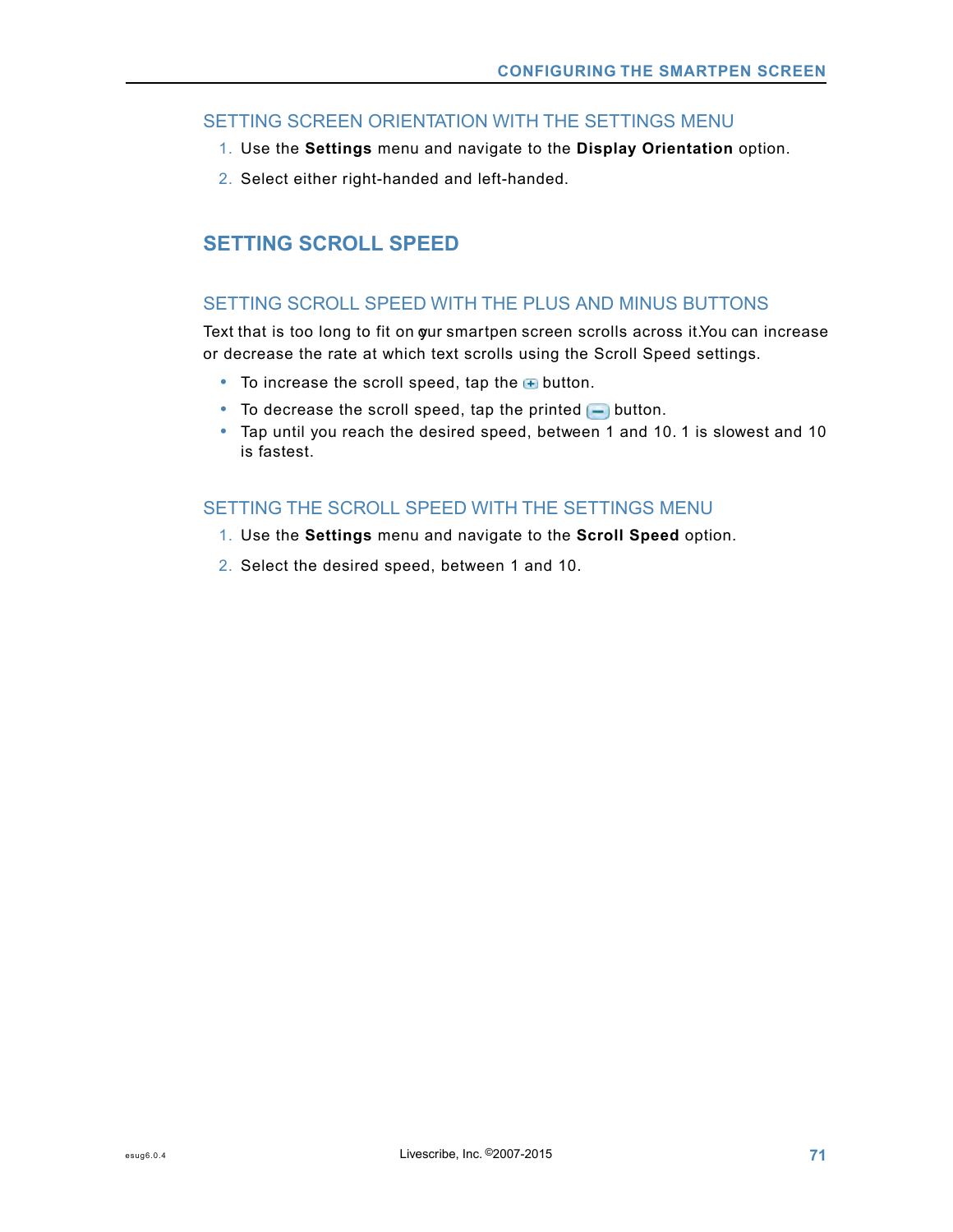### SETTING SCREEN ORIENTATION WITH THE SETTINGS MENU

1. Use the **Settings** menu and navigate to the **Display Orientation** option.
2. Select either right-handed and left-handed.

## SETTING SCROLL SPEED

### SETTING SCROLL SPEED WITH THE PLUS AND MINUS BUTTONS

Text that is too long to fit on your smartpen screen scrolls across it. You can increase or decrease the rate at which text scrolls using the Scroll Speed settings.

- To increase the scroll speed, tap the + button.
- To decrease the scroll speed, tap the printed − button.
- Tap until you reach the desired speed, between 1 and 10. 1 is slowest and 10 is fastest.

### SETTING THE SCROLL SPEED WITH THE SETTINGS MENU

1. Use the **Settings** menu and navigate to the **Scroll Speed** option.
2. Select the desired speed, between 1 and 10.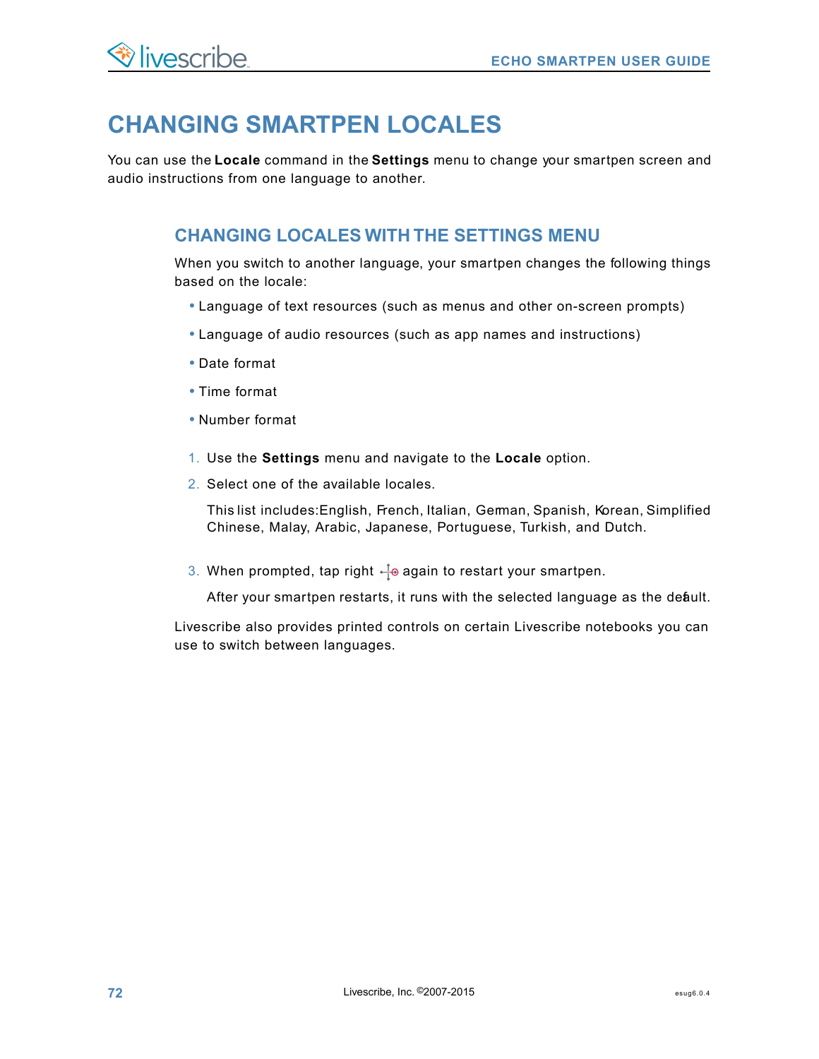# CHANGING SMARTPEN LOCALES

You can use the **Locale** command in the **Settings** menu to change your smartpen screen and audio instructions from one language to another.

## CHANGING LOCALES WITH THE SETTINGS MENU

When you switch to another language, your smartpen changes the following things based on the locale:

- Language of text resources (such as menus and other on-screen prompts)
- Language of audio resources (such as app names and instructions)
- Date format
- Time format
- Number format

1. Use the **Settings** menu and navigate to the **Locale** option.
2. Select one of the available locales.

   This list includes: English, French, Italian, German, Spanish, Korean, Simplified Chinese, Malay, Arabic, Japanese, Portuguese, Turkish, and Dutch.

3. When prompted, tap right again to restart your smartpen.

   After your smartpen restarts, it runs with the selected language as the default.

Livescribe also provides printed controls on certain Livescribe notebooks you can use to switch between languages.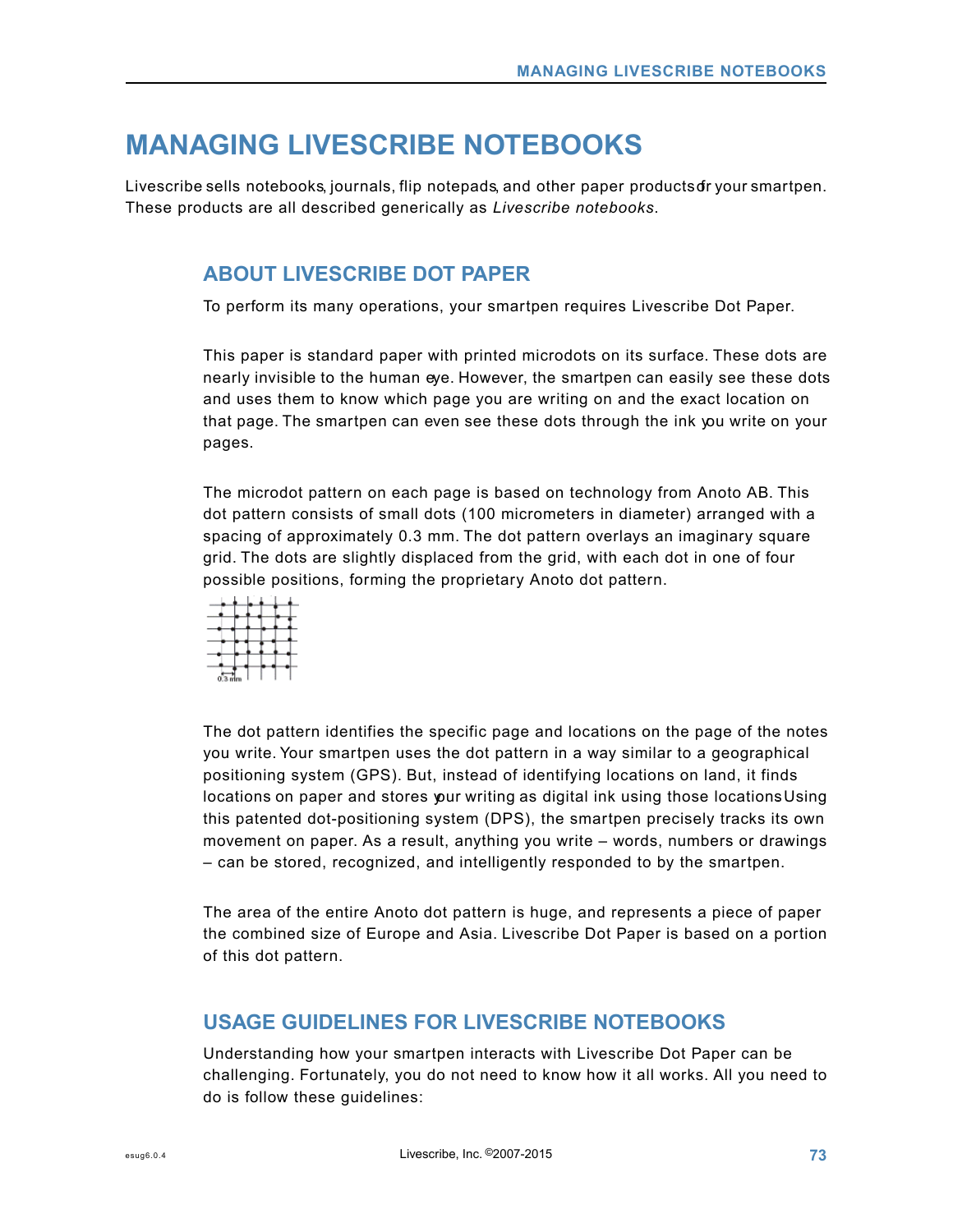# MANAGING LIVESCRIBE NOTEBOOKS

Livescribe sells notebooks, journals, flip notepads, and other paper products for your smartpen. These products are all described generically as *Livescribe notebooks*.

## ABOUT LIVESCRIBE DOT PAPER

To perform its many operations, your smartpen requires Livescribe Dot Paper.

This paper is standard paper with printed microdots on its surface. These dots are nearly invisible to the human eye. However, the smartpen can easily see these dots and uses them to know which page you are writing on and the exact location on that page. The smartpen can even see these dots through the ink you write on your pages.

The microdot pattern on each page is based on technology from Anoto AB. This dot pattern consists of small dots (100 micrometers in diameter) arranged with a spacing of approximately 0.3 mm. The dot pattern overlays an imaginary square grid. The dots are slightly displaced from the grid, with each dot in one of four possible positions, forming the proprietary Anoto dot pattern.

The dot pattern identifies the specific page and locations on the page of the notes you write. Your smartpen uses the dot pattern in a way similar to a geographical positioning system (GPS). But, instead of identifying locations on land, it finds locations on paper and stores your writing as digital ink using those locations. Using this patented dot-positioning system (DPS), the smartpen precisely tracks its own movement on paper. As a result, anything you write – words, numbers or drawings – can be stored, recognized, and intelligently responded to by the smartpen.

The area of the entire Anoto dot pattern is huge, and represents a piece of paper the combined size of Europe and Asia. Livescribe Dot Paper is based on a portion of this dot pattern.

## USAGE GUIDELINES FOR LIVESCRIBE NOTEBOOKS

Understanding how your smartpen interacts with Livescribe Dot Paper can be challenging. Fortunately, you do not need to know how it all works. All you need to do is follow these guidelines: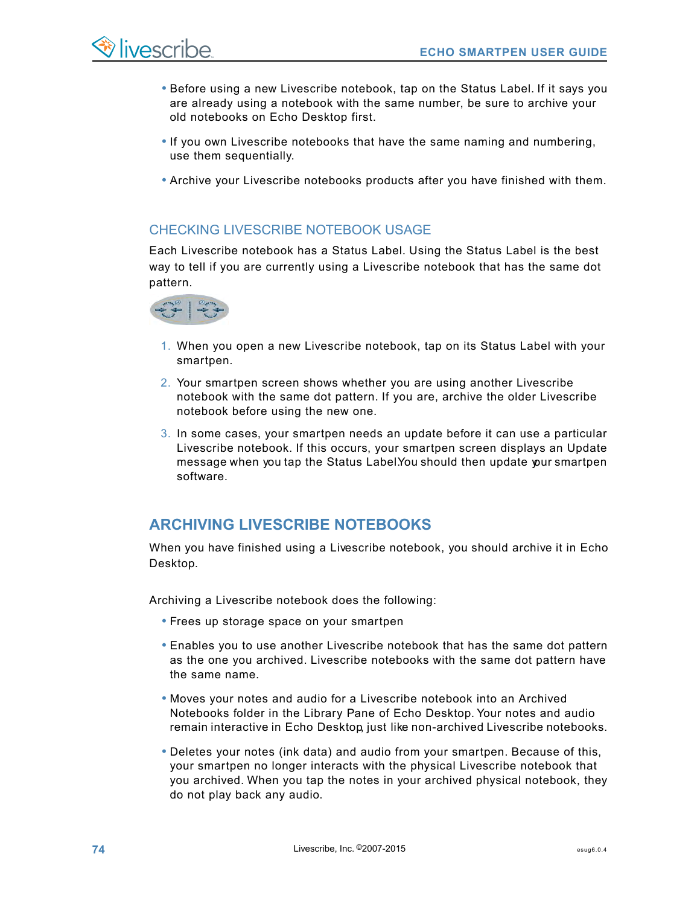- Before using a new Livescribe notebook, tap on the Status Label. If it says you are already using a notebook with the same number, be sure to archive your old notebooks on Echo Desktop first.
- If you own Livescribe notebooks that have the same naming and numbering, use them sequentially.
- Archive your Livescribe notebooks products after you have finished with them.

### CHECKING LIVESCRIBE NOTEBOOK USAGE

Each Livescribe notebook has a Status Label. Using the Status Label is the best way to tell if you are currently using a Livescribe notebook that has the same dot pattern.

1. When you open a new Livescribe notebook, tap on its Status Label with your smartpen.
2. Your smartpen screen shows whether you are using another Livescribe notebook with the same dot pattern. If you are, archive the older Livescribe notebook before using the new one.
3. In some cases, your smartpen needs an update before it can use a particular Livescribe notebook. If this occurs, your smartpen screen displays an Update message when you tap the Status Label.You should then update your smartpen software.

## ARCHIVING LIVESCRIBE NOTEBOOKS

When you have finished using a Livescribe notebook, you should archive it in Echo Desktop.

Archiving a Livescribe notebook does the following:

- Frees up storage space on your smartpen
- Enables you to use another Livescribe notebook that has the same dot pattern as the one you archived. Livescribe notebooks with the same dot pattern have the same name.
- Moves your notes and audio for a Livescribe notebook into an Archived Notebooks folder in the Library Pane of Echo Desktop. Your notes and audio remain interactive in Echo Desktop, just like non-archived Livescribe notebooks.
- Deletes your notes (ink data) and audio from your smartpen. Because of this, your smartpen no longer interacts with the physical Livescribe notebook that you archived. When you tap the notes in your archived physical notebook, they do not play back any audio.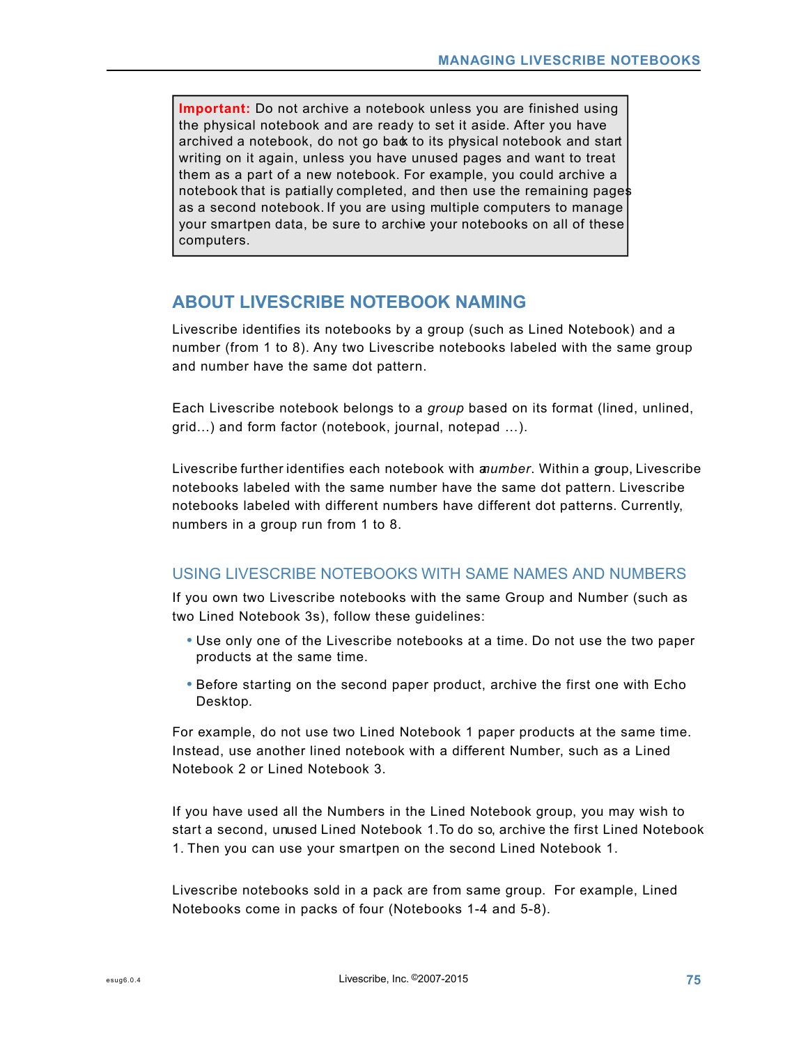> **Important:** Do not archive a notebook unless you are finished using the physical notebook and are ready to set it aside. After you have archived a notebook, do not go back to its physical notebook and start writing on it again, unless you have unused pages and want to treat them as a part of a new notebook. For example, you could archive a notebook that is partially completed, and then use the remaining pages as a second notebook. If you are using multiple computers to manage your smartpen data, be sure to archive your notebooks on all of these computers.

## ABOUT LIVESCRIBE NOTEBOOK NAMING

Livescribe identifies its notebooks by a group (such as Lined Notebook) and a number (from 1 to 8). Any two Livescribe notebooks labeled with the same group and number have the same dot pattern.

Each Livescribe notebook belongs to a *group* based on its format (lined, unlined, grid...) and form factor (notebook, journal, notepad ...).

Livescribe further identifies each notebook with a *number*. Within a group, Livescribe notebooks labeled with the same number have the same dot pattern. Livescribe notebooks labeled with different numbers have different dot patterns. Currently, numbers in a group run from 1 to 8.

### USING LIVESCRIBE NOTEBOOKS WITH SAME NAMES AND NUMBERS

If you own two Livescribe notebooks with the same Group and Number (such as two Lined Notebook 3s), follow these guidelines:

- Use only one of the Livescribe notebooks at a time. Do not use the two paper products at the same time.
- Before starting on the second paper product, archive the first one with Echo Desktop.

For example, do not use two Lined Notebook 1 paper products at the same time. Instead, use another lined notebook with a different Number, such as a Lined Notebook 2 or Lined Notebook 3.

If you have used all the Numbers in the Lined Notebook group, you may wish to start a second, unused Lined Notebook 1. To do so, archive the first Lined Notebook 1. Then you can use your smartpen on the second Lined Notebook 1.

Livescribe notebooks sold in a pack are from same group. For example, Lined Notebooks come in packs of four (Notebooks 1-4 and 5-8).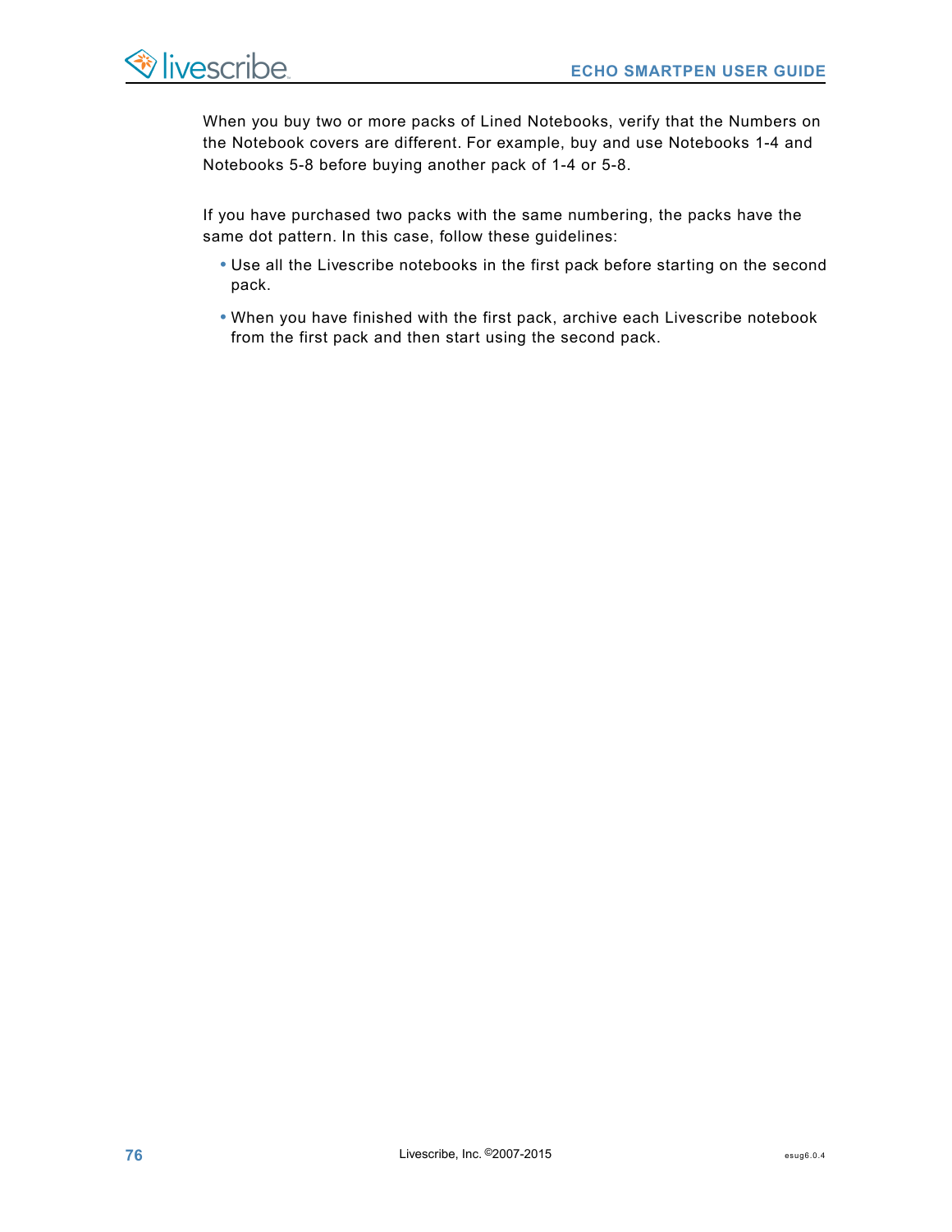When you buy two or more packs of Lined Notebooks, verify that the Numbers on the Notebook covers are different. For example, buy and use Notebooks 1-4 and Notebooks 5-8 before buying another pack of 1-4 or 5-8.

If you have purchased two packs with the same numbering, the packs have the same dot pattern. In this case, follow these guidelines:

- Use all the Livescribe notebooks in the first pack before starting on the second pack.
- When you have finished with the first pack, archive each Livescribe notebook from the first pack and then start using the second pack.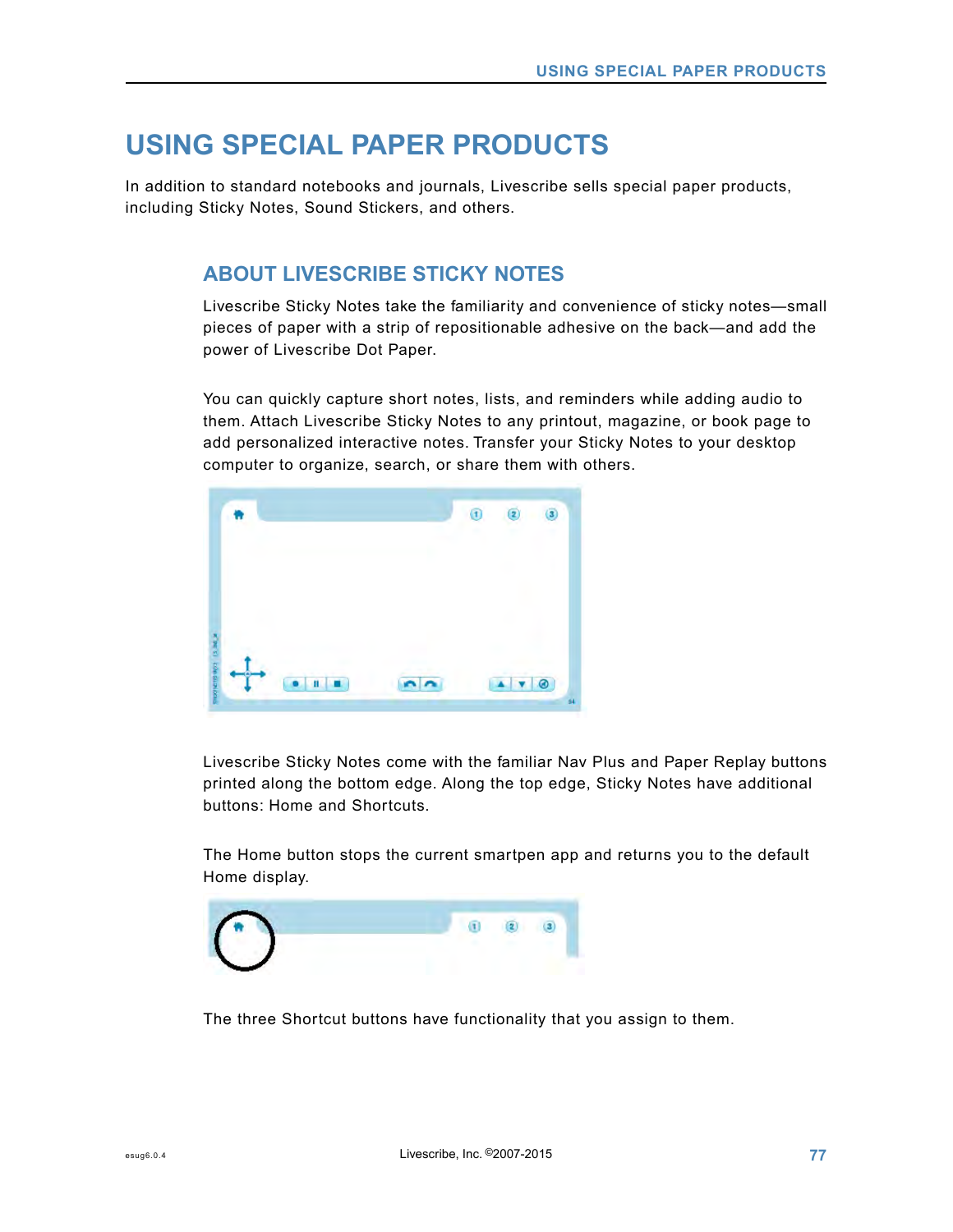# USING SPECIAL PAPER PRODUCTS

In addition to standard notebooks and journals, Livescribe sells special paper products, including Sticky Notes, Sound Stickers, and others.

## ABOUT LIVESCRIBE STICKY NOTES

Livescribe Sticky Notes take the familiarity and convenience of sticky notes—small pieces of paper with a strip of repositionable adhesive on the back—and add the power of Livescribe Dot Paper.

You can quickly capture short notes, lists, and reminders while adding audio to them. Attach Livescribe Sticky Notes to any printout, magazine, or book page to add personalized interactive notes. Transfer your Sticky Notes to your desktop computer to organize, search, or share them with others.

Livescribe Sticky Notes come with the familiar Nav Plus and Paper Replay buttons printed along the bottom edge. Along the top edge, Sticky Notes have additional buttons: Home and Shortcuts.

The Home button stops the current smartpen app and returns you to the default Home display.

The three Shortcut buttons have functionality that you assign to them.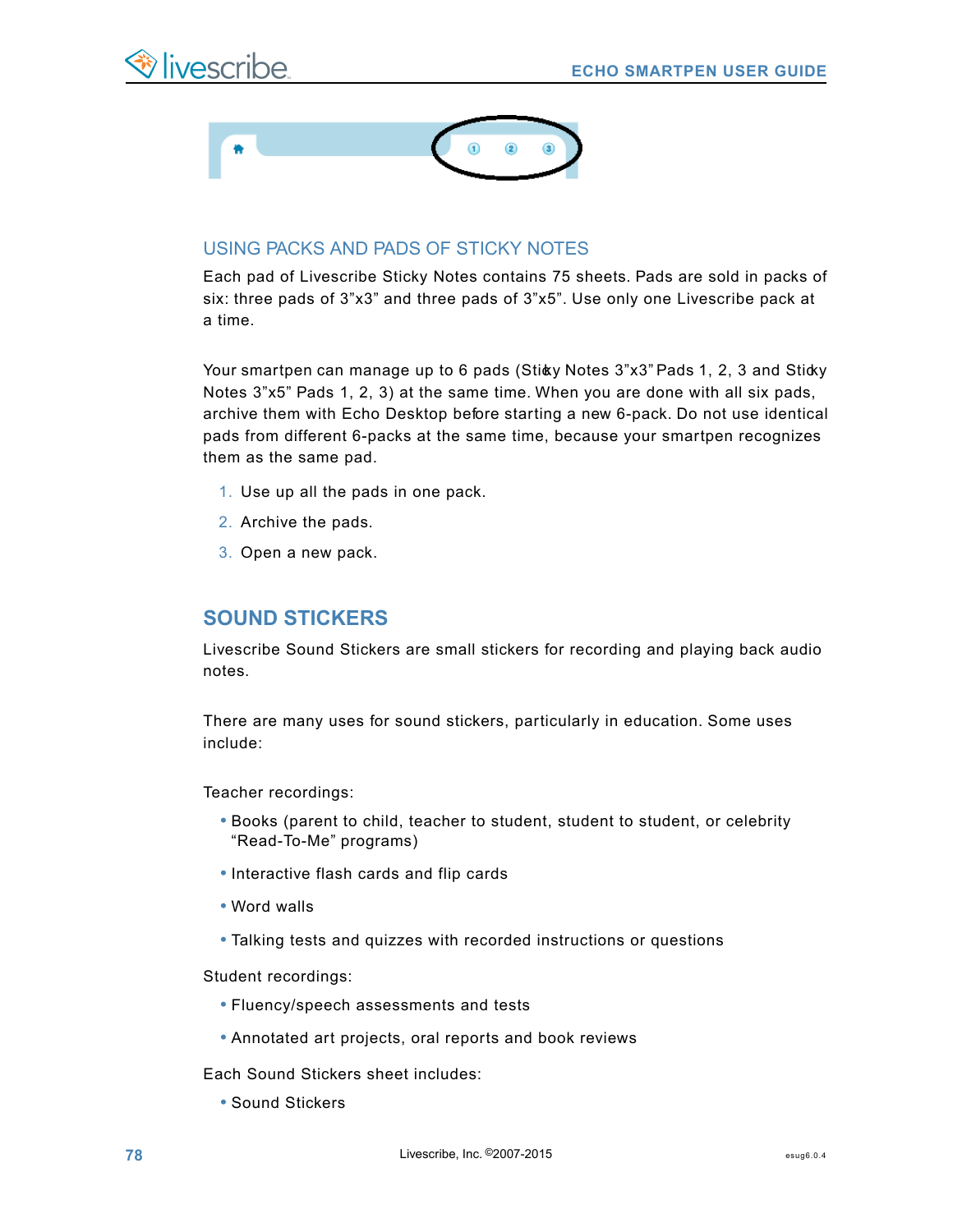## USING PACKS AND PADS OF STICKY NOTES

Each pad of Livescribe Sticky Notes contains 75 sheets. Pads are sold in packs of six: three pads of 3”x3” and three pads of 3”x5”. Use only one Livescribe pack at a time.

Your smartpen can manage up to 6 pads (Sticky Notes 3”x3” Pads 1, 2, 3 and Sticky Notes 3”x5” Pads 1, 2, 3) at the same time. When you are done with all six pads, archive them with Echo Desktop before starting a new 6-pack. Do not use identical pads from different 6-packs at the same time, because your smartpen recognizes them as the same pad.

1. Use up all the pads in one pack.
2. Archive the pads.
3. Open a new pack.

# SOUND STICKERS

Livescribe Sound Stickers are small stickers for recording and playing back audio notes.

There are many uses for sound stickers, particularly in education. Some uses include:

Teacher recordings:

- Books (parent to child, teacher to student, student to student, or celebrity “Read-To-Me” programs)
- Interactive flash cards and flip cards
- Word walls
- Talking tests and quizzes with recorded instructions or questions

Student recordings:

- Fluency/speech assessments and tests
- Annotated art projects, oral reports and book reviews

Each Sound Stickers sheet includes:

- Sound Stickers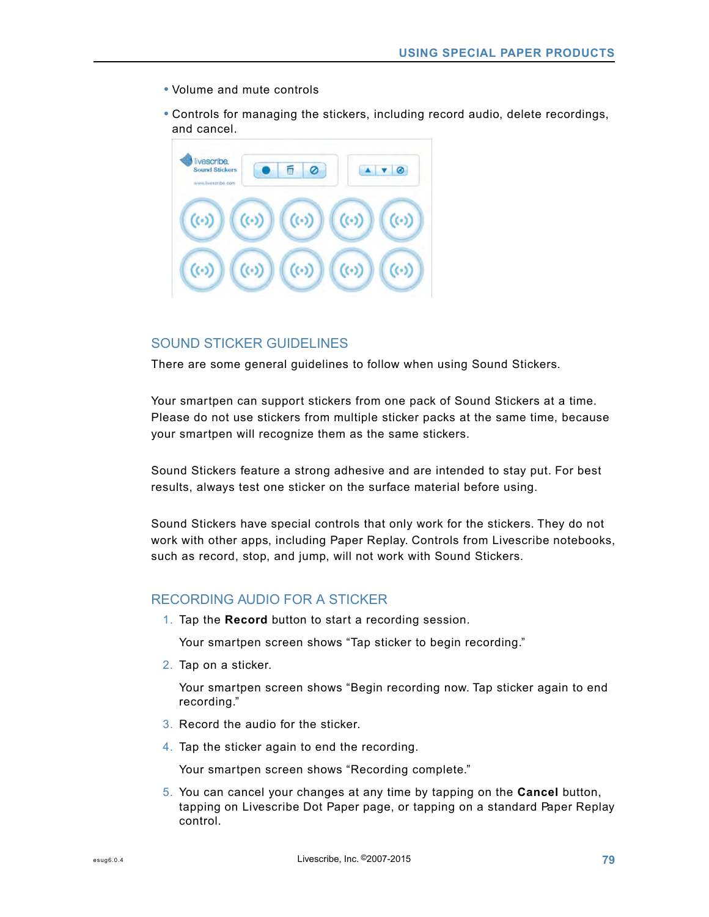- Volume and mute controls
- Controls for managing the stickers, including record audio, delete recordings, and cancel.

## SOUND STICKER GUIDELINES

There are some general guidelines to follow when using Sound Stickers.

Your smartpen can support stickers from one pack of Sound Stickers at a time. Please do not use stickers from multiple sticker packs at the same time, because your smartpen will recognize them as the same stickers.

Sound Stickers feature a strong adhesive and are intended to stay put. For best results, always test one sticker on the surface material before using.

Sound Stickers have special controls that only work for the stickers. They do not work with other apps, including Paper Replay. Controls from Livescribe notebooks, such as record, stop, and jump, will not work with Sound Stickers.

## RECORDING AUDIO FOR A STICKER

1. Tap the **Record** button to start a recording session.

   Your smartpen screen shows "Tap sticker to begin recording."

2. Tap on a sticker.

   Your smartpen screen shows "Begin recording now. Tap sticker again to end recording."

3. Record the audio for the sticker.
4. Tap the sticker again to end the recording.

   Your smartpen screen shows "Recording complete."

5. You can cancel your changes at any time by tapping on the **Cancel** button, tapping on Livescribe Dot Paper page, or tapping on a standard Paper Replay control.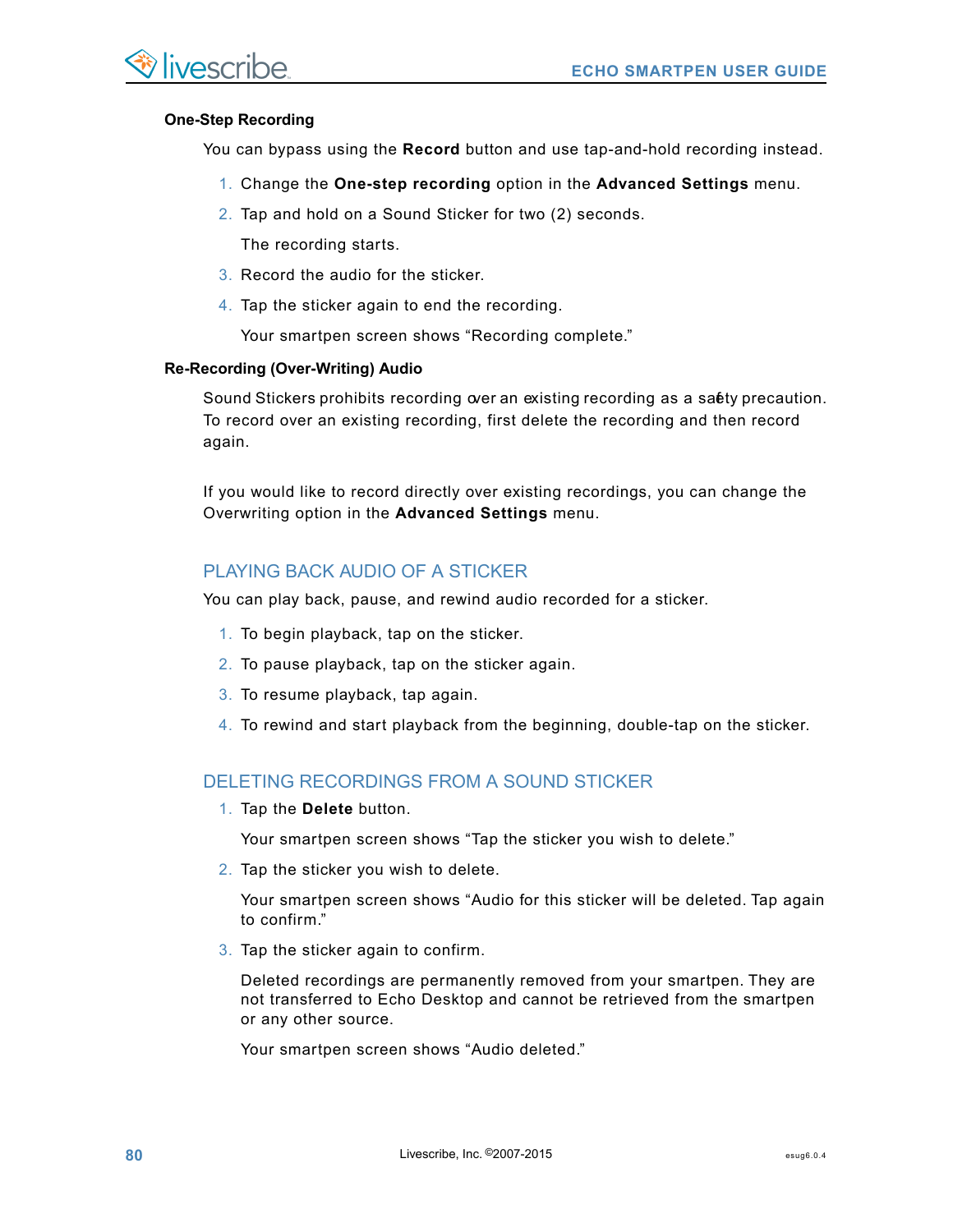### One-Step Recording

You can bypass using the **Record** button and use tap-and-hold recording instead.

1. Change the **One-step recording** option in the **Advanced Settings** menu.
2. Tap and hold on a Sound Sticker for two (2) seconds.

   The recording starts.
3. Record the audio for the sticker.
4. Tap the sticker again to end the recording.

   Your smartpen screen shows “Recording complete.”

### Re-Recording (Over-Writing) Audio

Sound Stickers prohibits recording over an existing recording as a safety precaution. To record over an existing recording, first delete the recording and then record again.

If you would like to record directly over existing recordings, you can change the Overwriting option in the **Advanced Settings** menu.

## PLAYING BACK AUDIO OF A STICKER

You can play back, pause, and rewind audio recorded for a sticker.

1. To begin playback, tap on the sticker.
2. To pause playback, tap on the sticker again.
3. To resume playback, tap again.
4. To rewind and start playback from the beginning, double-tap on the sticker.

## DELETING RECORDINGS FROM A SOUND STICKER

1. Tap the **Delete** button.

   Your smartpen screen shows “Tap the sticker you wish to delete.”
2. Tap the sticker you wish to delete.

   Your smartpen screen shows “Audio for this sticker will be deleted. Tap again to confirm.”
3. Tap the sticker again to confirm.

   Deleted recordings are permanently removed from your smartpen. They are not transferred to Echo Desktop and cannot be retrieved from the smartpen or any other source.

   Your smartpen screen shows “Audio deleted.”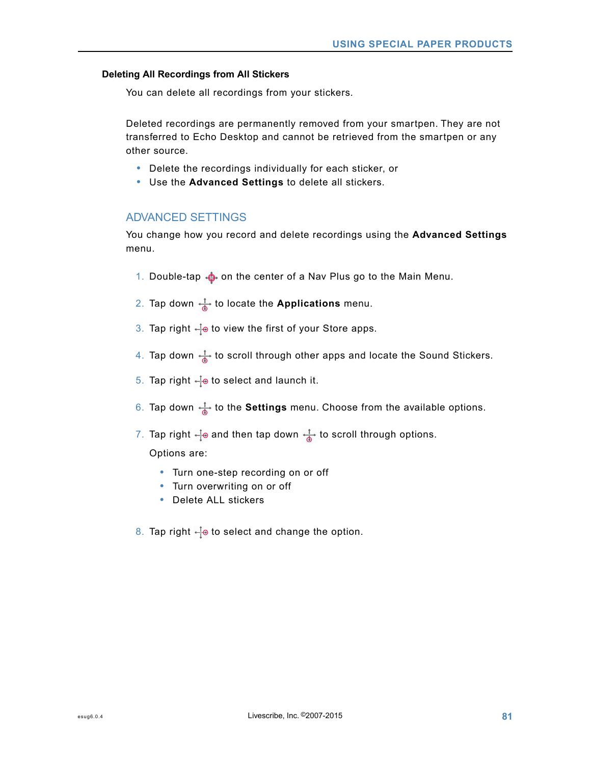### Deleting All Recordings from All Stickers

You can delete all recordings from your stickers.

Deleted recordings are permanently removed from your smartpen. They are not transferred to Echo Desktop and cannot be retrieved from the smartpen or any other source.

- Delete the recordings individually for each sticker, or
- Use the **Advanced Settings** to delete all stickers.

## ADVANCED SETTINGS

You change how you record and delete recordings using the **Advanced Settings** menu.

1. Double-tap on the center of a Nav Plus go to the Main Menu.
2. Tap down to locate the **Applications** menu.
3. Tap right to view the first of your Store apps.
4. Tap down to scroll through other apps and locate the Sound Stickers.
5. Tap right to select and launch it.
6. Tap down to the **Settings** menu. Choose from the available options.
7. Tap right and then tap down to scroll through options.

   Options are:

   - Turn one-step recording on or off
   - Turn overwriting on or off
   - Delete ALL stickers

8. Tap right to select and change the option.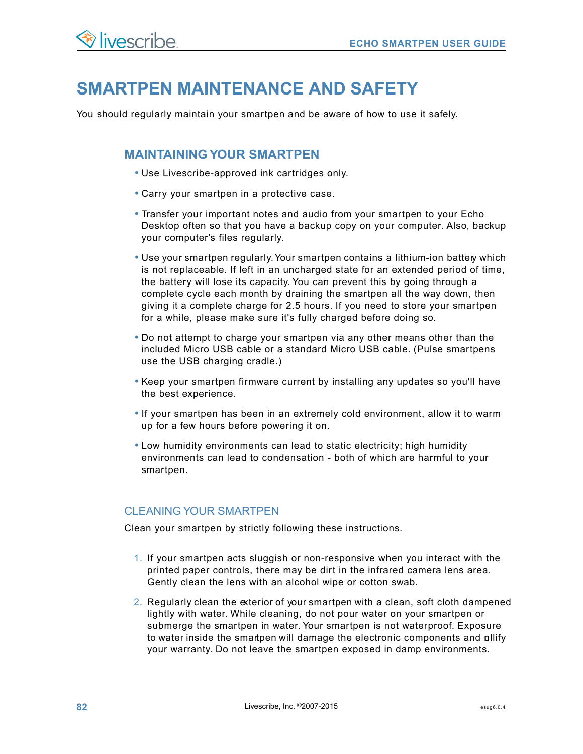# SMARTPEN MAINTENANCE AND SAFETY

You should regularly maintain your smartpen and be aware of how to use it safely.

## MAINTAINING YOUR SMARTPEN

- Use Livescribe-approved ink cartridges only.
- Carry your smartpen in a protective case.
- Transfer your important notes and audio from your smartpen to your Echo Desktop often so that you have a backup copy on your computer. Also, backup your computer's files regularly.
- Use your smartpen regularly. Your smartpen contains a lithium-ion battery which is not replaceable. If left in an uncharged state for an extended period of time, the battery will lose its capacity. You can prevent this by going through a complete cycle each month by draining the smartpen all the way down, then giving it a complete charge for 2.5 hours. If you need to store your smartpen for a while, please make sure it's fully charged before doing so.
- Do not attempt to charge your smartpen via any other means other than the included Micro USB cable or a standard Micro USB cable. (Pulse smartpens use the USB charging cradle.)
- Keep your smartpen firmware current by installing any updates so you'll have the best experience.
- If your smartpen has been in an extremely cold environment, allow it to warm up for a few hours before powering it on.
- Low humidity environments can lead to static electricity; high humidity environments can lead to condensation - both of which are harmful to your smartpen.

### CLEANING YOUR SMARTPEN

Clean your smartpen by strictly following these instructions.

1. If your smartpen acts sluggish or non-responsive when you interact with the printed paper controls, there may be dirt in the infrared camera lens area. Gently clean the lens with an alcohol wipe or cotton swab.
2. Regularly clean the exterior of your smartpen with a clean, soft cloth dampened lightly with water. While cleaning, do not pour water on your smartpen or submerge the smartpen in water. Your smartpen is not waterproof. Exposure to water inside the smartpen will damage the electronic components and nullify your warranty. Do not leave the smartpen exposed in damp environments.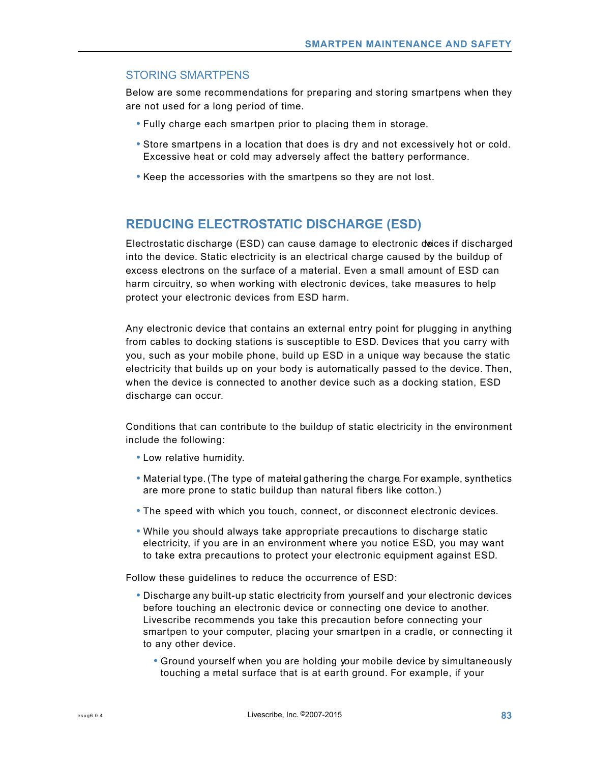## STORING SMARTPENS

Below are some recommendations for preparing and storing smartpens when they are not used for a long period of time.

- Fully charge each smartpen prior to placing them in storage.
- Store smartpens in a location that does is dry and not excessively hot or cold. Excessive heat or cold may adversely affect the battery performance.
- Keep the accessories with the smartpens so they are not lost.

# REDUCING ELECTROSTATIC DISCHARGE (ESD)

Electrostatic discharge (ESD) can cause damage to electronic devices if discharged into the device. Static electricity is an electrical charge caused by the buildup of excess electrons on the surface of a material. Even a small amount of ESD can harm circuitry, so when working with electronic devices, take measures to help protect your electronic devices from ESD harm.

Any electronic device that contains an external entry point for plugging in anything from cables to docking stations is susceptible to ESD. Devices that you carry with you, such as your mobile phone, build up ESD in a unique way because the static electricity that builds up on your body is automatically passed to the device. Then, when the device is connected to another device such as a docking station, ESD discharge can occur.

Conditions that can contribute to the buildup of static electricity in the environment include the following:

- Low relative humidity.
- Material type. (The type of material gathering the charge. For example, synthetics are more prone to static buildup than natural fibers like cotton.)
- The speed with which you touch, connect, or disconnect electronic devices.
- While you should always take appropriate precautions to discharge static electricity, if you are in an environment where you notice ESD, you may want to take extra precautions to protect your electronic equipment against ESD.

Follow these guidelines to reduce the occurrence of ESD:

- Discharge any built-up static electricity from yourself and your electronic devices before touching an electronic device or connecting one device to another. Livescribe recommends you take this precaution before connecting your smartpen to your computer, placing your smartpen in a cradle, or connecting it to any other device.
  - Ground yourself when you are holding your mobile device by simultaneously touching a metal surface that is at earth ground. For example, if your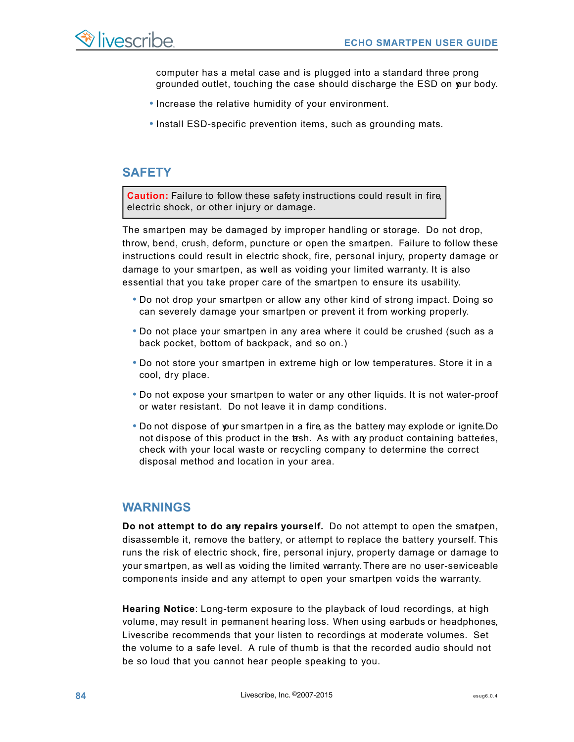computer has a metal case and is plugged into a standard three prong grounded outlet, touching the case should discharge the ESD on your body.

- Increase the relative humidity of your environment.
- Install ESD-specific prevention items, such as grounding mats.

## SAFETY

**Caution:** Failure to follow these safety instructions could result in fire, electric shock, or other injury or damage.

The smartpen may be damaged by improper handling or storage. Do not drop, throw, bend, crush, deform, puncture or open the smartpen. Failure to follow these instructions could result in electric shock, fire, personal injury, property damage or damage to your smartpen, as well as voiding your limited warranty. It is also essential that you take proper care of the smartpen to ensure its usability.

- Do not drop your smartpen or allow any other kind of strong impact. Doing so can severely damage your smartpen or prevent it from working properly.
- Do not place your smartpen in any area where it could be crushed (such as a back pocket, bottom of backpack, and so on.)
- Do not store your smartpen in extreme high or low temperatures. Store it in a cool, dry place.
- Do not expose your smartpen to water or any other liquids. It is not water-proof or water resistant. Do not leave it in damp conditions.
- Do not dispose of your smartpen in a fire, as the battery may explode or ignite. Do not dispose of this product in the trash. As with any product containing batteries, check with your local waste or recycling company to determine the correct disposal method and location in your area.

## WARNINGS

**Do not attempt to do any repairs yourself.** Do not attempt to open the smartpen, disassemble it, remove the battery, or attempt to replace the battery yourself. This runs the risk of electric shock, fire, personal injury, property damage or damage to your smartpen, as well as voiding the limited warranty. There are no user-serviceable components inside and any attempt to open your smartpen voids the warranty.

**Hearing Notice**: Long-term exposure to the playback of loud recordings, at high volume, may result in permanent hearing loss. When using earbuds or headphones, Livescribe recommends that your listen to recordings at moderate volumes. Set the volume to a safe level. A rule of thumb is that the recorded audio should not be so loud that you cannot hear people speaking to you.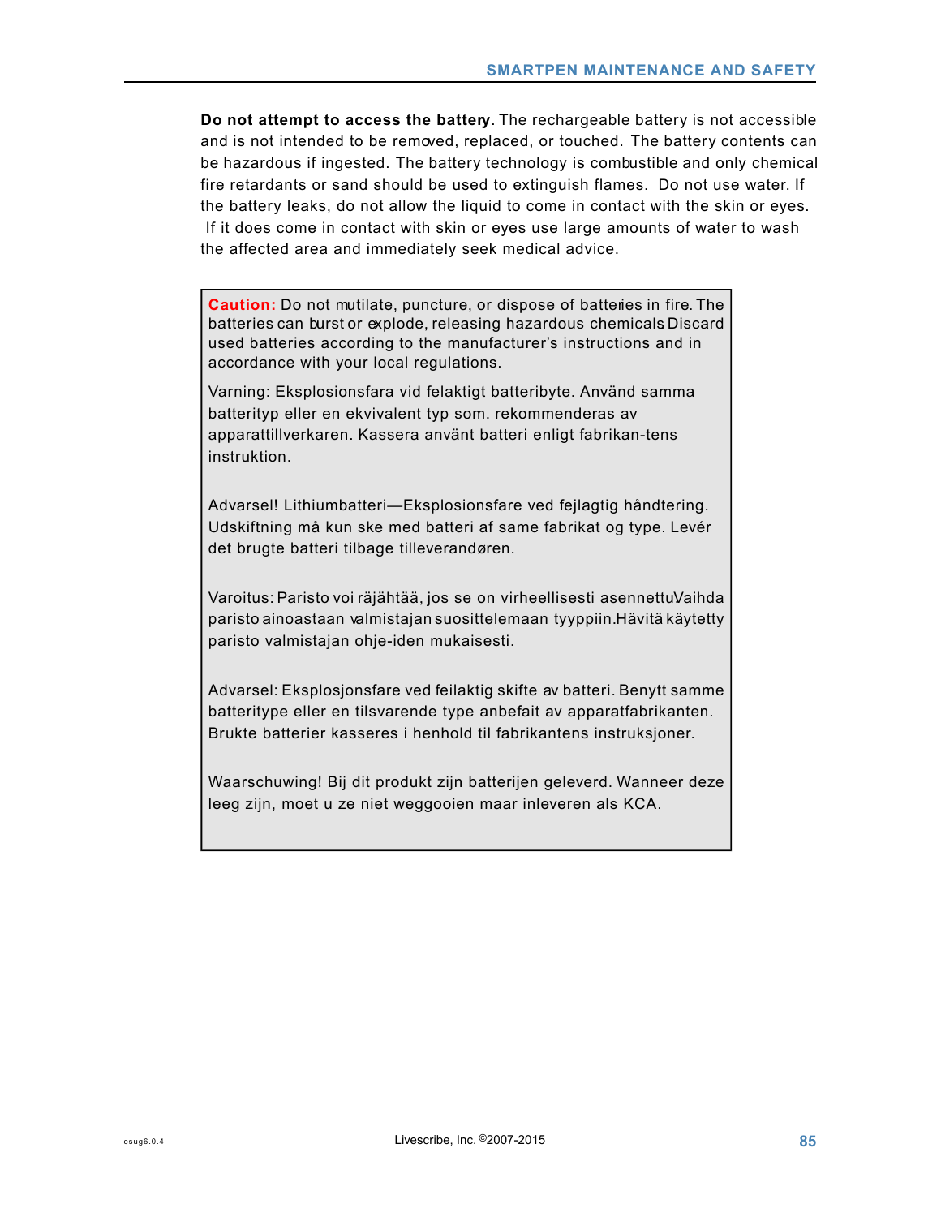**Do not attempt to access the battery**. The rechargeable battery is not accessible and is not intended to be removed, replaced, or touched. The battery contents can be hazardous if ingested. The battery technology is combustible and only chemical fire retardants or sand should be used to extinguish flames. Do not use water. If the battery leaks, do not allow the liquid to come in contact with the skin or eyes. If it does come in contact with skin or eyes use large amounts of water to wash the affected area and immediately seek medical advice.

**Caution:** Do not mutilate, puncture, or dispose of batteries in fire. The batteries can burst or explode, releasing hazardous chemicals Discard used batteries according to the manufacturer's instructions and in accordance with your local regulations.

Varning: Eksplosionsfara vid felaktigt batteribyte. Använd samma batterityp eller en ekvivalent typ som. rekommenderas av apparattillverkaren. Kassera använt batteri enligt fabrikan-tens instruktion.

Advarsel! Lithiumbatteri—Eksplosionsfare ved fejlagtig håndtering. Udskiftning må kun ske med batteri af same fabrikat og type. Levér det brugte batteri tilbage tilleverandøren.

Varoitus: Paristo voi räjähtää, jos se on virheellisesti asennettuVaihda paristo ainoastaan valmistajan suosittelemaan tyyppiin.Hävitä käytetty paristo valmistajan ohje-iden mukaisesti.

Advarsel: Eksplosjonsfare ved feilaktig skifte av batteri. Benytt samme batteritype eller en tilsvarende type anbefait av apparatfabrikanten. Brukte batterier kasseres i henhold til fabrikantens instruksjoner.

Waarschuwing! Bij dit produkt zijn batterijen geleverd. Wanneer deze leeg zijn, moet u ze niet weggooien maar inleveren als KCA.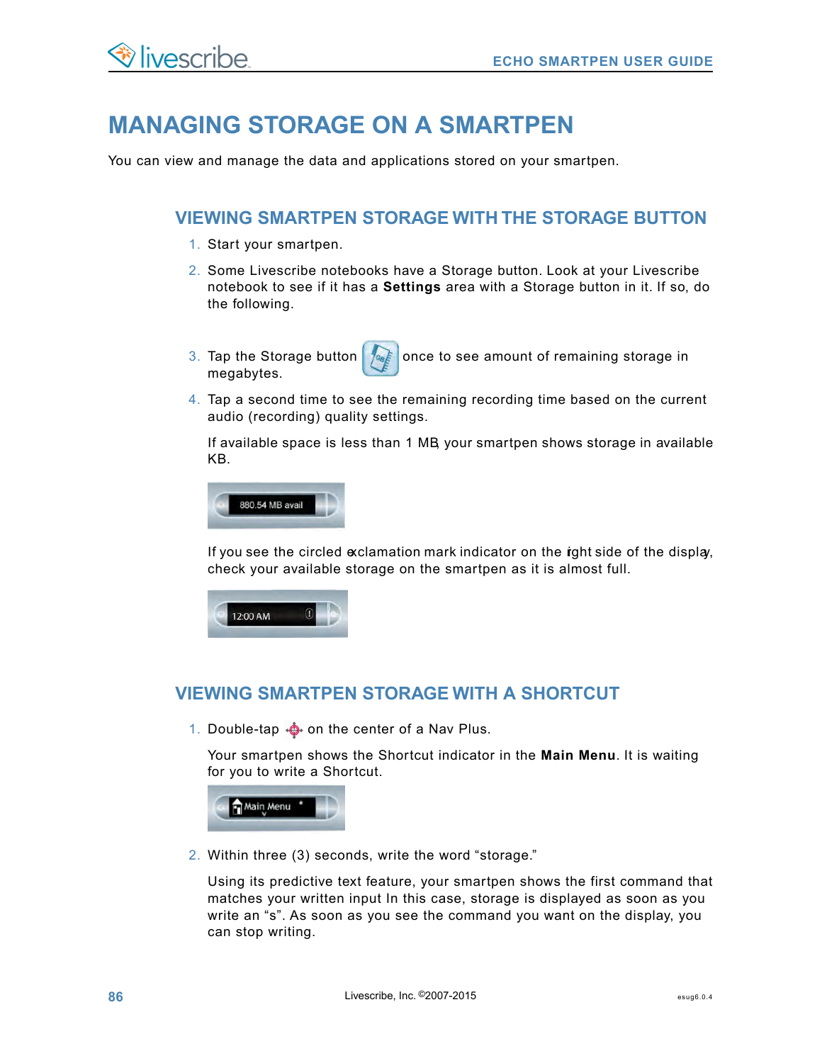# MANAGING STORAGE ON A SMARTPEN

You can view and manage the data and applications stored on your smartpen.

## VIEWING SMARTPEN STORAGE WITH THE STORAGE BUTTON

1. Start your smartpen.
2. Some Livescribe notebooks have a Storage button. Look at your Livescribe notebook to see if it has a **Settings** area with a Storage button in it. If so, do the following.
3. Tap the Storage button once to see amount of remaining storage in megabytes.
4. Tap a second time to see the remaining recording time based on the current audio (recording) quality settings.

   If available space is less than 1 MB, your smartpen shows storage in available KB.

   880.54 MB avail

   If you see the circled exclamation mark indicator on the right side of the display, check your available storage on the smartpen as it is almost full.

   12:00 AM

## VIEWING SMARTPEN STORAGE WITH A SHORTCUT

1. Double-tap on the center of a Nav Plus.

   Your smartpen shows the Shortcut indicator in the **Main Menu**. It is waiting for you to write a Shortcut.

   Main Menu *

2. Within three (3) seconds, write the word "storage."

   Using its predictive text feature, your smartpen shows the first command that matches your written input In this case, storage is displayed as soon as you write an "s". As soon as you see the command you want on the display, you can stop writing.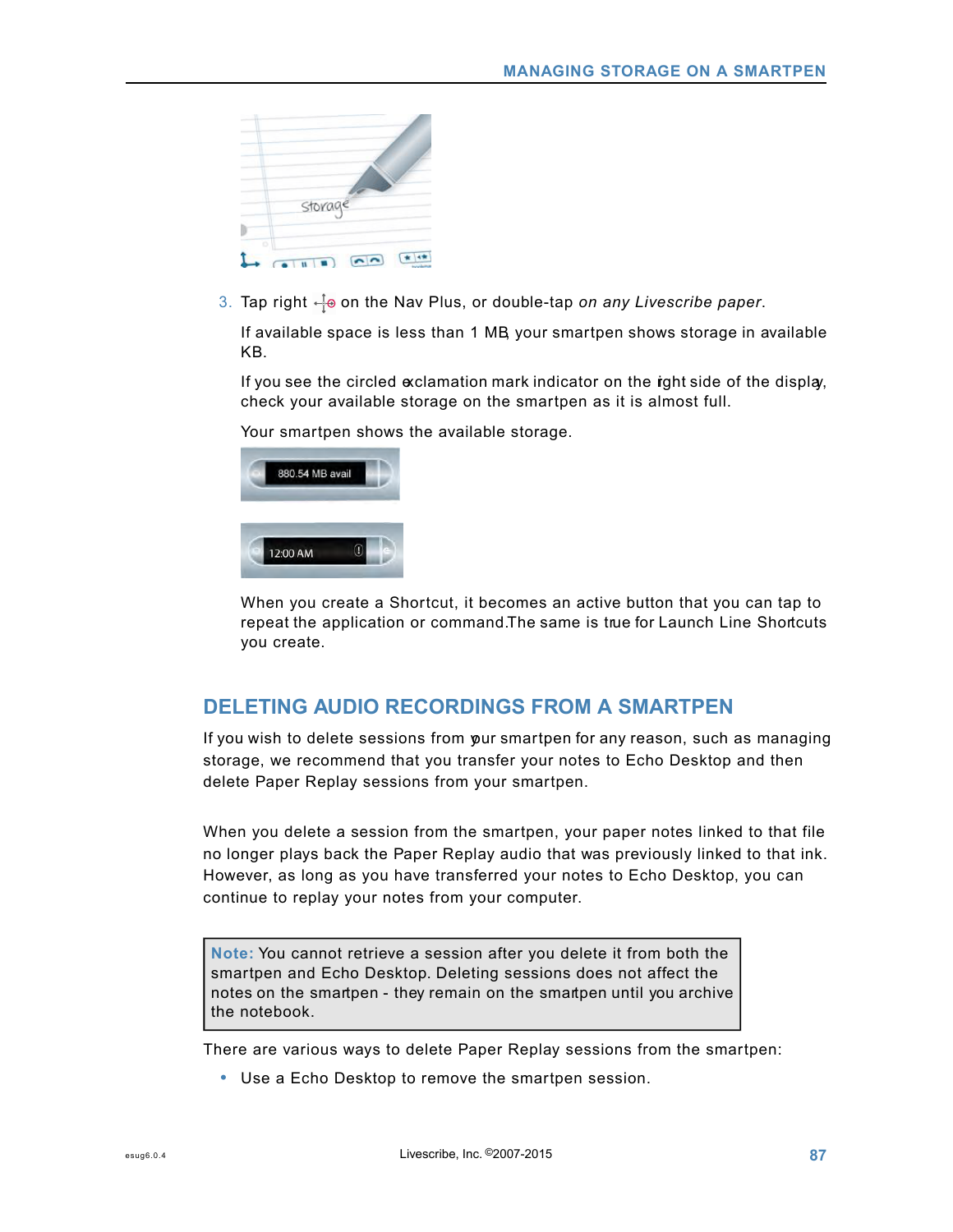3. Tap right on the Nav Plus, or double-tap *on any Livescribe paper*.

   If available space is less than 1 MB, your smartpen shows storage in available KB.

   If you see the circled exclamation mark indicator on the right side of the display, check your available storage on the smartpen as it is almost full.

   Your smartpen shows the available storage.

   When you create a Shortcut, it becomes an active button that you can tap to repeat the application or command. The same is true for Launch Line Shortcuts you create.

## DELETING AUDIO RECORDINGS FROM A SMARTPEN

If you wish to delete sessions from your smartpen for any reason, such as managing storage, we recommend that you transfer your notes to Echo Desktop and then delete Paper Replay sessions from your smartpen.

When you delete a session from the smartpen, your paper notes linked to that file no longer plays back the Paper Replay audio that was previously linked to that ink. However, as long as you have transferred your notes to Echo Desktop, you can continue to replay your notes from your computer.

> **Note:** You cannot retrieve a session after you delete it from both the smartpen and Echo Desktop. Deleting sessions does not affect the notes on the smartpen - they remain on the smartpen until you archive the notebook.

There are various ways to delete Paper Replay sessions from the smartpen:

- Use a Echo Desktop to remove the smartpen session.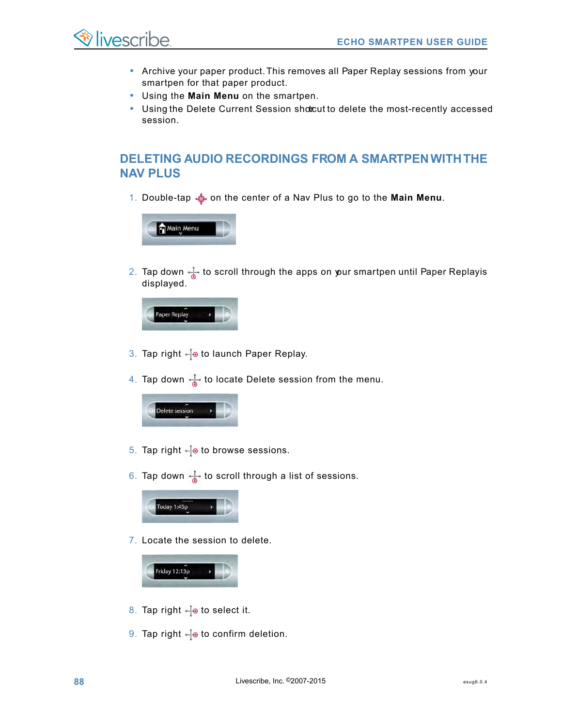- Archive your paper product. This removes all Paper Replay sessions from your smartpen for that paper product.
- Using the **Main Menu** on the smartpen.
- Using the Delete Current Session shortcut to delete the most-recently accessed session.

## DELETING AUDIO RECORDINGS FROM A SMARTPEN WITH THE NAV PLUS

1. Double-tap on the center of a Nav Plus to go to the **Main Menu**.

2. Tap down to scroll through the apps on your smartpen until Paper Replay is displayed.

3. Tap right to launch Paper Replay.

4. Tap down to locate Delete session from the menu.

5. Tap right to browse sessions.

6. Tap down to scroll through a list of sessions.

7. Locate the session to delete.

8. Tap right to select it.

9. Tap right to confirm deletion.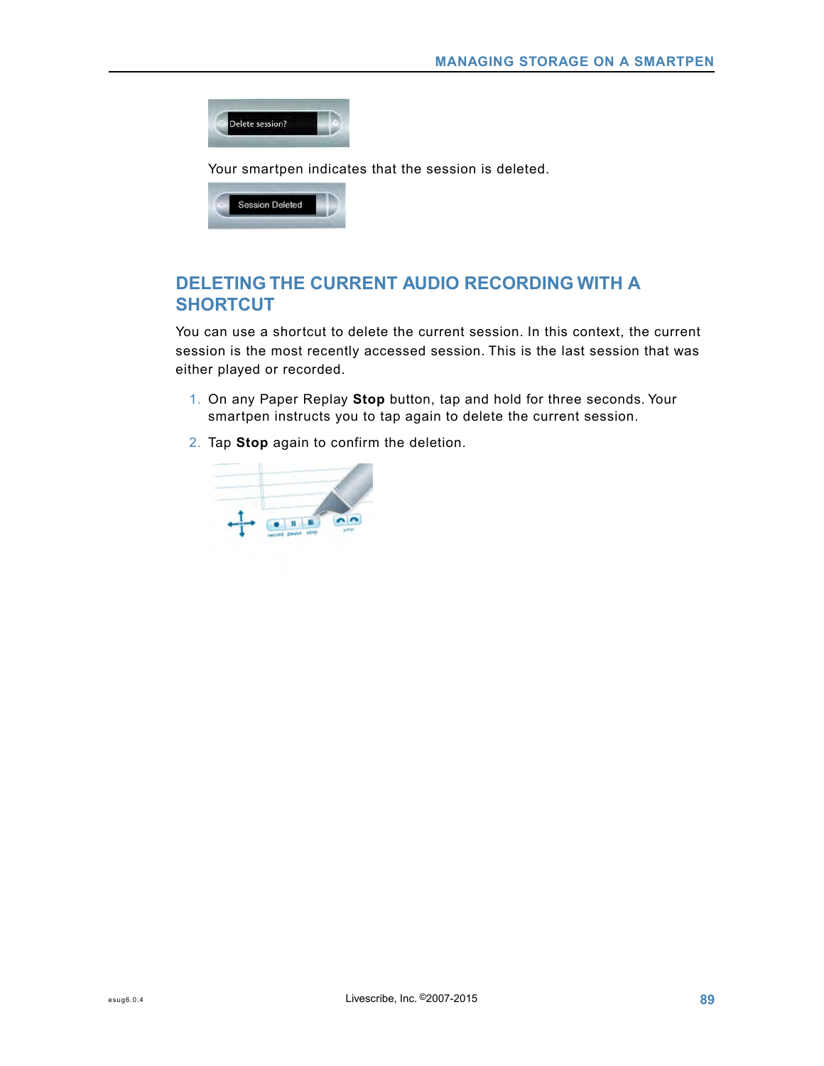Your smartpen indicates that the session is deleted.

## DELETING THE CURRENT AUDIO RECORDING WITH A SHORTCUT

You can use a shortcut to delete the current session. In this context, the current session is the most recently accessed session. This is the last session that was either played or recorded.

1. On any Paper Replay **Stop** button, tap and hold for three seconds. Your smartpen instructs you to tap again to delete the current session.
2. Tap **Stop** again to confirm the deletion.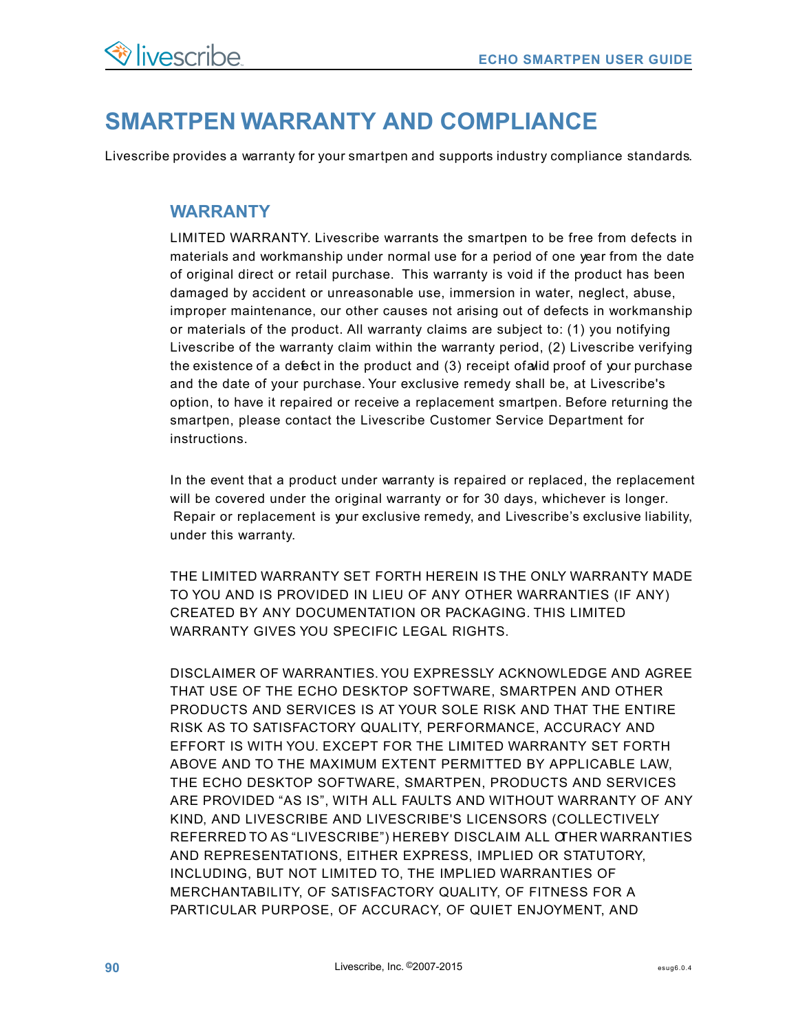# SMARTPEN WARRANTY AND COMPLIANCE

Livescribe provides a warranty for your smartpen and supports industry compliance standards.

## WARRANTY

LIMITED WARRANTY. Livescribe warrants the smartpen to be free from defects in materials and workmanship under normal use for a period of one year from the date of original direct or retail purchase. This warranty is void if the product has been damaged by accident or unreasonable use, immersion in water, neglect, abuse, improper maintenance, our other causes not arising out of defects in workmanship or materials of the product. All warranty claims are subject to: (1) you notifying Livescribe of the warranty claim within the warranty period, (2) Livescribe verifying the existence of a defect in the product and (3) receipt of valid proof of your purchase and the date of your purchase. Your exclusive remedy shall be, at Livescribe's option, to have it repaired or receive a replacement smartpen. Before returning the smartpen, please contact the Livescribe Customer Service Department for instructions.

In the event that a product under warranty is repaired or replaced, the replacement will be covered under the original warranty or for 30 days, whichever is longer. Repair or replacement is your exclusive remedy, and Livescribe's exclusive liability, under this warranty.

THE LIMITED WARRANTY SET FORTH HEREIN IS THE ONLY WARRANTY MADE TO YOU AND IS PROVIDED IN LIEU OF ANY OTHER WARRANTIES (IF ANY) CREATED BY ANY DOCUMENTATION OR PACKAGING. THIS LIMITED WARRANTY GIVES YOU SPECIFIC LEGAL RIGHTS.

DISCLAIMER OF WARRANTIES. YOU EXPRESSLY ACKNOWLEDGE AND AGREE THAT USE OF THE ECHO DESKTOP SOFTWARE, SMARTPEN AND OTHER PRODUCTS AND SERVICES IS AT YOUR SOLE RISK AND THAT THE ENTIRE RISK AS TO SATISFACTORY QUALITY, PERFORMANCE, ACCURACY AND EFFORT IS WITH YOU. EXCEPT FOR THE LIMITED WARRANTY SET FORTH ABOVE AND TO THE MAXIMUM EXTENT PERMITTED BY APPLICABLE LAW, THE ECHO DESKTOP SOFTWARE, SMARTPEN, PRODUCTS AND SERVICES ARE PROVIDED "AS IS", WITH ALL FAULTS AND WITHOUT WARRANTY OF ANY KIND, AND LIVESCRIBE AND LIVESCRIBE'S LICENSORS (COLLECTIVELY REFERRED TO AS "LIVESCRIBE") HEREBY DISCLAIM ALL OTHER WARRANTIES AND REPRESENTATIONS, EITHER EXPRESS, IMPLIED OR STATUTORY, INCLUDING, BUT NOT LIMITED TO, THE IMPLIED WARRANTIES OF MERCHANTABILITY, OF SATISFACTORY QUALITY, OF FITNESS FOR A PARTICULAR PURPOSE, OF ACCURACY, OF QUIET ENJOYMENT, AND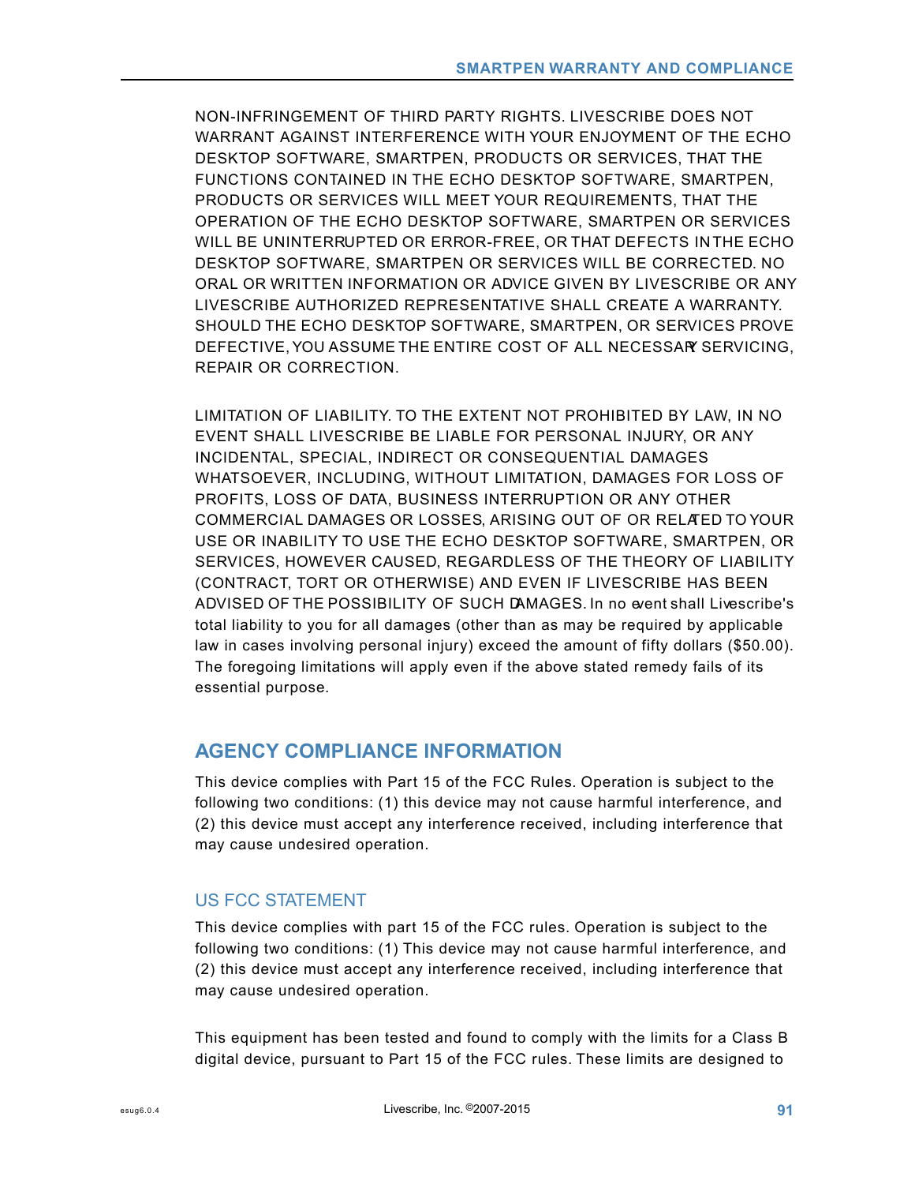NON-INFRINGEMENT OF THIRD PARTY RIGHTS. LIVESCRIBE DOES NOT WARRANT AGAINST INTERFERENCE WITH YOUR ENJOYMENT OF THE ECHO DESKTOP SOFTWARE, SMARTPEN, PRODUCTS OR SERVICES, THAT THE FUNCTIONS CONTAINED IN THE ECHO DESKTOP SOFTWARE, SMARTPEN, PRODUCTS OR SERVICES WILL MEET YOUR REQUIREMENTS, THAT THE OPERATION OF THE ECHO DESKTOP SOFTWARE, SMARTPEN OR SERVICES WILL BE UNINTERRUPTED OR ERROR-FREE, OR THAT DEFECTS IN THE ECHO DESKTOP SOFTWARE, SMARTPEN OR SERVICES WILL BE CORRECTED. NO ORAL OR WRITTEN INFORMATION OR ADVICE GIVEN BY LIVESCRIBE OR ANY LIVESCRIBE AUTHORIZED REPRESENTATIVE SHALL CREATE A WARRANTY. SHOULD THE ECHO DESKTOP SOFTWARE, SMARTPEN, OR SERVICES PROVE DEFECTIVE, YOU ASSUME THE ENTIRE COST OF ALL NECESSARY SERVICING, REPAIR OR CORRECTION.

LIMITATION OF LIABILITY. TO THE EXTENT NOT PROHIBITED BY LAW, IN NO EVENT SHALL LIVESCRIBE BE LIABLE FOR PERSONAL INJURY, OR ANY INCIDENTAL, SPECIAL, INDIRECT OR CONSEQUENTIAL DAMAGES WHATSOEVER, INCLUDING, WITHOUT LIMITATION, DAMAGES FOR LOSS OF PROFITS, LOSS OF DATA, BUSINESS INTERRUPTION OR ANY OTHER COMMERCIAL DAMAGES OR LOSSES, ARISING OUT OF OR RELATED TO YOUR USE OR INABILITY TO USE THE ECHO DESKTOP SOFTWARE, SMARTPEN, OR SERVICES, HOWEVER CAUSED, REGARDLESS OF THE THEORY OF LIABILITY (CONTRACT, TORT OR OTHERWISE) AND EVEN IF LIVESCRIBE HAS BEEN ADVISED OF THE POSSIBILITY OF SUCH DAMAGES. In no event shall Livescribe's total liability to you for all damages (other than as may be required by applicable law in cases involving personal injury) exceed the amount of fifty dollars ($50.00). The foregoing limitations will apply even if the above stated remedy fails of its essential purpose.

## AGENCY COMPLIANCE INFORMATION

This device complies with Part 15 of the FCC Rules. Operation is subject to the following two conditions: (1) this device may not cause harmful interference, and (2) this device must accept any interference received, including interference that may cause undesired operation.

### US FCC STATEMENT

This device complies with part 15 of the FCC rules. Operation is subject to the following two conditions: (1) This device may not cause harmful interference, and (2) this device must accept any interference received, including interference that may cause undesired operation.

This equipment has been tested and found to comply with the limits for a Class B digital device, pursuant to Part 15 of the FCC rules. These limits are designed to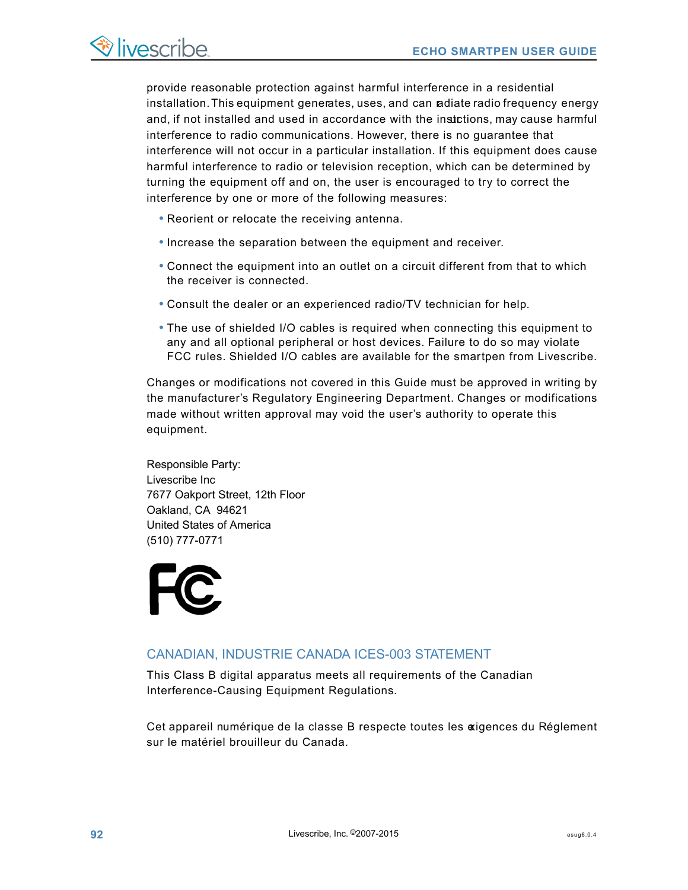provide reasonable protection against harmful interference in a residential installation. This equipment generates, uses, and can radiate radio frequency energy and, if not installed and used in accordance with the instructions, may cause harmful interference to radio communications. However, there is no guarantee that interference will not occur in a particular installation. If this equipment does cause harmful interference to radio or television reception, which can be determined by turning the equipment off and on, the user is encouraged to try to correct the interference by one or more of the following measures:

- Reorient or relocate the receiving antenna.
- Increase the separation between the equipment and receiver.
- Connect the equipment into an outlet on a circuit different from that to which the receiver is connected.
- Consult the dealer or an experienced radio/TV technician for help.
- The use of shielded I/O cables is required when connecting this equipment to any and all optional peripheral or host devices. Failure to do so may violate FCC rules. Shielded I/O cables are available for the smartpen from Livescribe.

Changes or modifications not covered in this Guide must be approved in writing by the manufacturer's Regulatory Engineering Department. Changes or modifications made without written approval may void the user's authority to operate this equipment.

Responsible Party:
Livescribe Inc
7677 Oakport Street, 12th Floor
Oakland, CA 94621
United States of America
(510) 777-0771

## CANADIAN, INDUSTRIE CANADA ICES-003 STATEMENT

This Class B digital apparatus meets all requirements of the Canadian Interference-Causing Equipment Regulations.

Cet appareil numérique de la classe B respecte toutes les exigences du Réglement sur le matériel brouilleur du Canada.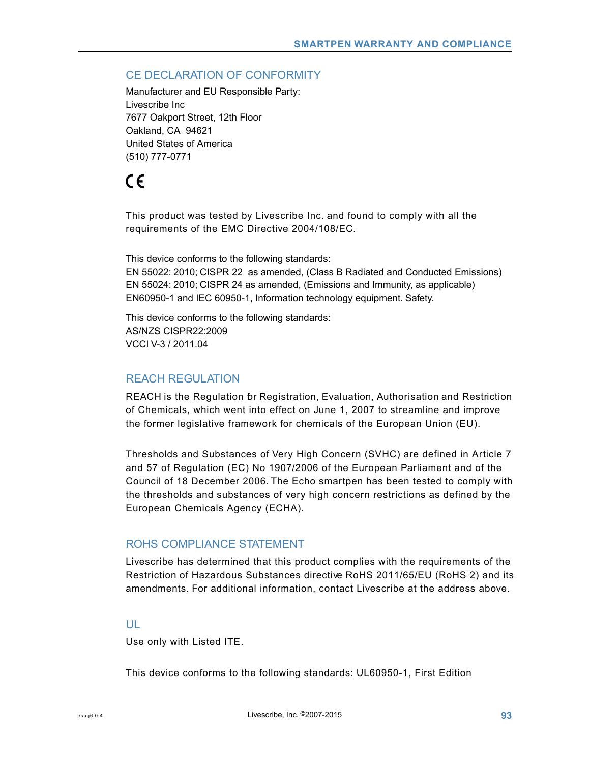## CE DECLARATION OF CONFORMITY

Manufacturer and EU Responsible Party:
Livescribe Inc
7677 Oakport Street, 12th Floor
Oakland, CA 94621
United States of America
(510) 777-0771

CE

This product was tested by Livescribe Inc. and found to comply with all the requirements of the EMC Directive 2004/108/EC.

This device conforms to the following standards:
EN 55022: 2010; CISPR 22 as amended, (Class B Radiated and Conducted Emissions)
EN 55024: 2010; CISPR 24 as amended, (Emissions and Immunity, as applicable)
EN60950-1 and IEC 60950-1, Information technology equipment. Safety.

This device conforms to the following standards:
AS/NZS CISPR22:2009
VCCI V-3 / 2011.04

## REACH REGULATION

REACH is the Regulation for Registration, Evaluation, Authorisation and Restriction of Chemicals, which went into effect on June 1, 2007 to streamline and improve the former legislative framework for chemicals of the European Union (EU).

Thresholds and Substances of Very High Concern (SVHC) are defined in Article 7 and 57 of Regulation (EC) No 1907/2006 of the European Parliament and of the Council of 18 December 2006. The Echo smartpen has been tested to comply with the thresholds and substances of very high concern restrictions as defined by the European Chemicals Agency (ECHA).

## ROHS COMPLIANCE STATEMENT

Livescribe has determined that this product complies with the requirements of the Restriction of Hazardous Substances directive RoHS 2011/65/EU (RoHS 2) and its amendments. For additional information, contact Livescribe at the address above.

## UL

Use only with Listed ITE.

This device conforms to the following standards: UL60950-1, First Edition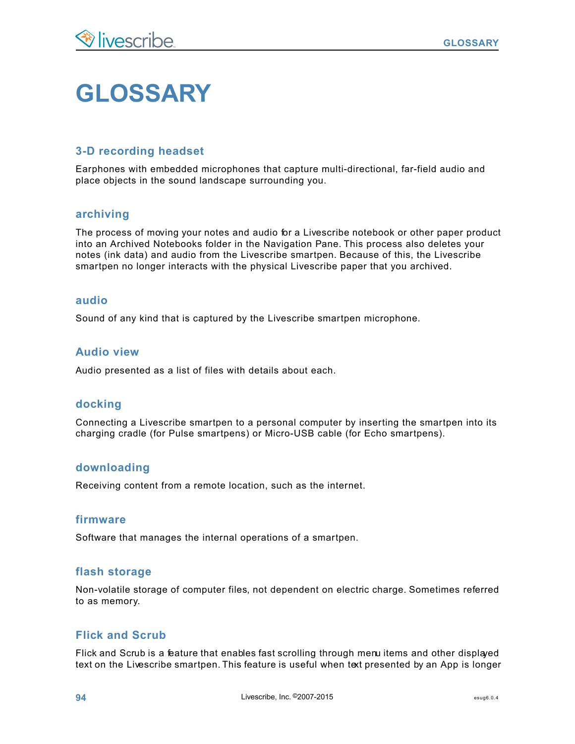# GLOSSARY

### 3-D recording headset

Earphones with embedded microphones that capture multi-directional, far-field audio and place objects in the sound landscape surrounding you.

### archiving

The process of moving your notes and audio for a Livescribe notebook or other paper product into an Archived Notebooks folder in the Navigation Pane. This process also deletes your notes (ink data) and audio from the Livescribe smartpen. Because of this, the Livescribe smartpen no longer interacts with the physical Livescribe paper that you archived.

### audio

Sound of any kind that is captured by the Livescribe smartpen microphone.

### Audio view

Audio presented as a list of files with details about each.

### docking

Connecting a Livescribe smartpen to a personal computer by inserting the smartpen into its charging cradle (for Pulse smartpens) or Micro-USB cable (for Echo smartpens).

### downloading

Receiving content from a remote location, such as the internet.

### firmware

Software that manages the internal operations of a smartpen.

### flash storage

Non-volatile storage of computer files, not dependent on electric charge. Sometimes referred to as memory.

### Flick and Scrub

Flick and Scrub is a feature that enables fast scrolling through menu items and other displayed text on the Livescribe smartpen. This feature is useful when text presented by an App is longer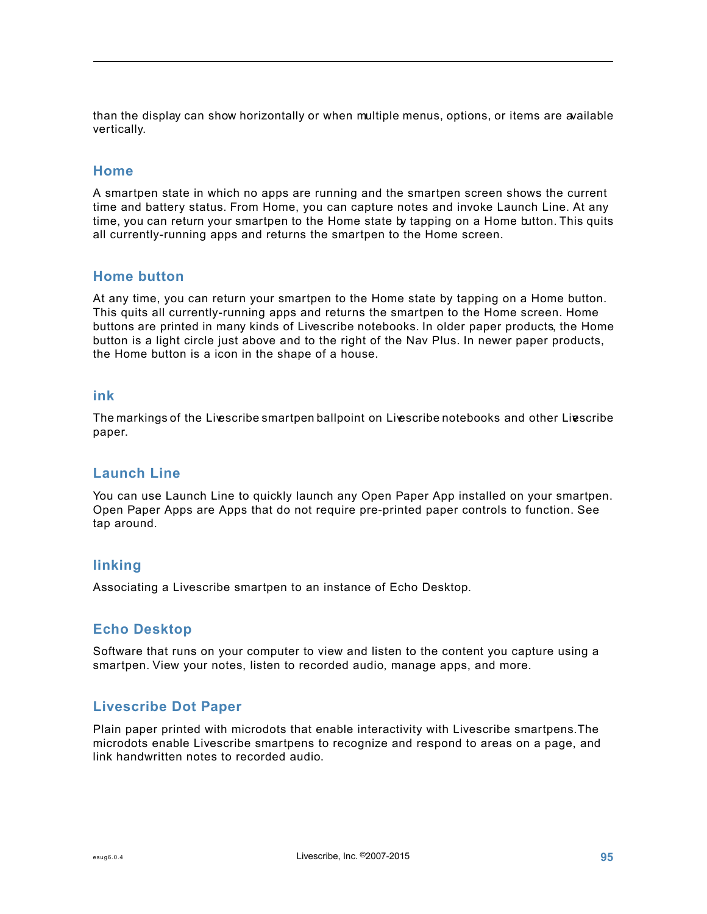than the display can show horizontally or when multiple menus, options, or items are available vertically.

## Home

A smartpen state in which no apps are running and the smartpen screen shows the current time and battery status. From Home, you can capture notes and invoke Launch Line. At any time, you can return your smartpen to the Home state by tapping on a Home button. This quits all currently-running apps and returns the smartpen to the Home screen.

## Home button

At any time, you can return your smartpen to the Home state by tapping on a Home button. This quits all currently-running apps and returns the smartpen to the Home screen. Home buttons are printed in many kinds of Livescribe notebooks. In older paper products, the Home button is a light circle just above and to the right of the Nav Plus. In newer paper products, the Home button is a icon in the shape of a house.

## ink

The markings of the Livescribe smartpen ballpoint on Livescribe notebooks and other Livescribe paper.

## Launch Line

You can use Launch Line to quickly launch any Open Paper App installed on your smartpen. Open Paper Apps are Apps that do not require pre-printed paper controls to function. See tap around.

## linking

Associating a Livescribe smartpen to an instance of Echo Desktop.

## Echo Desktop

Software that runs on your computer to view and listen to the content you capture using a smartpen. View your notes, listen to recorded audio, manage apps, and more.

## Livescribe Dot Paper

Plain paper printed with microdots that enable interactivity with Livescribe smartpens.The microdots enable Livescribe smartpens to recognize and respond to areas on a page, and link handwritten notes to recorded audio.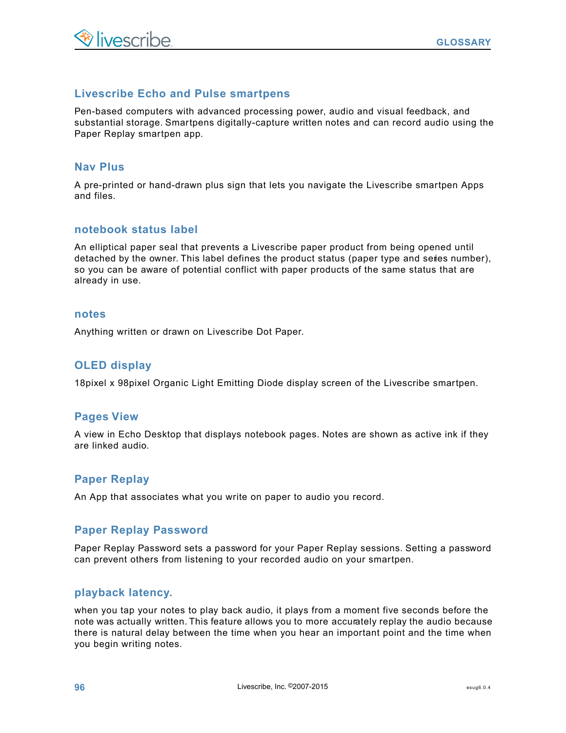### Livescribe Echo and Pulse smartpens

Pen-based computers with advanced processing power, audio and visual feedback, and substantial storage. Smartpens digitally-capture written notes and can record audio using the Paper Replay smartpen app.

### Nav Plus

A pre-printed or hand-drawn plus sign that lets you navigate the Livescribe smartpen Apps and files.

### notebook status label

An elliptical paper seal that prevents a Livescribe paper product from being opened until detached by the owner. This label defines the product status (paper type and series number), so you can be aware of potential conflict with paper products of the same status that are already in use.

### notes

Anything written or drawn on Livescribe Dot Paper.

### OLED display

18pixel x 98pixel Organic Light Emitting Diode display screen of the Livescribe smartpen.

### Pages View

A view in Echo Desktop that displays notebook pages. Notes are shown as active ink if they are linked audio.

### Paper Replay

An App that associates what you write on paper to audio you record.

### Paper Replay Password

Paper Replay Password sets a password for your Paper Replay sessions. Setting a password can prevent others from listening to your recorded audio on your smartpen.

### playback latency.

when you tap your notes to play back audio, it plays from a moment five seconds before the note was actually written. This feature allows you to more accurately replay the audio because there is natural delay between the time when you hear an important point and the time when you begin writing notes.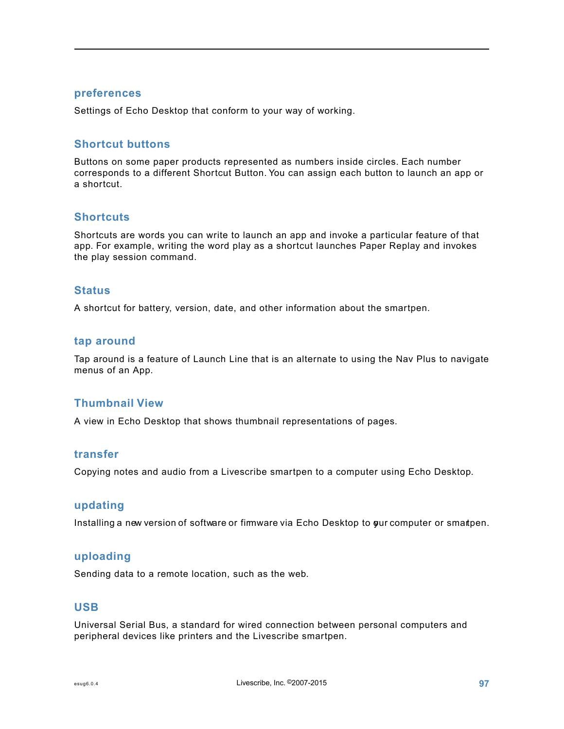### preferences

Settings of Echo Desktop that conform to your way of working.

### Shortcut buttons

Buttons on some paper products represented as numbers inside circles. Each number corresponds to a different Shortcut Button. You can assign each button to launch an app or a shortcut.

### Shortcuts

Shortcuts are words you can write to launch an app and invoke a particular feature of that app. For example, writing the word play as a shortcut launches Paper Replay and invokes the play session command.

### Status

A shortcut for battery, version, date, and other information about the smartpen.

### tap around

Tap around is a feature of Launch Line that is an alternate to using the Nav Plus to navigate menus of an App.

### Thumbnail View

A view in Echo Desktop that shows thumbnail representations of pages.

### transfer

Copying notes and audio from a Livescribe smartpen to a computer using Echo Desktop.

### updating

Installing a new version of software or firmware via Echo Desktop to your computer or smartpen.

### uploading

Sending data to a remote location, such as the web.

### USB

Universal Serial Bus, a standard for wired connection between personal computers and peripheral devices like printers and the Livescribe smartpen.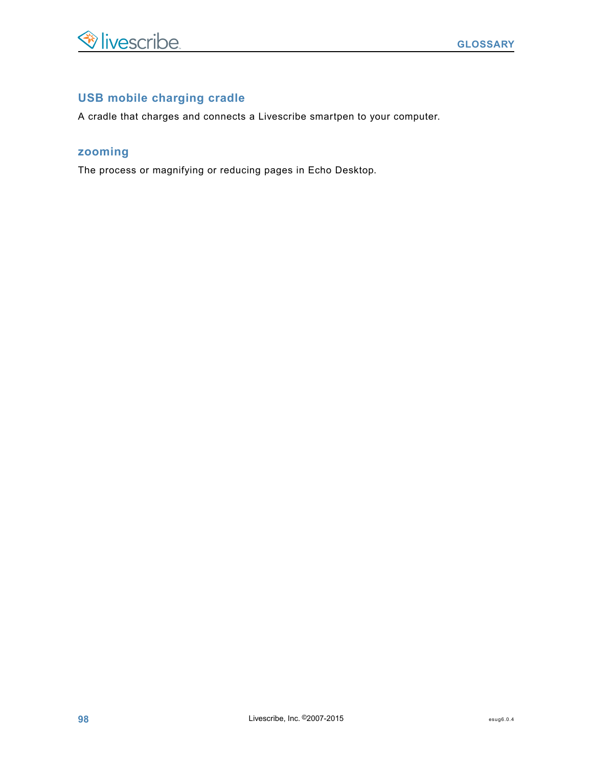## USB mobile charging cradle

A cradle that charges and connects a Livescribe smartpen to your computer.

## zooming

The process or magnifying or reducing pages in Echo Desktop.